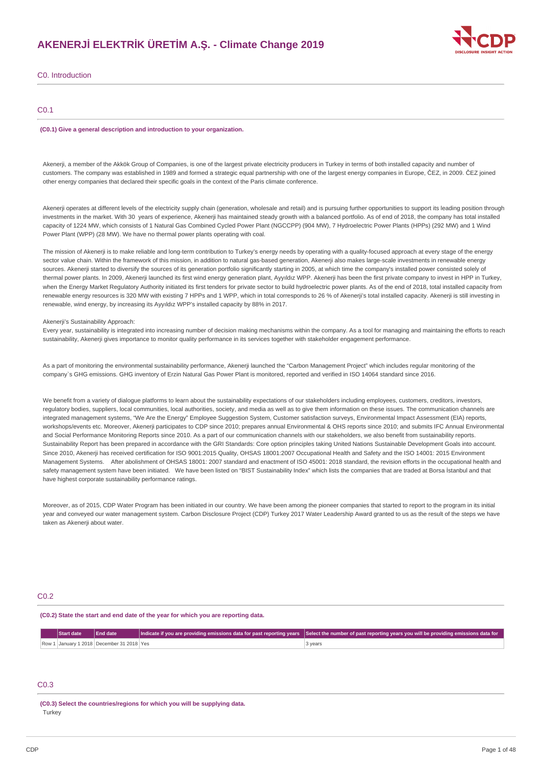# AKENERJİ ELEKTRİK ÜRETİM A.Ş. - Climate Change 2019

## C0. Introduction

### C0.1

**(C0.1) Give a general description and introduction to your organization.**

Akenerji, a member of the Akkök Group of Companies, is one of the largest private electricity producers in Turkey in terms of both installed capacity and number of customers. The company was established in 1989 and formed a strategic equal partnership with one of the largest energy companies in Europe, ČEZ, in 2009. ČEZ joined other energy companies that declared their specific goals in the context of the Paris climate conference.

Akenerji operates at different levels of the electricity supply chain (generation, wholesale and retail) and is pursuing further opportunities to support its leading position through investments in the market. With 30 years of experience, Akenerji has maintained steady growth with a balanced portfolio. As of end of 2018, the company has total installed capacity of 1224 MW, which consists of 1 Natural Gas Combined Cycled Power Plant (NGCCPP) (904 MW), 7 Hydroelectric Power Plants (HPPs) (292 MW) and 1 Wind Power Plant (WPP) (28 MW). We have no thermal power plants operating with coal.

The mission of Akenerji is to make reliable and long-term contribution to Turkey's energy needs by operating with a quality-focused approach at every stage of the energy sector value chain. Within the framework of this mission, in addition to natural gas-based generation, Akenerji also makes large-scale investments in renewable energy sources. Akenerji started to diversify the sources of its generation portfolio significantly starting in 2005, at which time the company's installed power consisted solely of thermal power plants. In 2009, Akenerji launched its first wind energy generation plant, Ayyıldız WPP. Akenerji has been the first private company to invest in HPP in Turkey, when the Energy Market Regulatory Authority initiated its first tenders for private sector to build hydroelectric power plants. As of the end of 2018, total installed capacity from renewable energy resources is 320 MW with existing 7 HPPs and 1 WPP, which in total corresponds to 26 % of Akenerji's total installed capacity. Akenerji is still investing in renewable, wind energy, by increasing its Ayyıldız WPP's installed capacity by 88% in 2017.

Akenerji's Sustainability Approach:
Every year, sustainability is integrated into increasing number of decision making mechanisms within the company. As a tool for managing and maintaining the efforts to reach sustainability, Akenerji gives importance to monitor quality performance in its services together with stakeholder engagement performance.

As a part of monitoring the environmental sustainability performance, Akenerji launched the "Carbon Management Project" which includes regular monitoring of the company`s GHG emissions. GHG inventory of Erzin Natural Gas Power Plant is monitored, reported and verified in ISO 14064 standard since 2016.

We benefit from a variety of dialogue platforms to learn about the sustainability expectations of our stakeholders including employees, customers, creditors, investors, regulatory bodies, suppliers, local communities, local authorities, society, and media as well as to give them information on these issues. The communication channels are integrated management systems, "We Are the Energy" Employee Suggestion System, Customer satisfaction surveys, Environmental Impact Assessment (EIA) reports, workshops/events etc. Moreover, Akenerji participates to CDP since 2010; prepares annual Environmental & OHS reports since 2010; and submits IFC Annual Environmental and Social Performance Monitoring Reports since 2010. As a part of our communication channels with our stakeholders, we also benefit from sustainability reports. Sustainability Report has been prepared in accordance with the GRI Standards: Core option principles taking United Nations Sustainable Development Goals into account. Since 2010, Akenerji has received certification for ISO 9001:2015 Quality, OHSAS 18001:2007 Occupational Health and Safety and the ISO 14001: 2015 Environment Management Systems. After abolishment of OHSAS 18001: 2007 standard and enactment of ISO 45001: 2018 standard, the revision efforts in the occupational health and safety management system have been initiated. We have been listed on "BIST Sustainability Index" which lists the companies that are traded at Borsa İstanbul and that have highest corporate sustainability performance ratings.

Moreover, as of 2015, CDP Water Program has been initiated in our country. We have been among the pioneer companies that started to report to the program in its initial year and conveyed our water management system. Carbon Disclosure Project (CDP) Turkey 2017 Water Leadership Award granted to us as the result of the steps we have taken as Akenerji about water.

### C0.2

**(C0.2) State the start and end date of the year for which you are reporting data.**

| | Start date | End date | Indicate if you are providing emissions data for past reporting years | Select the number of past reporting years you will be providing emissions data for |
|---|---|---|---|---|
| Row 1 | January 1 2018 | December 31 2018 | Yes | 3 years |

### C0.3

**(C0.3) Select the countries/regions for which you will be supplying data.**

Turkey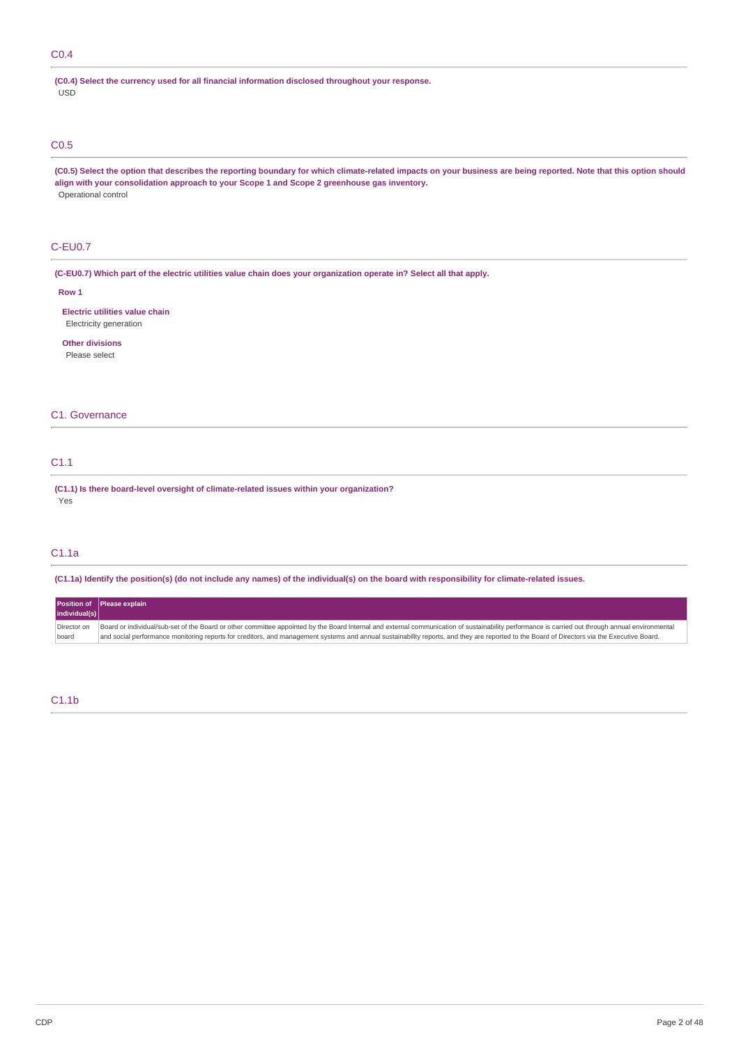## C0.4

**(C0.4) Select the currency used for all financial information disclosed throughout your response.**

USD

## C0.5

**(C0.5) Select the option that describes the reporting boundary for which climate-related impacts on your business are being reported. Note that this option should align with your consolidation approach to your Scope 1 and Scope 2 greenhouse gas inventory.**

Operational control

## C-EU0.7

**(C-EU0.7) Which part of the electric utilities value chain does your organization operate in? Select all that apply.**

**Row 1**

**Electric utilities value chain**

Electricity generation

**Other divisions**

Please select

# C1. Governance

## C1.1

**(C1.1) Is there board-level oversight of climate-related issues within your organization?**

Yes

## C1.1a

**(C1.1a) Identify the position(s) (do not include any names) of the individual(s) on the board with responsibility for climate-related issues.**

| Position of individual(s) | Please explain |
|---|---|
| Director on board | Board or individual/sub-set of the Board or other committee appointed by the Board Internal and external communication of sustainability performance is carried out through annual environmental and social performance monitoring reports for creditors, and management systems and annual sustainability reports, and they are reported to the Board of Directors via the Executive Board. |

## C1.1b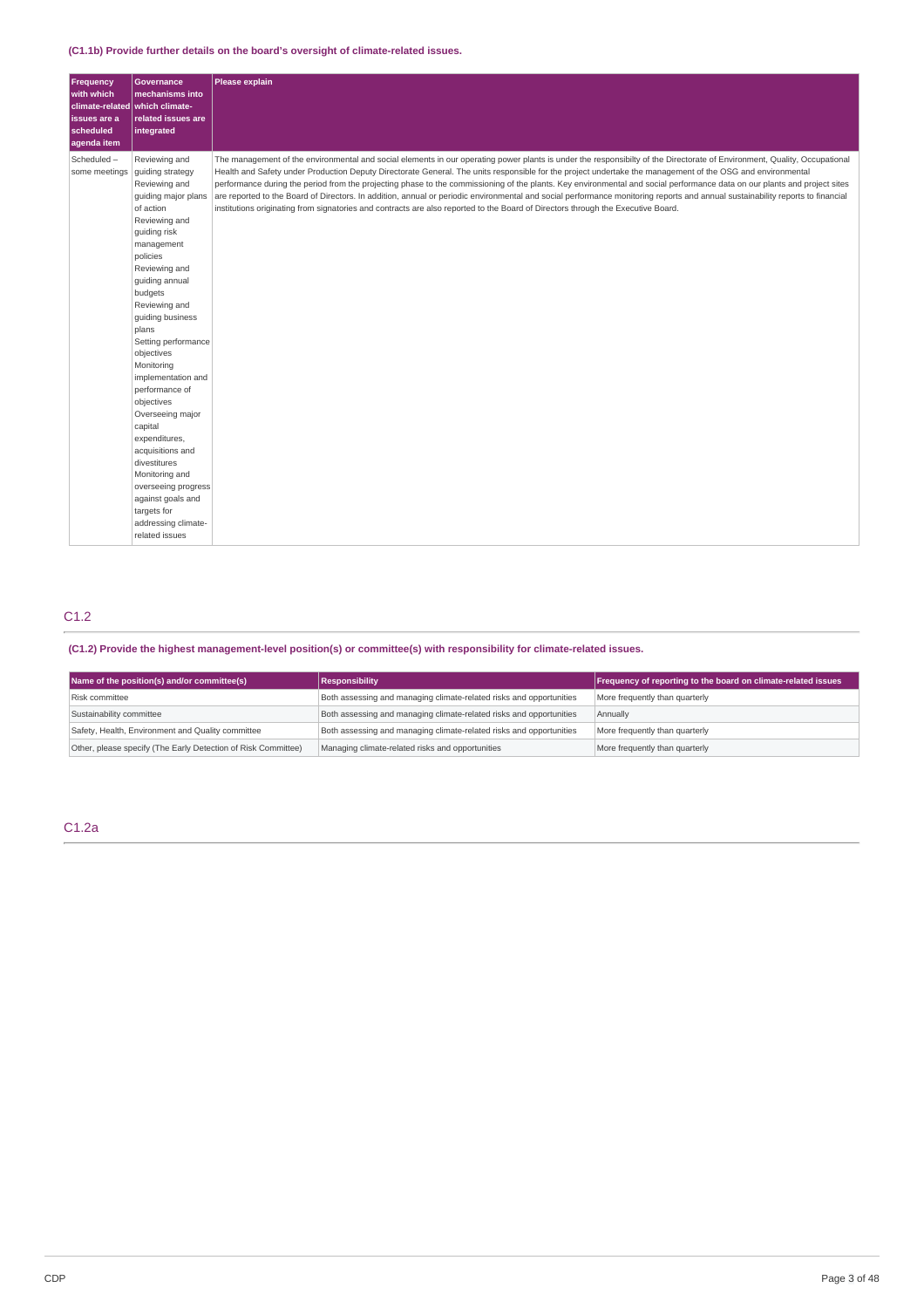### (C1.1b) Provide further details on the board's oversight of climate-related issues.

| Frequency with which climate-related issues are a scheduled agenda item | Governance mechanisms into which climate-related issues are integrated | Please explain |
|---|---|---|
| Scheduled – some meetings | Reviewing and guiding strategy Reviewing and guiding major plans of action Reviewing and guiding risk management policies Reviewing and guiding annual budgets Reviewing and guiding business plans Setting performance objectives Monitoring implementation and performance of objectives Overseeing major capital expenditures, acquisitions and divestitures Monitoring and overseeing progress against goals and targets for addressing climate-related issues | The management of the environmental and social elements in our operating power plants is under the responsibilty of the Directorate of Environment, Quality, Occupational Health and Safety under Production Deputy Directorate General. The units responsible for the project undertake the management of the OSG and environmental performance during the period from the projecting phase to the commissioning of the plants. Key environmental and social performance data on our plants and project sites are reported to the Board of Directors. In addition, annual or periodic environmental and social performance monitoring reports and annual sustainability reports to financial institutions originating from signatories and contracts are also reported to the Board of Directors through the Executive Board. |

## C1.2

### (C1.2) Provide the highest management-level position(s) or committee(s) with responsibility for climate-related issues.

| Name of the position(s) and/or committee(s) | Responsibility | Frequency of reporting to the board on climate-related issues |
|---|---|---|
| Risk committee | Both assessing and managing climate-related risks and opportunities | More frequently than quarterly |
| Sustainability committee | Both assessing and managing climate-related risks and opportunities | Annually |
| Safety, Health, Environment and Quality committee | Both assessing and managing climate-related risks and opportunities | More frequently than quarterly |
| Other, please specify (The Early Detection of Risk Committee) | Managing climate-related risks and opportunities | More frequently than quarterly |

## C1.2a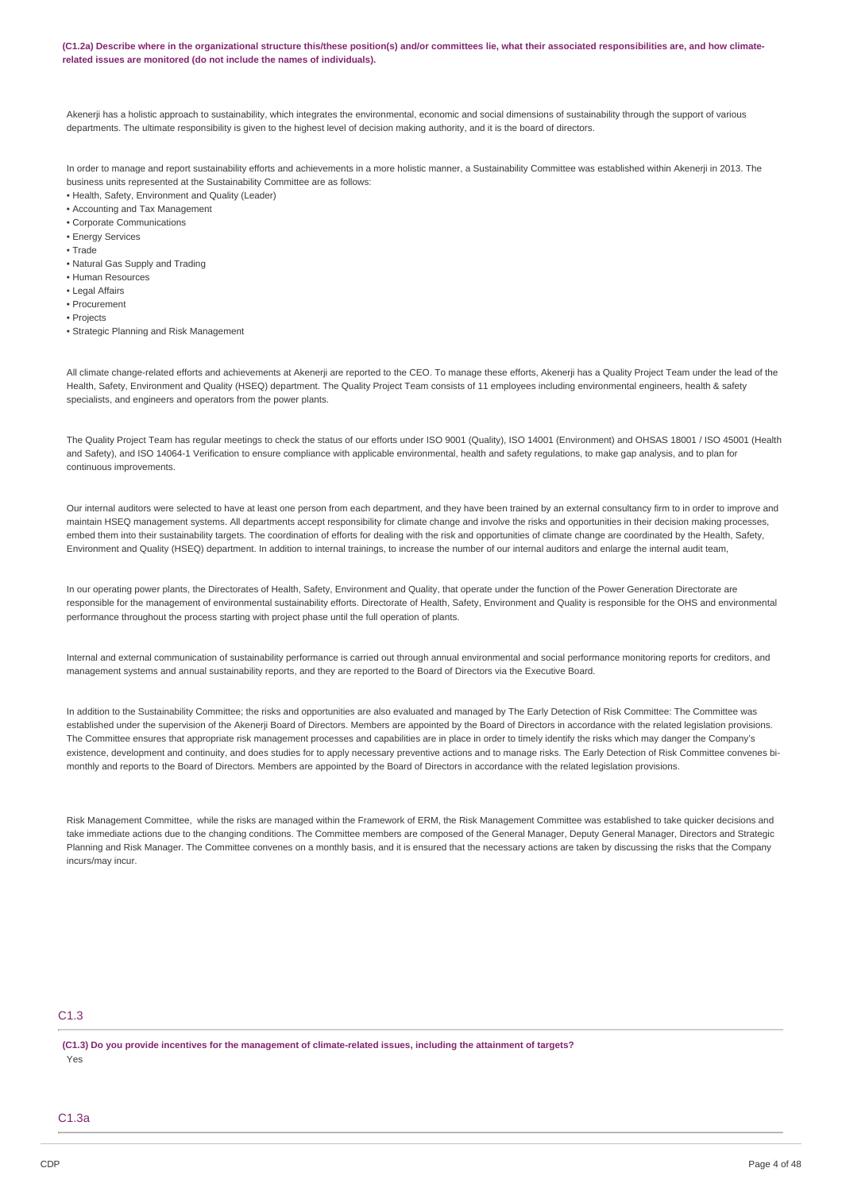**(C1.2a) Describe where in the organizational structure this/these position(s) and/or committees lie, what their associated responsibilities are, and how climate-related issues are monitored (do not include the names of individuals).**

Akenerji has a holistic approach to sustainability, which integrates the environmental, economic and social dimensions of sustainability through the support of various departments. The ultimate responsibility is given to the highest level of decision making authority, and it is the board of directors.

In order to manage and report sustainability efforts and achievements in a more holistic manner, a Sustainability Committee was established within Akenerji in 2013. The business units represented at the Sustainability Committee are as follows:

- Health, Safety, Environment and Quality (Leader)
- Accounting and Tax Management
- Corporate Communications
- Energy Services
- Trade
- Natural Gas Supply and Trading
- Human Resources
- Legal Affairs
- Procurement
- Projects
- Strategic Planning and Risk Management

All climate change-related efforts and achievements at Akenerji are reported to the CEO. To manage these efforts, Akenerji has a Quality Project Team under the lead of the Health, Safety, Environment and Quality (HSEQ) department. The Quality Project Team consists of 11 employees including environmental engineers, health & safety specialists, and engineers and operators from the power plants.

The Quality Project Team has regular meetings to check the status of our efforts under ISO 9001 (Quality), ISO 14001 (Environment) and OHSAS 18001 / ISO 45001 (Health and Safety), and ISO 14064-1 Verification to ensure compliance with applicable environmental, health and safety regulations, to make gap analysis, and to plan for continuous improvements.

Our internal auditors were selected to have at least one person from each department, and they have been trained by an external consultancy firm to in order to improve and maintain HSEQ management systems. All departments accept responsibility for climate change and involve the risks and opportunities in their decision making processes, embed them into their sustainability targets. The coordination of efforts for dealing with the risk and opportunities of climate change are coordinated by the Health, Safety, Environment and Quality (HSEQ) department. In addition to internal trainings, to increase the number of our internal auditors and enlarge the internal audit team,

In our operating power plants, the Directorates of Health, Safety, Environment and Quality, that operate under the function of the Power Generation Directorate are responsible for the management of environmental sustainability efforts. Directorate of Health, Safety, Environment and Quality is responsible for the OHS and environmental performance throughout the process starting with project phase until the full operation of plants.

Internal and external communication of sustainability performance is carried out through annual environmental and social performance monitoring reports for creditors, and management systems and annual sustainability reports, and they are reported to the Board of Directors via the Executive Board.

In addition to the Sustainability Committee; the risks and opportunities are also evaluated and managed by The Early Detection of Risk Committee: The Committee was established under the supervision of the Akenerji Board of Directors. Members are appointed by the Board of Directors in accordance with the related legislation provisions. The Committee ensures that appropriate risk management processes and capabilities are in place in order to timely identify the risks which may danger the Company's existence, development and continuity, and does studies for to apply necessary preventive actions and to manage risks. The Early Detection of Risk Committee convenes bi-monthly and reports to the Board of Directors. Members are appointed by the Board of Directors in accordance with the related legislation provisions.

Risk Management Committee, while the risks are managed within the Framework of ERM, the Risk Management Committee was established to take quicker decisions and take immediate actions due to the changing conditions. The Committee members are composed of the General Manager, Deputy General Manager, Directors and Strategic Planning and Risk Manager. The Committee convenes on a monthly basis, and it is ensured that the necessary actions are taken by discussing the risks that the Company incurs/may incur.

## C1.3

**(C1.3) Do you provide incentives for the management of climate-related issues, including the attainment of targets?**

Yes

## C1.3a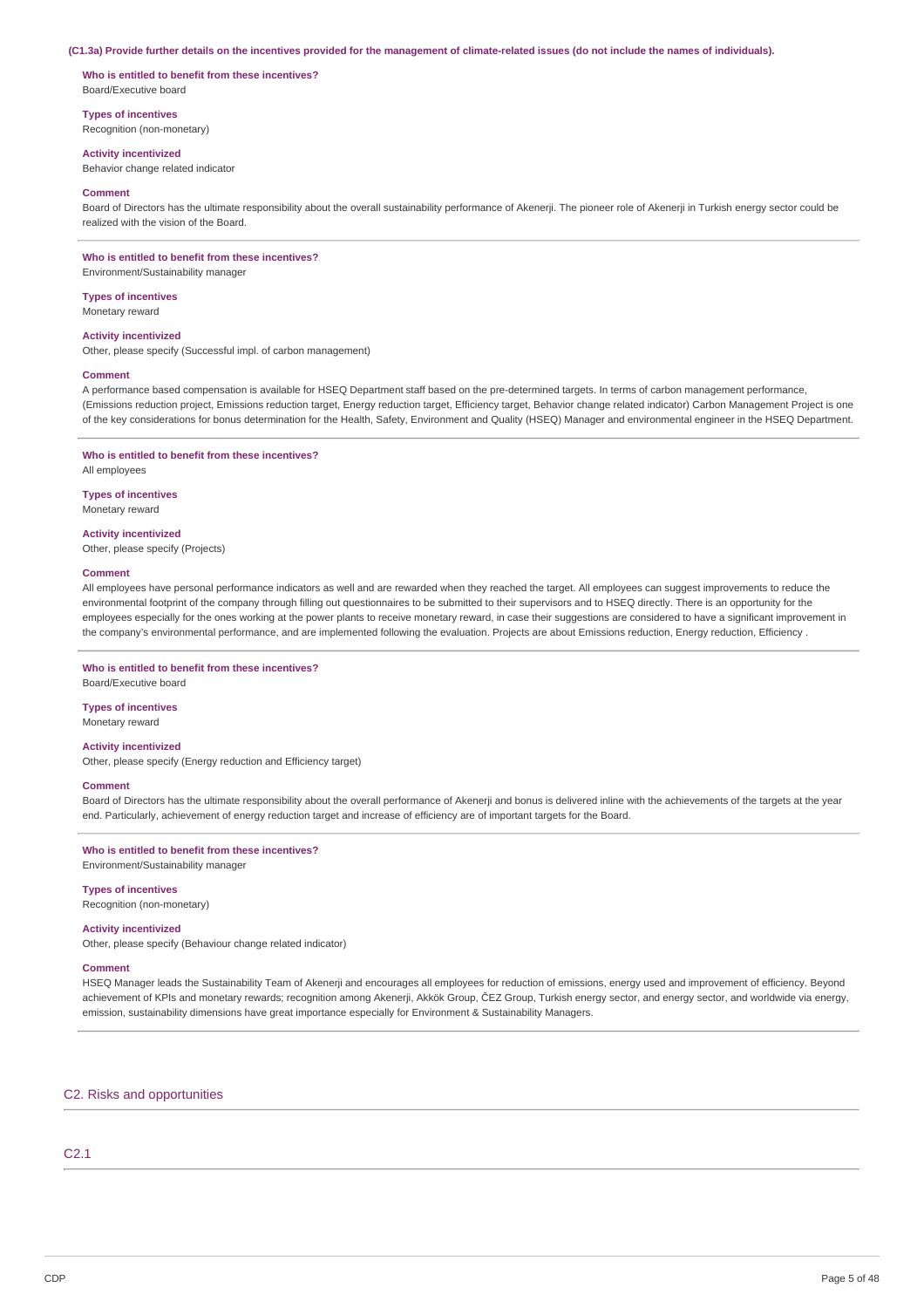### (C1.3a) Provide further details on the incentives provided for the management of climate-related issues (do not include the names of individuals).

**Who is entitled to benefit from these incentives?**
Board/Executive board

**Types of incentives**
Recognition (non-monetary)

**Activity incentivized**
Behavior change related indicator

**Comment**
Board of Directors has the ultimate responsibility about the overall sustainability performance of Akenerji. The pioneer role of Akenerji in Turkish energy sector could be realized with the vision of the Board.

---

**Who is entitled to benefit from these incentives?**
Environment/Sustainability manager

**Types of incentives**
Monetary reward

**Activity incentivized**
Other, please specify (Successful impl. of carbon management)

**Comment**
A performance based compensation is available for HSEQ Department staff based on the pre-determined targets. In terms of carbon management performance, (Emissions reduction project, Emissions reduction target, Energy reduction target, Efficiency target, Behavior change related indicator) Carbon Management Project is one of the key considerations for bonus determination for the Health, Safety, Environment and Quality (HSEQ) Manager and environmental engineer in the HSEQ Department.

---

**Who is entitled to benefit from these incentives?**
All employees

**Types of incentives**
Monetary reward

**Activity incentivized**
Other, please specify (Projects)

**Comment**
All employees have personal performance indicators as well and are rewarded when they reached the target. All employees can suggest improvements to reduce the environmental footprint of the company through filling out questionnaires to be submitted to their supervisors and to HSEQ directly. There is an opportunity for the employees especially for the ones working at the power plants to receive monetary reward, in case their suggestions are considered to have a significant improvement in the company's environmental performance, and are implemented following the evaluation. Projects are about Emissions reduction, Energy reduction, Efficiency .

---

**Who is entitled to benefit from these incentives?**
Board/Executive board

**Types of incentives**
Monetary reward

**Activity incentivized**
Other, please specify (Energy reduction and Efficiency target)

**Comment**
Board of Directors has the ultimate responsibility about the overall performance of Akenerji and bonus is delivered inline with the achievements of the targets at the year end. Particularly, achievement of energy reduction target and increase of efficiency are of important targets for the Board.

---

**Who is entitled to benefit from these incentives?**
Environment/Sustainability manager

**Types of incentives**
Recognition (non-monetary)

**Activity incentivized**
Other, please specify (Behaviour change related indicator)

**Comment**
HSEQ Manager leads the Sustainability Team of Akenerji and encourages all employees for reduction of emissions, energy used and improvement of efficiency. Beyond achievement of KPIs and monetary rewards; recognition among Akenerji, Akkök Group, ČEZ Group, Turkish energy sector, and energy sector, and worldwide via energy, emission, sustainability dimensions have great importance especially for Environment & Sustainability Managers.

---

## C2. Risks and opportunities

### C2.1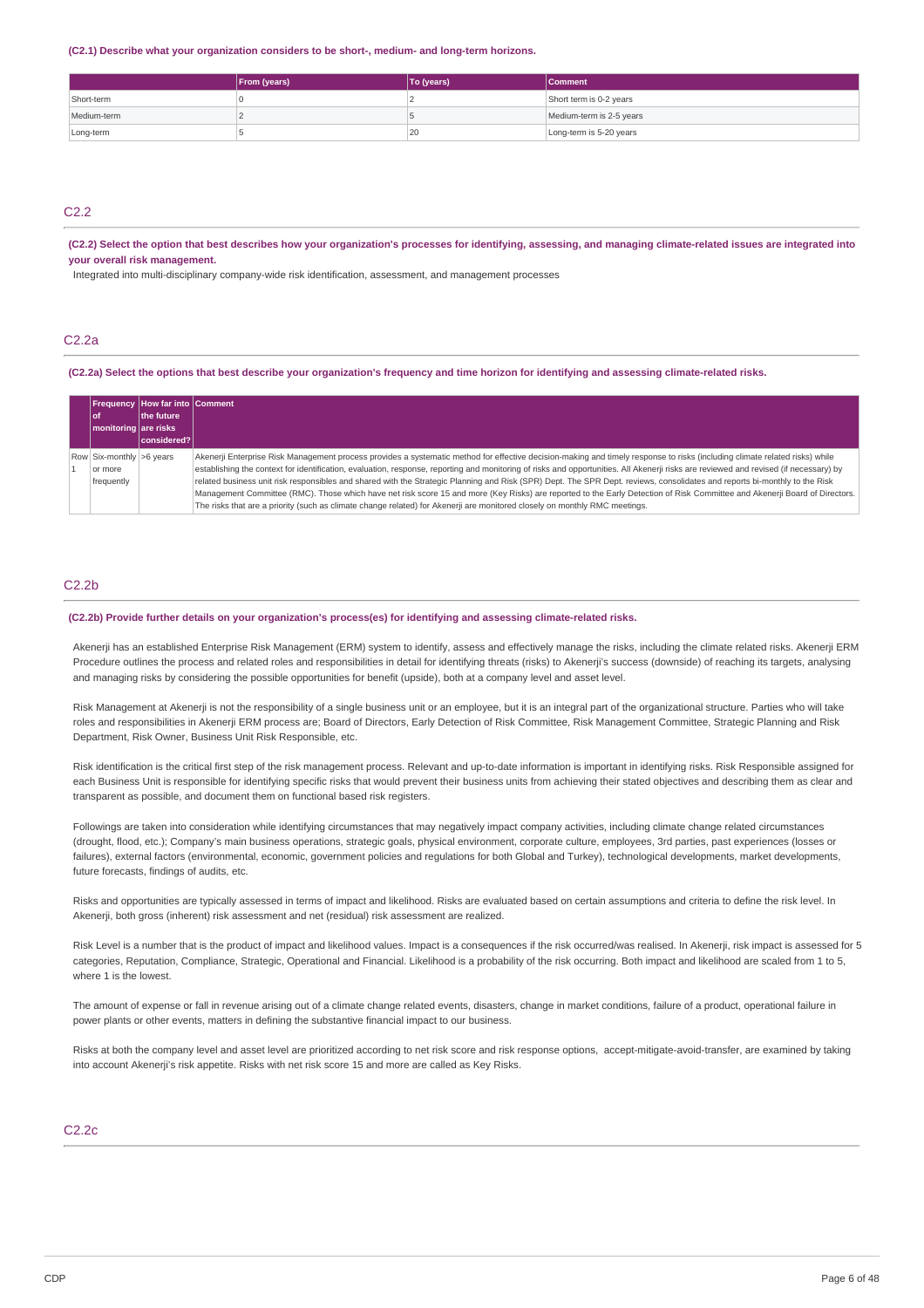**(C2.1) Describe what your organization considers to be short-, medium- and long-term horizons.**

| | From (years) | To (years) | Comment |
|---|---|---|---|
| Short-term | 0 | 2 | Short term is 0-2 years |
| Medium-term | 2 | 5 | Medium-term is 2-5 years |
| Long-term | 5 | 20 | Long-term is 5-20 years |

## C2.2

**(C2.2) Select the option that best describes how your organization's processes for identifying, assessing, and managing climate-related issues are integrated into your overall risk management.**

Integrated into multi-disciplinary company-wide risk identification, assessment, and management processes

## C2.2a

**(C2.2a) Select the options that best describe your organization's frequency and time horizon for identifying and assessing climate-related risks.**

| | Frequency of monitoring | How far into the future are risks considered? | Comment |
|---|---|---|---|
| Row 1 | Six-monthly or more frequently | >6 years | Akenerji Enterprise Risk Management process provides a systematic method for effective decision-making and timely response to risks (including climate related risks) while establishing the context for identification, evaluation, response, reporting and monitoring of risks and opportunities. All Akenerji risks are reviewed and revised (if necessary) by related business unit risk responsibles and shared with the Strategic Planning and Risk (SPR) Dept. The SPR Dept. reviews, consolidates and reports bi-monthly to the Risk Management Committee (RMC). Those which have net risk score 15 and more (Key Risks) are reported to the Early Detection of Risk Committee and Akenerji Board of Directors. The risks that are a priority (such as climate change related) for Akenerji are monitored closely on monthly RMC meetings. |

## C2.2b

**(C2.2b) Provide further details on your organization's process(es) for identifying and assessing climate-related risks.**

Akenerji has an established Enterprise Risk Management (ERM) system to identify, assess and effectively manage the risks, including the climate related risks. Akenerji ERM Procedure outlines the process and related roles and responsibilities in detail for identifying threats (risks) to Akenerji's success (downside) of reaching its targets, analysing and managing risks by considering the possible opportunities for benefit (upside), both at a company level and asset level.

Risk Management at Akenerji is not the responsibility of a single business unit or an employee, but it is an integral part of the organizational structure. Parties who will take roles and responsibilities in Akenerji ERM process are; Board of Directors, Early Detection of Risk Committee, Risk Management Committee, Strategic Planning and Risk Department, Risk Owner, Business Unit Risk Responsible, etc.

Risk identification is the critical first step of the risk management process. Relevant and up-to-date information is important in identifying risks. Risk Responsible assigned for each Business Unit is responsible for identifying specific risks that would prevent their business units from achieving their stated objectives and describing them as clear and transparent as possible, and document them on functional based risk registers.

Followings are taken into consideration while identifying circumstances that may negatively impact company activities, including climate change related circumstances (drought, flood, etc.); Company's main business operations, strategic goals, physical environment, corporate culture, employees, 3rd parties, past experiences (losses or failures), external factors (environmental, economic, government policies and regulations for both Global and Turkey), technological developments, market developments, future forecasts, findings of audits, etc.

Risks and opportunities are typically assessed in terms of impact and likelihood. Risks are evaluated based on certain assumptions and criteria to define the risk level. In Akenerji, both gross (inherent) risk assessment and net (residual) risk assessment are realized.

Risk Level is a number that is the product of impact and likelihood values. Impact is a consequences if the risk occurred/was realised. In Akenerji, risk impact is assessed for 5 categories, Reputation, Compliance, Strategic, Operational and Financial. Likelihood is a probability of the risk occurring. Both impact and likelihood are scaled from 1 to 5, where 1 is the lowest.

The amount of expense or fall in revenue arising out of a climate change related events, disasters, change in market conditions, failure of a product, operational failure in power plants or other events, matters in defining the substantive financial impact to our business.

Risks at both the company level and asset level are prioritized according to net risk score and risk response options, accept-mitigate-avoid-transfer, are examined by taking into account Akenerji's risk appetite. Risks with net risk score 15 and more are called as Key Risks.

## C2.2c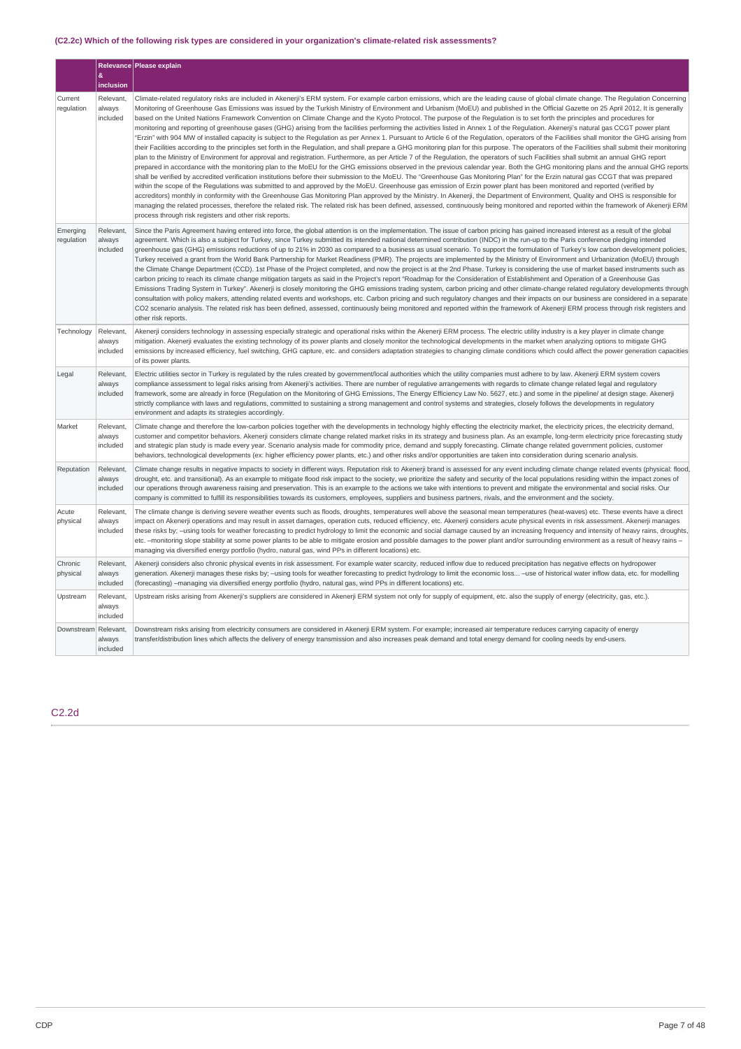### (C2.2c) Which of the following risk types are considered in your organization's climate-related risk assessments?

| | Relevance & inclusion | Please explain |
|---|---|---|
| Current regulation | Relevant, always included | Climate-related regulatory risks are included in Akenerji's ERM system. For example carbon emissions, which are the leading cause of global climate change. The Regulation Concerning Monitoring of Greenhouse Gas Emissions was issued by the Turkish Ministry of Environment and Urbanism (MoEU) and published in the Official Gazette on 25 April 2012. It is generally based on the United Nations Framework Convention on Climate Change and the Kyoto Protocol. The purpose of the Regulation is to set forth the principles and procedures for monitoring and reporting of greenhouse gases (GHG) arising from the facilities performing the activities listed in Annex 1 of the Regulation. Akenerji's natural gas CCGT power plant "Erzin" with 904 MW of installed capacity is subject to the Regulation as per Annex 1. Pursuant to Article 6 of the Regulation, operators of the Facilities shall monitor the GHG arising from their Facilities according to the principles set forth in the Regulation, and shall prepare a GHG monitoring plan for this purpose. The operators of the Facilities shall submit their monitoring plan to the Ministry of Environment for approval and registration. Furthermore, as per Article 7 of the Regulation, the operators of such Facilities shall submit an annual GHG report prepared in accordance with the monitoring plan to the MoEU for the GHG emissions observed in the previous calendar year. Both the GHG monitoring plans and the annual GHG reports shall be verified by accredited verification institutions before their submission to the MoEU. The "Greenhouse Gas Monitoring Plan" for the Erzin natural gas CCGT that was prepared within the scope of the Regulations was submitted to and approved by the MoEU. Greenhouse gas emission of Erzin power plant has been monitored and reported (verified by accreditors) monthly in conformity with the Greenhouse Gas Monitoring Plan approved by the Ministry. In Akenerji, the Department of Environment, Quality and OHS is responsible for managing the related processes, therefore the related risk. The related risk has been defined, assessed, continuously being monitored and reported within the framework of Akenerji ERM process through risk registers and other risk reports. |
| Emerging regulation | Relevant, always included | Since the Paris Agreement having entered into force, the global attention is on the implementation. The issue of carbon pricing has gained increased interest as a result of the global agreement. Which is also a subject for Turkey, since Turkey submitted its intended national determined contribution (INDC) in the run-up to the Paris conference pledging intended greenhouse gas (GHG) emissions reductions of up to 21% in 2030 as compared to a business as usual scenario. To support the formulation of Turkey's low carbon development policies, Turkey received a grant from the World Bank Partnership for Market Readiness (PMR). The projects are implemented by the Ministry of Environment and Urbanization (MoEU) through the Climate Change Department (CCD). 1st Phase of the Project completed, and now the project is at the 2nd Phase. Turkey is considering the use of market based instruments such as carbon pricing to reach its climate change mitigation targets as said in the Project's report "Roadmap for the Consideration of Establishment and Operation of a Greenhouse Gas Emissions Trading System in Turkey". Akenerji is closely monitoring the GHG emissions trading system, carbon pricing and other climate-change related regulatory developments through consultation with policy makers, attending related events and workshops, etc. Carbon pricing and such regulatory changes and their impacts on our business are considered in a separate CO2 scenario analysis. The related risk has been defined, assessed, continuously being monitored and reported within the framework of Akenerji ERM process through risk registers and other risk reports. |
| Technology | Relevant, always included | Akenerji considers technology in assessing especially strategic and operational risks within the Akenerji ERM process. The electric utility industry is a key player in climate change mitigation. Akenerji evaluates the existing technology of its power plants and closely monitor the technological developments in the market when analyzing options to mitigate GHG emissions by increased efficiency, fuel switching, GHG capture, etc. and considers adaptation strategies to changing climate conditions which could affect the power generation capacities of its power plants. |
| Legal | Relevant, always included | Electric utilities sector in Turkey is regulated by the rules created by government/local authorities which the utility companies must adhere to by law. Akenerji ERM system covers compliance assessment to legal risks arising from Akenerji's activities. There are number of regulative arrangements with regards to climate change related legal and regulatory framework, some are already in force (Regulation on the Monitoring of GHG Emissions, The Energy Efficiency Law No. 5627, etc.) and some in the pipeline/ at design stage. Akenerji strictly compliance with laws and regulations, committed to sustaining a strong management and control systems and strategies, closely follows the developments in regulatory environment and adapts its strategies accordingly. |
| Market | Relevant, always included | Climate change and therefore the low-carbon policies together with the developments in technology highly effecting the electricity market, the electricity prices, the electricity demand, customer and competitor behaviors. Akenerji considers climate change related market risks in its strategy and business plan. As an example, long-term electricity price forecasting study and strategic plan study is made every year. Scenario analysis made for commodity price, demand and supply forecasting. Climate change related government policies, customer behaviors, technological developments (ex: higher efficiency power plants, etc.) and other risks and/or opportunities are taken into consideration during scenario analysis. |
| Reputation | Relevant, always included | Climate change results in negative impacts to society in different ways. Reputation risk to Akenerji brand is assessed for any event including climate change related events (physical: flood, drought, etc. and transitional). As an example to mitigate flood risk impact to the society, we prioritize the safety and security of the local populations residing within the impact zones of our operations through awareness raising and preservation. This is an example to the actions we take with intentions to prevent and mitigate the environmental and social risks. Our company is committed to fulfill its responsibilities towards its customers, employees, suppliers and business partners, rivals, and the environment and the society. |
| Acute physical | Relevant, always included | The climate change is deriving severe weather events such as floods, droughts, temperatures well above the seasonal mean temperatures (heat-waves) etc. These events have a direct impact on Akenerji operations and may result in asset damages, operation cuts, reduced efficiency, etc. Akenerji considers acute physical events in risk assessment. Akenerji manages these risks by; –using tools for weather forecasting to predict hydrology to limit the economic and social damage caused by an increasing frequency and intensity of heavy rains, droughts, etc. –monitoring slope stability at some power plants to be able to mitigate erosion and possible damages to the power plant and/or surrounding environment as a result of heavy rains – managing via diversified energy portfolio (hydro, natural gas, wind PPs in different locations) etc. |
| Chronic physical | Relevant, always included | Akenerji considers also chronic physical events in risk assessment. For example water scarcity, reduced inflow due to reduced precipitation has negative effects on hydropower generation. Akenerji manages these risks by; –using tools for weather forecasting to predict hydrology to limit the economic loss... –use of historical water inflow data, etc. for modelling (forecasting) –managing via diversified energy portfolio (hydro, natural gas, wind PPs in different locations) etc. |
| Upstream | Relevant, always included | Upstream risks arising from Akenerji's suppliers are considered in Akenerji ERM system not only for supply of equipment, etc. also the supply of energy (electricity, gas, etc.). |
| Downstream | Relevant, always included | Downstream risks arising from electricity consumers are considered in Akenerji ERM system. For example; increased air temperature reduces carrying capacity of energy transfer/distribution lines which affects the delivery of energy transmission and also increases peak demand and total energy demand for cooling needs by end-users. |

## C2.2d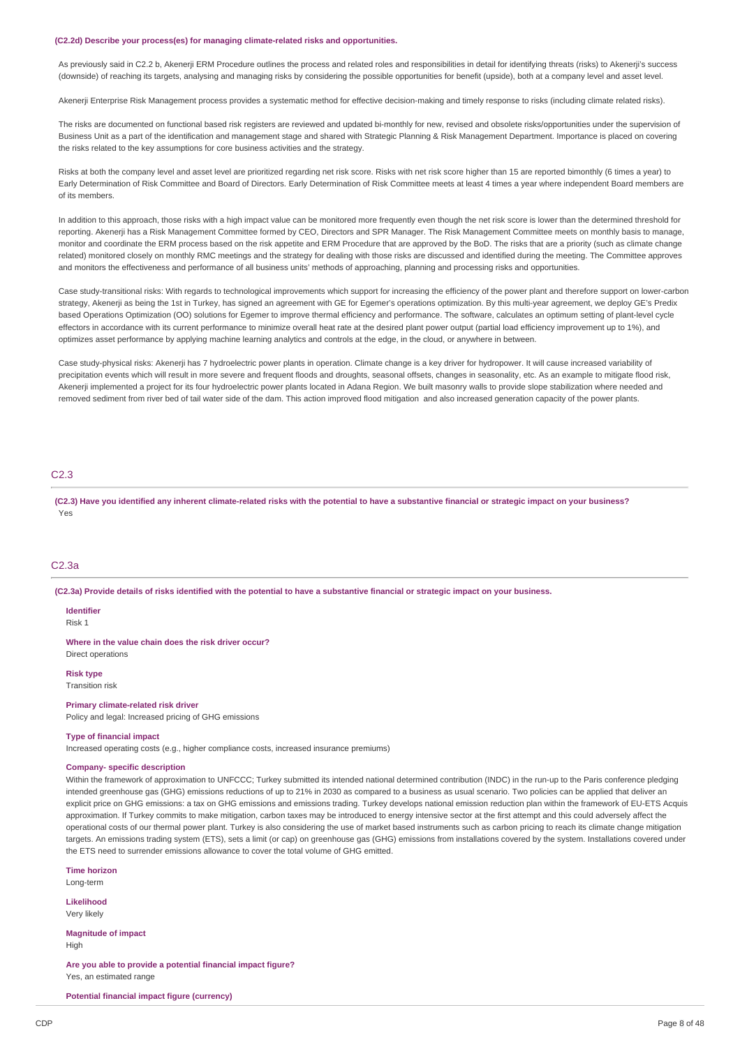**(C2.2d) Describe your process(es) for managing climate-related risks and opportunities.**

As previously said in C2.2 b, Akenerji ERM Procedure outlines the process and related roles and responsibilities in detail for identifying threats (risks) to Akenerji's success (downside) of reaching its targets, analysing and managing risks by considering the possible opportunities for benefit (upside), both at a company level and asset level.

Akenerji Enterprise Risk Management process provides a systematic method for effective decision-making and timely response to risks (including climate related risks).

The risks are documented on functional based risk registers are reviewed and updated bi-monthly for new, revised and obsolete risks/opportunities under the supervision of Business Unit as a part of the identification and management stage and shared with Strategic Planning & Risk Management Department. Importance is placed on covering the risks related to the key assumptions for core business activities and the strategy.

Risks at both the company level and asset level are prioritized regarding net risk score. Risks with net risk score higher than 15 are reported bimonthly (6 times a year) to Early Determination of Risk Committee and Board of Directors. Early Determination of Risk Committee meets at least 4 times a year where independent Board members are of its members.

In addition to this approach, those risks with a high impact value can be monitored more frequently even though the net risk score is lower than the determined threshold for reporting. Akenerji has a Risk Management Committee formed by CEO, Directors and SPR Manager. The Risk Management Committee meets on monthly basis to manage, monitor and coordinate the ERM process based on the risk appetite and ERM Procedure that are approved by the BoD. The risks that are a priority (such as climate change related) monitored closely on monthly RMC meetings and the strategy for dealing with those risks are discussed and identified during the meeting. The Committee approves and monitors the effectiveness and performance of all business units' methods of approaching, planning and processing risks and opportunities.

Case study-transitional risks: With regards to technological improvements which support for increasing the efficiency of the power plant and therefore support on lower-carbon strategy, Akenerji as being the 1st in Turkey, has signed an agreement with GE for Egemer's operations optimization. By this multi-year agreement, we deploy GE's Predix based Operations Optimization (OO) solutions for Egemer to improve thermal efficiency and performance. The software, calculates an optimum setting of plant-level cycle effectors in accordance with its current performance to minimize overall heat rate at the desired plant power output (partial load efficiency improvement up to 1%), and optimizes asset performance by applying machine learning analytics and controls at the edge, in the cloud, or anywhere in between.

Case study-physical risks: Akenerji has 7 hydroelectric power plants in operation. Climate change is a key driver for hydropower. It will cause increased variability of precipitation events which will result in more severe and frequent floods and droughts, seasonal offsets, changes in seasonality, etc. As an example to mitigate flood risk, Akenerji implemented a project for its four hydroelectric power plants located in Adana Region. We built masonry walls to provide slope stabilization where needed and removed sediment from river bed of tail water side of the dam. This action improved flood mitigation and also increased generation capacity of the power plants.

## C2.3

**(C2.3) Have you identified any inherent climate-related risks with the potential to have a substantive financial or strategic impact on your business?**

Yes

## C2.3a

**(C2.3a) Provide details of risks identified with the potential to have a substantive financial or strategic impact on your business.**

**Identifier**
Risk 1

**Where in the value chain does the risk driver occur?**
Direct operations

**Risk type**
Transition risk

**Primary climate-related risk driver**
Policy and legal: Increased pricing of GHG emissions

**Type of financial impact**
Increased operating costs (e.g., higher compliance costs, increased insurance premiums)

**Company- specific description**
Within the framework of approximation to UNFCCC; Turkey submitted its intended national determined contribution (INDC) in the run-up to the Paris conference pledging intended greenhouse gas (GHG) emissions reductions of up to 21% in 2030 as compared to a business as usual scenario. Two policies can be applied that deliver an explicit price on GHG emissions: a tax on GHG emissions and emissions trading. Turkey develops national emission reduction plan within the framework of EU-ETS Acquis approximation. If Turkey commits to make mitigation, carbon taxes may be introduced to energy intensive sector at the first attempt and this could adversely affect the operational costs of our thermal power plant. Turkey is also considering the use of market based instruments such as carbon pricing to reach its climate change mitigation targets. An emissions trading system (ETS), sets a limit (or cap) on greenhouse gas (GHG) emissions from installations covered by the system. Installations covered under the ETS need to surrender emissions allowance to cover the total volume of GHG emitted.

**Time horizon**
Long-term

**Likelihood**
Very likely

**Magnitude of impact**
High

**Are you able to provide a potential financial impact figure?**
Yes, an estimated range

**Potential financial impact figure (currency)**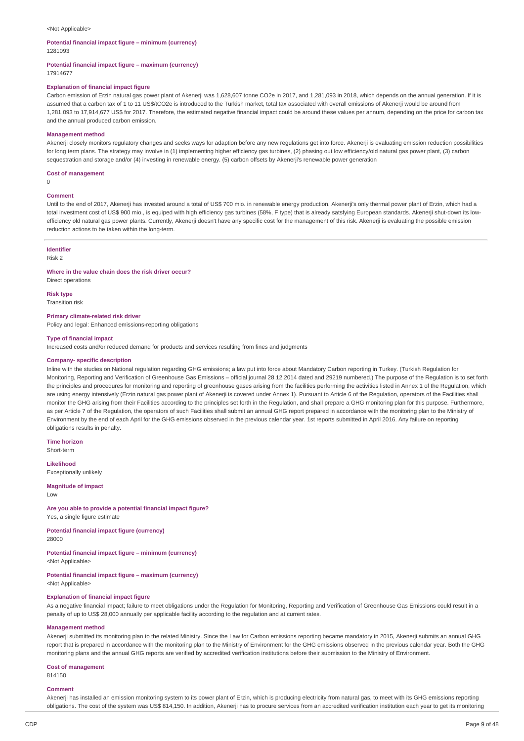<Not Applicable>

**Potential financial impact figure – minimum (currency)**
1281093

**Potential financial impact figure – maximum (currency)**
17914677

**Explanation of financial impact figure**
Carbon emission of Erzin natural gas power plant of Akenerji was 1,628,607 tonne CO2e in 2017, and 1,281,093 in 2018, which depends on the annual generation. If it is assumed that a carbon tax of 1 to 11 US$/tCO2e is introduced to the Turkish market, total tax associated with overall emissions of Akenerji would be around from 1,281,093 to 17,914,677 US$ for 2017. Therefore, the estimated negative financial impact could be around these values per annum, depending on the price for carbon tax and the annual produced carbon emission.

**Management method**
Akenerji closely monitors regulatory changes and seeks ways for adaption before any new regulations get into force. Akenerji is evaluating emission reduction possibilities for long term plans. The strategy may involve in (1) implementing higher efficiency gas turbines, (2) phasing out low efficiency/old natural gas power plant, (3) carbon sequestration and storage and/or (4) investing in renewable energy. (5) carbon offsets by Akenerji's renewable power generation

**Cost of management**
0

**Comment**
Until to the end of 2017, Akenerji has invested around a total of US$ 700 mio. in renewable energy production. Akenerji's only thermal power plant of Erzin, which had a total investment cost of US$ 900 mio., is equiped with high efficiency gas turbines (58%, F type) that is already satsfying European standards. Akenerji shut-down its low-efficiency old natural gas power plants. Currently, Akenerji doesn't have any specific cost for the management of this risk. Akenerji is evaluating the possible emission reduction actions to be taken within the long-term.

---

**Identifier**
Risk 2

**Where in the value chain does the risk driver occur?**
Direct operations

**Risk type**
Transition risk

**Primary climate-related risk driver**
Policy and legal: Enhanced emissions-reporting obligations

**Type of financial impact**
Increased costs and/or reduced demand for products and services resulting from fines and judgments

**Company- specific description**
Inline with the studies on National regulation regarding GHG emissions; a law put into force about Mandatory Carbon reporting in Turkey. (Turkish Regulation for Monitoring, Reporting and Verification of Greenhouse Gas Emissions – official journal 28.12.2014 dated and 29219 numbered.) The purpose of the Regulation is to set forth the principles and procedures for monitoring and reporting of greenhouse gases arising from the facilities performing the activities listed in Annex 1 of the Regulation, which are using energy intensively (Erzin natural gas power plant of Akenerji is covered under Annex 1). Pursuant to Article 6 of the Regulation, operators of the Facilities shall monitor the GHG arising from their Facilities according to the principles set forth in the Regulation, and shall prepare a GHG monitoring plan for this purpose. Furthermore, as per Article 7 of the Regulation, the operators of such Facilities shall submit an annual GHG report prepared in accordance with the monitoring plan to the Ministry of Environment by the end of each April for the GHG emissions observed in the previous calendar year. 1st reports submitted in April 2016. Any failure on reporting obligations results in penalty.

**Time horizon**
Short-term

**Likelihood**
Exceptionally unlikely

**Magnitude of impact**
Low

**Are you able to provide a potential financial impact figure?**
Yes, a single figure estimate

**Potential financial impact figure (currency)**
28000

**Potential financial impact figure – minimum (currency)**
<Not Applicable>

**Potential financial impact figure – maximum (currency)**
<Not Applicable>

**Explanation of financial impact figure**
As a negative financial impact; failure to meet obligations under the Regulation for Monitoring, Reporting and Verification of Greenhouse Gas Emissions could result in a penalty of up to US$ 28,000 annually per applicable facility according to the regulation and at current rates.

**Management method**
Akenerji submitted its monitoring plan to the related Ministry. Since the Law for Carbon emissions reporting became mandatory in 2015, Akenerji submits an annual GHG report that is prepared in accordance with the monitoring plan to the Ministry of Environment for the GHG emissions observed in the previous calendar year. Both the GHG monitoring plans and the annual GHG reports are verified by accredited verification institutions before their submission to the Ministry of Environment.

**Cost of management**
814150

**Comment**
Akenerji has installed an emission monitoring system to its power plant of Erzin, which is producing electricity from natural gas, to meet with its GHG emissions reporting obligations. The cost of the system was US$ 814,150. In addition, Akenerji has to procure services from an accredited verification institution each year to get its monitoring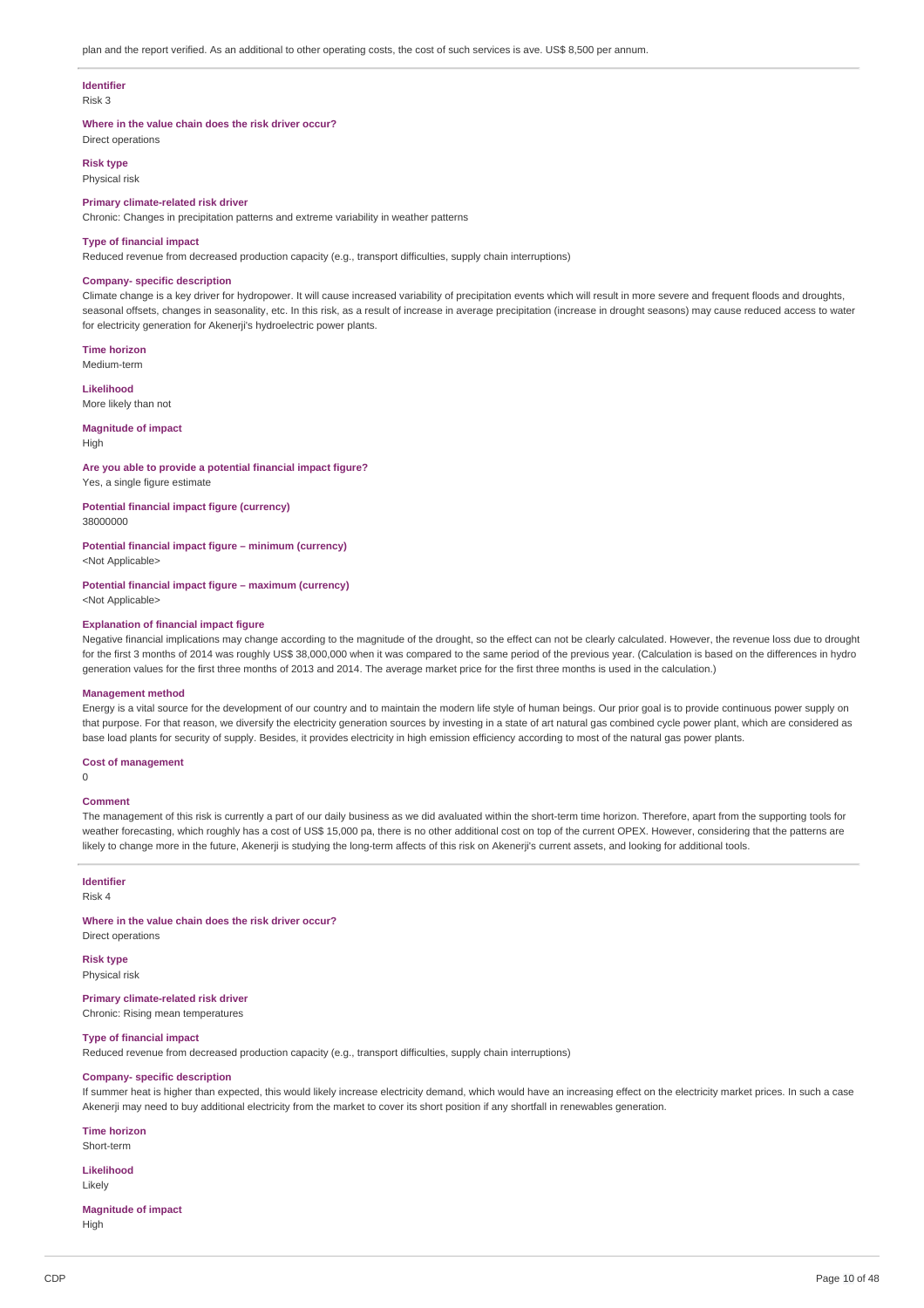plan and the report verified. As an additional to other operating costs, the cost of such services is ave. US$ 8,500 per annum.

**Identifier**
Risk 3

**Where in the value chain does the risk driver occur?**
Direct operations

**Risk type**
Physical risk

**Primary climate-related risk driver**
Chronic: Changes in precipitation patterns and extreme variability in weather patterns

**Type of financial impact**
Reduced revenue from decreased production capacity (e.g., transport difficulties, supply chain interruptions)

**Company- specific description**
Climate change is a key driver for hydropower. It will cause increased variability of precipitation events which will result in more severe and frequent floods and droughts, seasonal offsets, changes in seasonality, etc. In this risk, as a result of increase in average precipitation (increase in drought seasons) may cause reduced access to water for electricity generation for Akenerji's hydroelectric power plants.

**Time horizon**
Medium-term

**Likelihood**
More likely than not

**Magnitude of impact**
High

**Are you able to provide a potential financial impact figure?**
Yes, a single figure estimate

**Potential financial impact figure (currency)**
38000000

**Potential financial impact figure – minimum (currency)**
<Not Applicable>

**Potential financial impact figure – maximum (currency)**
<Not Applicable>

**Explanation of financial impact figure**
Negative financial implications may change according to the magnitude of the drought, so the effect can not be clearly calculated. However, the revenue loss due to drought for the first 3 months of 2014 was roughly US$ 38,000,000 when it was compared to the same period of the previous year. (Calculation is based on the differences in hydro generation values for the first three months of 2013 and 2014. The average market price for the first three months is used in the calculation.)

**Management method**
Energy is a vital source for the development of our country and to maintain the modern life style of human beings. Our prior goal is to provide continuous power supply on that purpose. For that reason, we diversify the electricity generation sources by investing in a state of art natural gas combined cycle power plant, which are considered as base load plants for security of supply. Besides, it provides electricity in high emission efficiency according to most of the natural gas power plants.

**Cost of management**
0

**Comment**
The management of this risk is currently a part of our daily business as we did avaluated within the short-term time horizon. Therefore, apart from the supporting tools for weather forecasting, which roughly has a cost of US$ 15,000 pa, there is no other additional cost on top of the current OPEX. However, considering that the patterns are likely to change more in the future, Akenerji is studying the long-term affects of this risk on Akenerji's current assets, and looking for additional tools.

**Identifier**
Risk 4

**Where in the value chain does the risk driver occur?**
Direct operations

**Risk type**
Physical risk

**Primary climate-related risk driver**
Chronic: Rising mean temperatures

**Type of financial impact**
Reduced revenue from decreased production capacity (e.g., transport difficulties, supply chain interruptions)

**Company- specific description**
If summer heat is higher than expected, this would likely increase electricity demand, which would have an increasing effect on the electricity market prices. In such a case Akenerji may need to buy additional electricity from the market to cover its short position if any shortfall in renewables generation.

**Time horizon**
Short-term

**Likelihood**
Likely

**Magnitude of impact**
High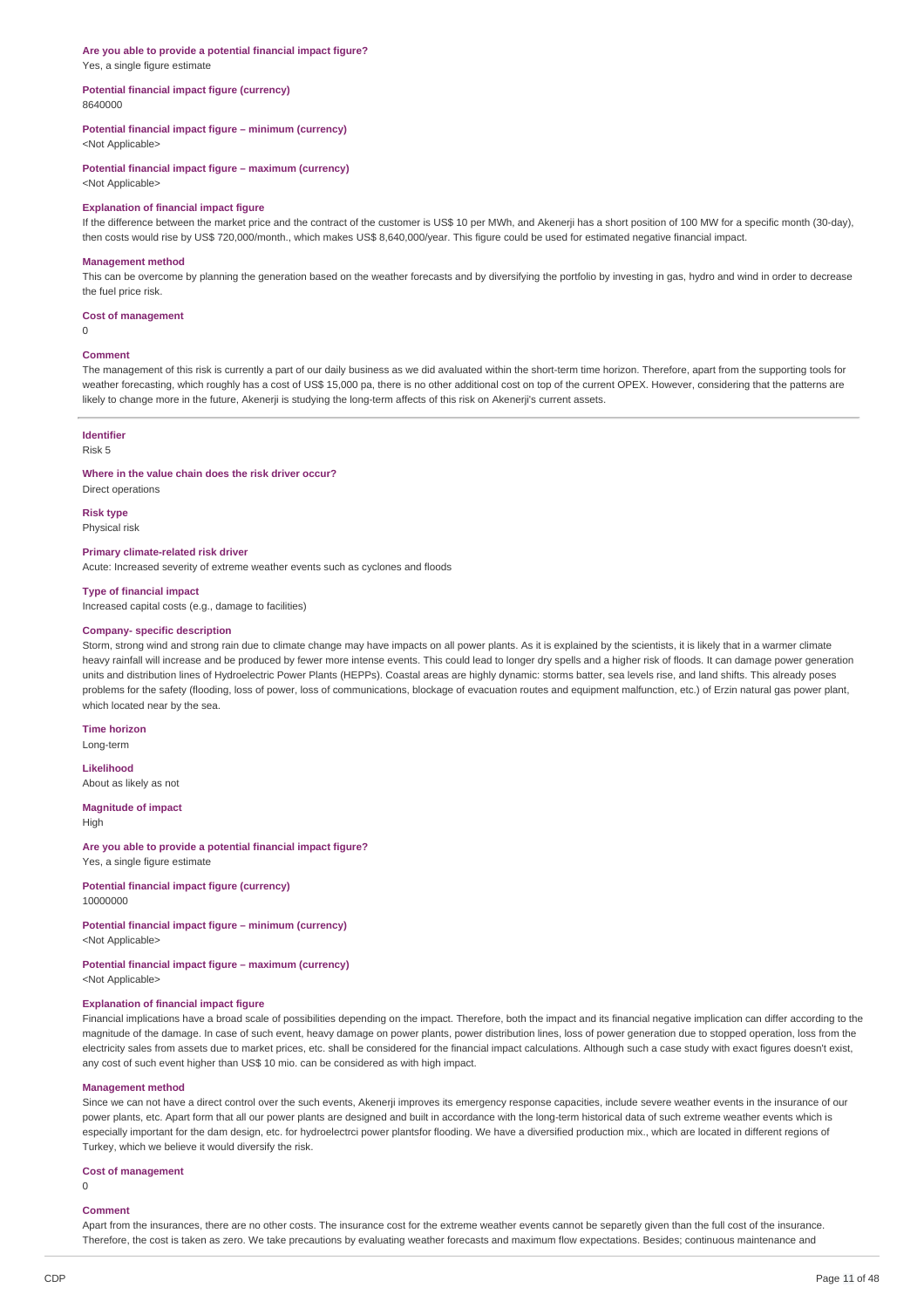**Are you able to provide a potential financial impact figure?**
Yes, a single figure estimate

**Potential financial impact figure (currency)**
8640000

**Potential financial impact figure – minimum (currency)**
<Not Applicable>

**Potential financial impact figure – maximum (currency)**
<Not Applicable>

**Explanation of financial impact figure**
If the difference between the market price and the contract of the customer is US$ 10 per MWh, and Akenerji has a short position of 100 MW for a specific month (30-day), then costs would rise by US$ 720,000/month., which makes US$ 8,640,000/year. This figure could be used for estimated negative financial impact.

**Management method**
This can be overcome by planning the generation based on the weather forecasts and by diversifying the portfolio by investing in gas, hydro and wind in order to decrease the fuel price risk.

**Cost of management**
0

**Comment**
The management of this risk is currently a part of our daily business as we did avaluated within the short-term time horizon. Therefore, apart from the supporting tools for weather forecasting, which roughly has a cost of US$ 15,000 pa, there is no other additional cost on top of the current OPEX. However, considering that the patterns are likely to change more in the future, Akenerji is studying the long-term affects of this risk on Akenerji's current assets.

---

**Identifier**
Risk 5

**Where in the value chain does the risk driver occur?**
Direct operations

**Risk type**
Physical risk

**Primary climate-related risk driver**
Acute: Increased severity of extreme weather events such as cyclones and floods

**Type of financial impact**
Increased capital costs (e.g., damage to facilities)

**Company- specific description**
Storm, strong wind and strong rain due to climate change may have impacts on all power plants. As it is explained by the scientists, it is likely that in a warmer climate heavy rainfall will increase and be produced by fewer more intense events. This could lead to longer dry spells and a higher risk of floods. It can damage power generation units and distribution lines of Hydroelectric Power Plants (HEPPs). Coastal areas are highly dynamic: storms batter, sea levels rise, and land shifts. This already poses problems for the safety (flooding, loss of power, loss of communications, blockage of evacuation routes and equipment malfunction, etc.) of Erzin natural gas power plant, which located near by the sea.

**Time horizon**
Long-term

**Likelihood**
About as likely as not

**Magnitude of impact**
High

**Are you able to provide a potential financial impact figure?**
Yes, a single figure estimate

**Potential financial impact figure (currency)**
10000000

**Potential financial impact figure – minimum (currency)**
<Not Applicable>

**Potential financial impact figure – maximum (currency)**
<Not Applicable>

**Explanation of financial impact figure**
Financial implications have a broad scale of possibilities depending on the impact. Therefore, both the impact and its financial negative implication can differ according to the magnitude of the damage. In case of such event, heavy damage on power plants, power distribution lines, loss of power generation due to stopped operation, loss from the electricity sales from assets due to market prices, etc. shall be considered for the financial impact calculations. Although such a case study with exact figures doesn't exist, any cost of such event higher than US$ 10 mio. can be considered as with high impact.

**Management method**
Since we can not have a direct control over the such events, Akenerji improves its emergency response capacities, include severe weather events in the insurance of our power plants, etc. Apart form that all our power plants are designed and built in accordance with the long-term historical data of such extreme weather events which is especially important for the dam design, etc. for hydroelectrci power plantsfor flooding. We have a diversified production mix., which are located in different regions of Turkey, which we believe it would diversify the risk.

**Cost of management**
0

**Comment**
Apart from the insurances, there are no other costs. The insurance cost for the extreme weather events cannot be separetly given than the full cost of the insurance. Therefore, the cost is taken as zero. We take precautions by evaluating weather forecasts and maximum flow expectations. Besides; continuous maintenance and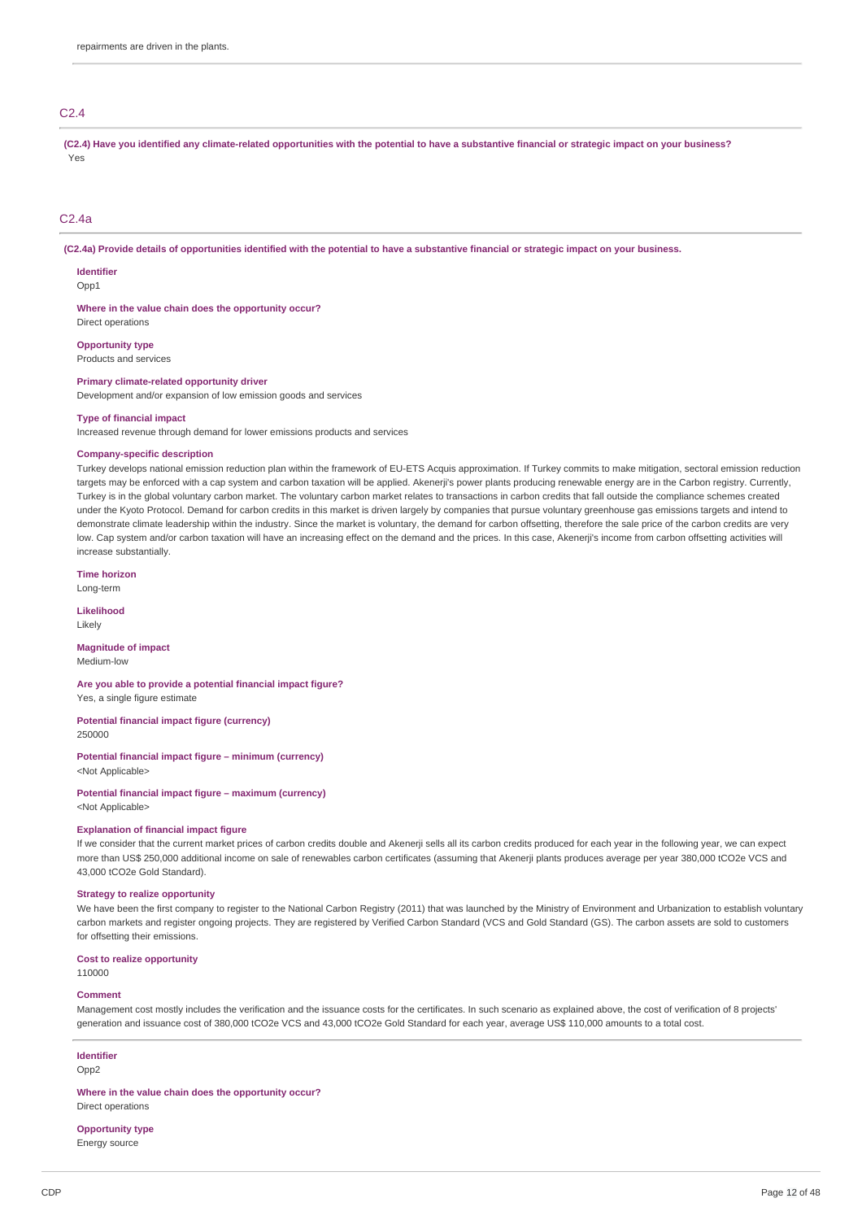repairments are driven in the plants.

## C2.4

**(C2.4) Have you identified any climate-related opportunities with the potential to have a substantive financial or strategic impact on your business?**

Yes

## C2.4a

**(C2.4a) Provide details of opportunities identified with the potential to have a substantive financial or strategic impact on your business.**

**Identifier**

Opp1

**Where in the value chain does the opportunity occur?**

Direct operations

**Opportunity type**

Products and services

**Primary climate-related opportunity driver**

Development and/or expansion of low emission goods and services

**Type of financial impact**

Increased revenue through demand for lower emissions products and services

**Company-specific description**

Turkey develops national emission reduction plan within the framework of EU-ETS Acquis approximation. If Turkey commits to make mitigation, sectoral emission reduction targets may be enforced with a cap system and carbon taxation will be applied. Akenerji's power plants producing renewable energy are in the Carbon registry. Currently, Turkey is in the global voluntary carbon market. The voluntary carbon market relates to transactions in carbon credits that fall outside the compliance schemes created under the Kyoto Protocol. Demand for carbon credits in this market is driven largely by companies that pursue voluntary greenhouse gas emissions targets and intend to demonstrate climate leadership within the industry. Since the market is voluntary, the demand for carbon offsetting, therefore the sale price of the carbon credits are very low. Cap system and/or carbon taxation will have an increasing effect on the demand and the prices. In this case, Akenerji's income from carbon offsetting activities will increase substantially.

**Time horizon**

Long-term

**Likelihood**

Likely

**Magnitude of impact**

Medium-low

**Are you able to provide a potential financial impact figure?**

Yes, a single figure estimate

**Potential financial impact figure (currency)**

250000

**Potential financial impact figure – minimum (currency)**

<Not Applicable>

**Potential financial impact figure – maximum (currency)**

<Not Applicable>

**Explanation of financial impact figure**

If we consider that the current market prices of carbon credits double and Akenerji sells all its carbon credits produced for each year in the following year, we can expect more than US$ 250,000 additional income on sale of renewables carbon certificates (assuming that Akenerji plants produces average per year 380,000 tCO2e VCS and 43,000 tCO2e Gold Standard).

**Strategy to realize opportunity**

We have been the first company to register to the National Carbon Registry (2011) that was launched by the Ministry of Environment and Urbanization to establish voluntary carbon markets and register ongoing projects. They are registered by Verified Carbon Standard (VCS and Gold Standard (GS). The carbon assets are sold to customers for offsetting their emissions.

**Cost to realize opportunity**

110000

**Comment**

Management cost mostly includes the verification and the issuance costs for the certificates. In such scenario as explained above, the cost of verification of 8 projects' generation and issuance cost of 380,000 tCO2e VCS and 43,000 tCO2e Gold Standard for each year, average US$ 110,000 amounts to a total cost.

---

**Identifier**

Opp2

**Where in the value chain does the opportunity occur?**

Direct operations

**Opportunity type**

Energy source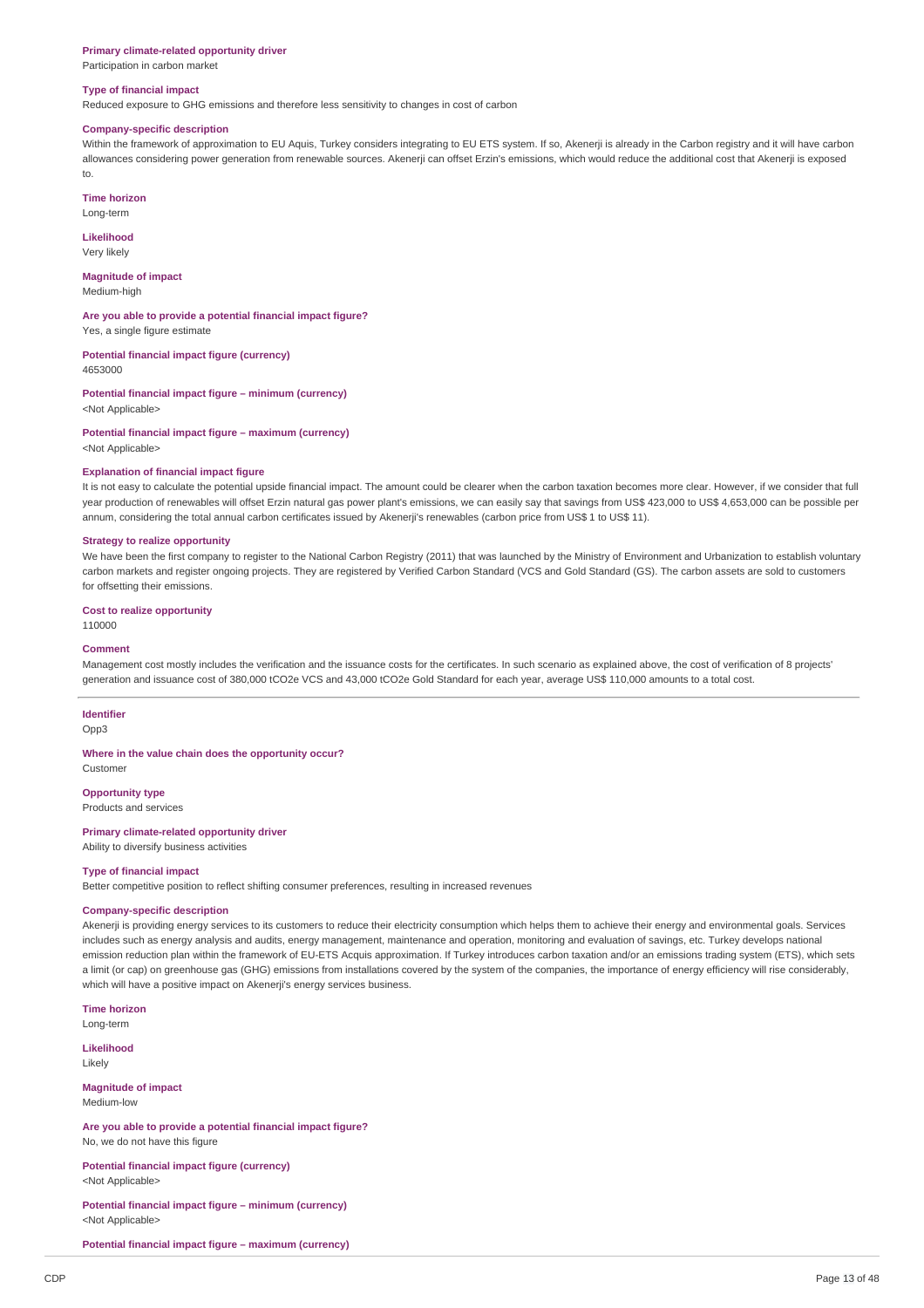**Primary climate-related opportunity driver**
Participation in carbon market

**Type of financial impact**
Reduced exposure to GHG emissions and therefore less sensitivity to changes in cost of carbon

**Company-specific description**
Within the framework of approximation to EU Aquis, Turkey considers integrating to EU ETS system. If so, Akenerji is already in the Carbon registry and it will have carbon allowances considering power generation from renewable sources. Akenerji can offset Erzin's emissions, which would reduce the additional cost that Akenerji is exposed to.

**Time horizon**
Long-term

**Likelihood**
Very likely

**Magnitude of impact**
Medium-high

**Are you able to provide a potential financial impact figure?**
Yes, a single figure estimate

**Potential financial impact figure (currency)**
4653000

**Potential financial impact figure – minimum (currency)**
<Not Applicable>

**Potential financial impact figure – maximum (currency)**
<Not Applicable>

**Explanation of financial impact figure**
It is not easy to calculate the potential upside financial impact. The amount could be clearer when the carbon taxation becomes more clear. However, if we consider that full year production of renewables will offset Erzin natural gas power plant's emissions, we can easily say that savings from US$ 423,000 to US$ 4,653,000 can be possible per annum, considering the total annual carbon certificates issued by Akenerji's renewables (carbon price from US$ 1 to US$ 11).

**Strategy to realize opportunity**
We have been the first company to register to the National Carbon Registry (2011) that was launched by the Ministry of Environment and Urbanization to establish voluntary carbon markets and register ongoing projects. They are registered by Verified Carbon Standard (VCS and Gold Standard (GS). The carbon assets are sold to customers for offsetting their emissions.

**Cost to realize opportunity**
110000

**Comment**
Management cost mostly includes the verification and the issuance costs for the certificates. In such scenario as explained above, the cost of verification of 8 projects' generation and issuance cost of 380,000 tCO2e VCS and 43,000 tCO2e Gold Standard for each year, average US$ 110,000 amounts to a total cost.

---

**Identifier**
Opp3

**Where in the value chain does the opportunity occur?**
Customer

**Opportunity type**
Products and services

**Primary climate-related opportunity driver**
Ability to diversify business activities

**Type of financial impact**
Better competitive position to reflect shifting consumer preferences, resulting in increased revenues

**Company-specific description**
Akenerji is providing energy services to its customers to reduce their electricity consumption which helps them to achieve their energy and environmental goals. Services includes such as energy analysis and audits, energy management, maintenance and operation, monitoring and evaluation of savings, etc. Turkey develops national emission reduction plan within the framework of EU-ETS Acquis approximation. If Turkey introduces carbon taxation and/or an emissions trading system (ETS), which sets a limit (or cap) on greenhouse gas (GHG) emissions from installations covered by the system of the companies, the importance of energy efficiency will rise considerably, which will have a positive impact on Akenerji's energy services business.

**Time horizon**
Long-term

**Likelihood**
Likely

**Magnitude of impact**
Medium-low

**Are you able to provide a potential financial impact figure?**
No, we do not have this figure

**Potential financial impact figure (currency)**
<Not Applicable>

**Potential financial impact figure – minimum (currency)**
<Not Applicable>

**Potential financial impact figure – maximum (currency)**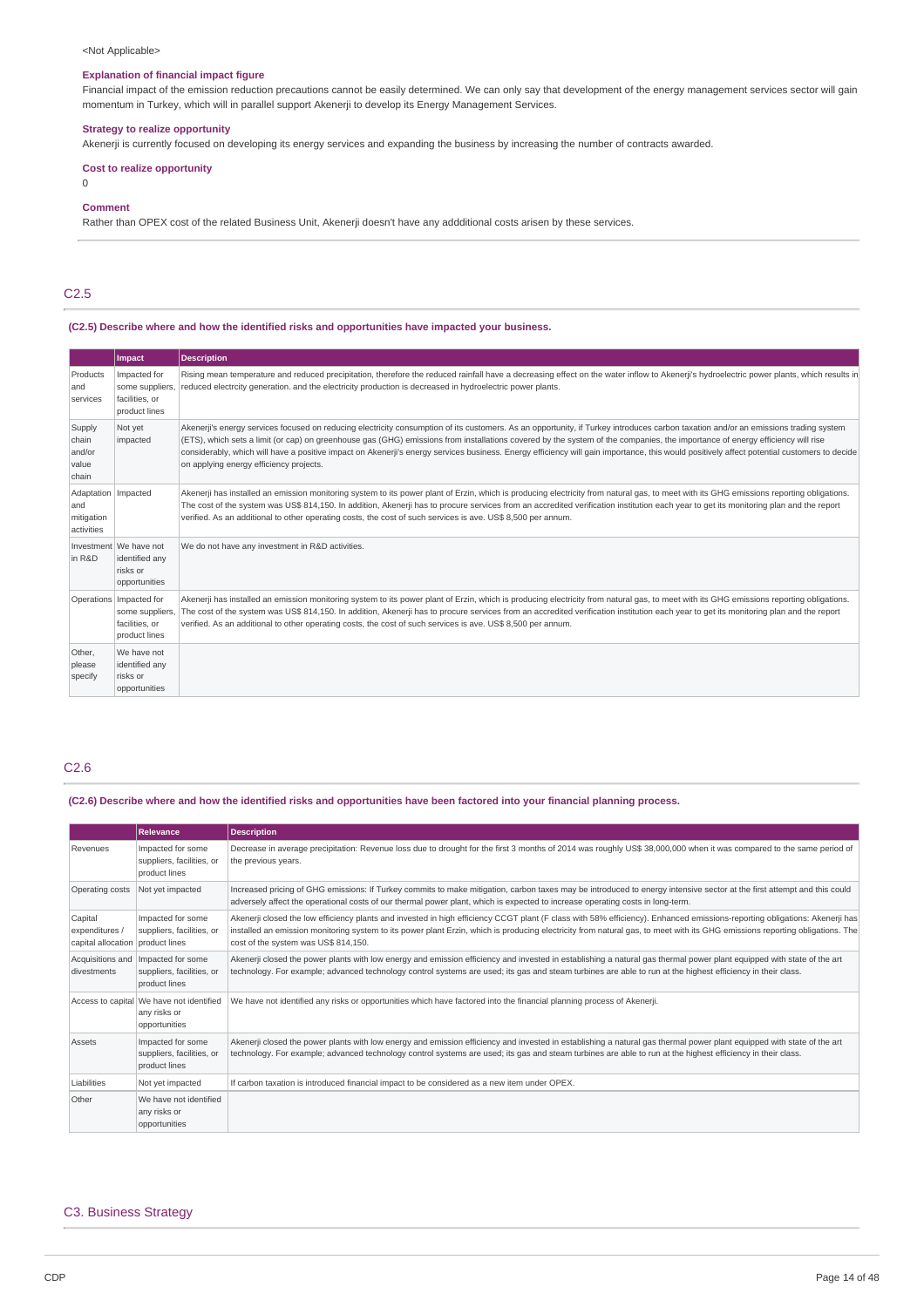<Not Applicable>

**Explanation of financial impact figure**

Financial impact of the emission reduction precautions cannot be easily determined. We can only say that development of the energy management services sector will gain momentum in Turkey, which will in parallel support Akenerji to develop its Energy Management Services.

**Strategy to realize opportunity**

Akenerji is currently focused on developing its energy services and expanding the business by increasing the number of contracts awarded.

**Cost to realize opportunity**

0

**Comment**

Rather than OPEX cost of the related Business Unit, Akenerji doesn't have any addditional costs arisen by these services.

## C2.5

**(C2.5) Describe where and how the identified risks and opportunities have impacted your business.**

| | Impact | Description |
|---|---|---|
| Products and services | Impacted for some suppliers, facilities, or product lines | Rising mean temperature and reduced precipitation, therefore the reduced rainfall have a decreasing effect on the water inflow to Akenerji's hydroelectric power plants, which results in reduced electrcity generation. and the electricity production is decreased in hydroelectric power plants. |
| Supply chain and/or value chain | Not yet impacted | Akenerji's energy services focused on reducing electricity consumption of its customers. As an opportunity, if Turkey introduces carbon taxation and/or an emissions trading system (ETS), which sets a limit (or cap) on greenhouse gas (GHG) emissions from installations covered by the system of the companies, the importance of energy efficiency will rise considerably, which will have a positive impact on Akenerji's energy services business. Energy efficiency will gain importance, this would positively affect potential customers to decide on applying energy efficiency projects. |
| Adaptation and mitigation activities | Impacted | Akenerji has installed an emission monitoring system to its power plant of Erzin, which is producing electricity from natural gas, to meet with its GHG emissions reporting obligations. The cost of the system was US$ 814,150. In addition, Akenerji has to procure services from an accredited verification institution each year to get its monitoring plan and the report verified. As an additional to other operating costs, the cost of such services is ave. US$ 8,500 per annum. |
| Investment in R&D | We have not identified any risks or opportunities | We do not have any investment in R&D activities. |
| Operations | Impacted for some suppliers, facilities, or product lines | Akenerji has installed an emission monitoring system to its power plant of Erzin, which is producing electricity from natural gas, to meet with its GHG emissions reporting obligations. The cost of the system was US$ 814,150. In addition, Akenerji has to procure services from an accredited verification institution each year to get its monitoring plan and the report verified. As an additional to other operating costs, the cost of such services is ave. US$ 8,500 per annum. |
| Other, please specify | We have not identified any risks or opportunities | |

## C2.6

**(C2.6) Describe where and how the identified risks and opportunities have been factored into your financial planning process.**

| | Relevance | Description |
|---|---|---|
| Revenues | Impacted for some suppliers, facilities, or product lines | Decrease in average precipitation: Revenue loss due to drought for the first 3 months of 2014 was roughly US$ 38,000,000 when it was compared to the same period of the previous years. |
| Operating costs | Not yet impacted | Increased pricing of GHG emissions: If Turkey commits to make mitigation, carbon taxes may be introduced to energy intensive sector at the first attempt and this could adversely affect the operational costs of our thermal power plant, which is expected to increase operating costs in long-term. |
| Capital expenditures / capital allocation | Impacted for some suppliers, facilities, or product lines | Akenerji closed the low efficiency plants and invested in high efficiency CCGT plant (F class with 58% efficiency). Enhanced emissions-reporting obligations: Akenerji has installed an emission monitoring system to its power plant Erzin, which is producing electricity from natural gas, to meet with its GHG emissions reporting obligations. The cost of the system was US$ 814,150. |
| Acquisitions and divestments | Impacted for some suppliers, facilities, or product lines | Akenerji closed the power plants with low energy and emission efficiency and invested in establishing a natural gas thermal power plant equipped with state of the art technology. For example; advanced technology control systems are used; its gas and steam turbines are able to run at the highest efficiency in their class. |
| Access to capital | We have not identified any risks or opportunities | We have not identified any risks or opportunities which have factored into the financial planning process of Akenerji. |
| Assets | Impacted for some suppliers, facilities, or product lines | Akenerji closed the power plants with low energy and emission efficiency and invested in establishing a natural gas thermal power plant equipped with state of the art technology. For example; advanced technology control systems are used; its gas and steam turbines are able to run at the highest efficiency in their class. |
| Liabilities | Not yet impacted | If carbon taxation is introduced financial impact to be considered as a new item under OPEX. |
| Other | We have not identified any risks or opportunities | |

# C3. Business Strategy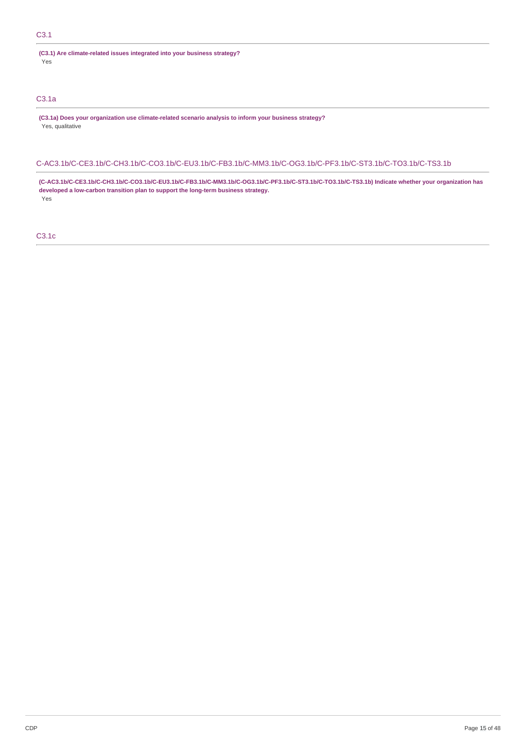## C3.1

**(C3.1) Are climate-related issues integrated into your business strategy?**

Yes

## C3.1a

**(C3.1a) Does your organization use climate-related scenario analysis to inform your business strategy?**

Yes, qualitative

## C-AC3.1b/C-CE3.1b/C-CH3.1b/C-CO3.1b/C-EU3.1b/C-FB3.1b/C-MM3.1b/C-OG3.1b/C-PF3.1b/C-ST3.1b/C-TO3.1b/C-TS3.1b

**(C-AC3.1b/C-CE3.1b/C-CH3.1b/C-CO3.1b/C-EU3.1b/C-FB3.1b/C-MM3.1b/C-OG3.1b/C-PF3.1b/C-ST3.1b/C-TO3.1b/C-TS3.1b) Indicate whether your organization has developed a low-carbon transition plan to support the long-term business strategy.**

Yes

## C3.1c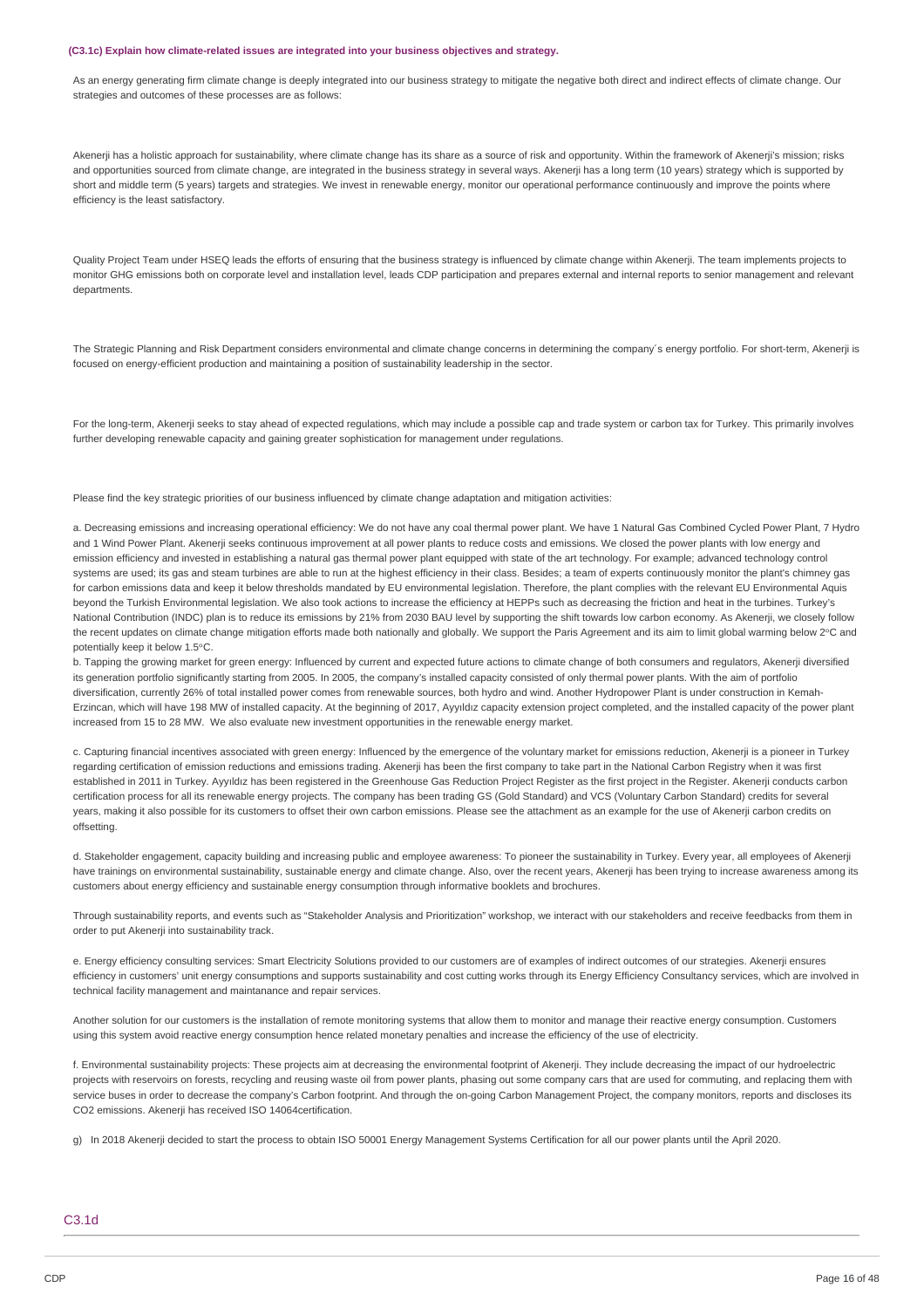#### (C3.1c) Explain how climate-related issues are integrated into your business objectives and strategy.

As an energy generating firm climate change is deeply integrated into our business strategy to mitigate the negative both direct and indirect effects of climate change. Our strategies and outcomes of these processes are as follows:

Akenerji has a holistic approach for sustainability, where climate change has its share as a source of risk and opportunity. Within the framework of Akenerji's mission; risks and opportunities sourced from climate change, are integrated in the business strategy in several ways. Akenerji has a long term (10 years) strategy which is supported by short and middle term (5 years) targets and strategies. We invest in renewable energy, monitor our operational performance continuously and improve the points where efficiency is the least satisfactory.

Quality Project Team under HSEQ leads the efforts of ensuring that the business strategy is influenced by climate change within Akenerji. The team implements projects to monitor GHG emissions both on corporate level and installation level, leads CDP participation and prepares external and internal reports to senior management and relevant departments.

The Strategic Planning and Risk Department considers environmental and climate change concerns in determining the company´s energy portfolio. For short-term, Akenerji is focused on energy-efficient production and maintaining a position of sustainability leadership in the sector.

For the long-term, Akenerji seeks to stay ahead of expected regulations, which may include a possible cap and trade system or carbon tax for Turkey. This primarily involves further developing renewable capacity and gaining greater sophistication for management under regulations.

Please find the key strategic priorities of our business influenced by climate change adaptation and mitigation activities:

a. Decreasing emissions and increasing operational efficiency: We do not have any coal thermal power plant. We have 1 Natural Gas Combined Cycled Power Plant, 7 Hydro and 1 Wind Power Plant. Akenerji seeks continuous improvement at all power plants to reduce costs and emissions. We closed the power plants with low energy and emission efficiency and invested in establishing a natural gas thermal power plant equipped with state of the art technology. For example; advanced technology control systems are used; its gas and steam turbines are able to run at the highest efficiency in their class. Besides; a team of experts continuously monitor the plant's chimney gas for carbon emissions data and keep it below thresholds mandated by EU environmental legislation. Therefore, the plant complies with the relevant EU Environmental Aquis beyond the Turkish Environmental legislation. We also took actions to increase the efficiency at HEPPs such as decreasing the friction and heat in the turbines. Turkey's National Contribution (INDC) plan is to reduce its emissions by 21% from 2030 BAU level by supporting the shift towards low carbon economy. As Akenerji, we closely follow the recent updates on climate change mitigation efforts made both nationally and globally. We support the Paris Agreement and its aim to limit global warming below 2°C and potentially keep it below 1.5°C.

b. Tapping the growing market for green energy: Influenced by current and expected future actions to climate change of both consumers and regulators, Akenerji diversified its generation portfolio significantly starting from 2005. In 2005, the company's installed capacity consisted of only thermal power plants. With the aim of portfolio diversification, currently 26% of total installed power comes from renewable sources, both hydro and wind. Another Hydropower Plant is under construction in Kemah-Erzincan, which will have 198 MW of installed capacity. At the beginning of 2017, Ayyıldız capacity extension project completed, and the installed capacity of the power plant increased from 15 to 28 MW. We also evaluate new investment opportunities in the renewable energy market.

c. Capturing financial incentives associated with green energy: Influenced by the emergence of the voluntary market for emissions reduction, Akenerji is a pioneer in Turkey regarding certification of emission reductions and emissions trading. Akenerji has been the first company to take part in the National Carbon Registry when it was first established in 2011 in Turkey. Ayyıldız has been registered in the Greenhouse Gas Reduction Project Register as the first project in the Register. Akenerji conducts carbon certification process for all its renewable energy projects. The company has been trading GS (Gold Standard) and VCS (Voluntary Carbon Standard) credits for several years, making it also possible for its customers to offset their own carbon emissions. Please see the attachment as an example for the use of Akenerji carbon credits on offsetting.

d. Stakeholder engagement, capacity building and increasing public and employee awareness: To pioneer the sustainability in Turkey. Every year, all employees of Akenerji have trainings on environmental sustainability, sustainable energy and climate change. Also, over the recent years, Akenerji has been trying to increase awareness among its customers about energy efficiency and sustainable energy consumption through informative booklets and brochures.

Through sustainability reports, and events such as "Stakeholder Analysis and Prioritization" workshop, we interact with our stakeholders and receive feedbacks from them in order to put Akenerji into sustainability track.

e. Energy efficiency consulting services: Smart Electricity Solutions provided to our customers are of examples of indirect outcomes of our strategies. Akenerji ensures efficiency in customers' unit energy consumptions and supports sustainability and cost cutting works through its Energy Efficiency Consultancy services, which are involved in technical facility management and maintanance and repair services.

Another solution for our customers is the installation of remote monitoring systems that allow them to monitor and manage their reactive energy consumption. Customers using this system avoid reactive energy consumption hence related monetary penalties and increase the efficiency of the use of electricity.

f. Environmental sustainability projects: These projects aim at decreasing the environmental footprint of Akenerji. They include decreasing the impact of our hydroelectric projects with reservoirs on forests, recycling and reusing waste oil from power plants, phasing out some company cars that are used for commuting, and replacing them with service buses in order to decrease the company's Carbon footprint. And through the on-going Carbon Management Project, the company monitors, reports and discloses its $CO_2$ emissions. Akenerji has received ISO 14064certification.

g) In 2018 Akenerji decided to start the process to obtain ISO 50001 Energy Management Systems Certification for all our power plants until the April 2020.

## C3.1d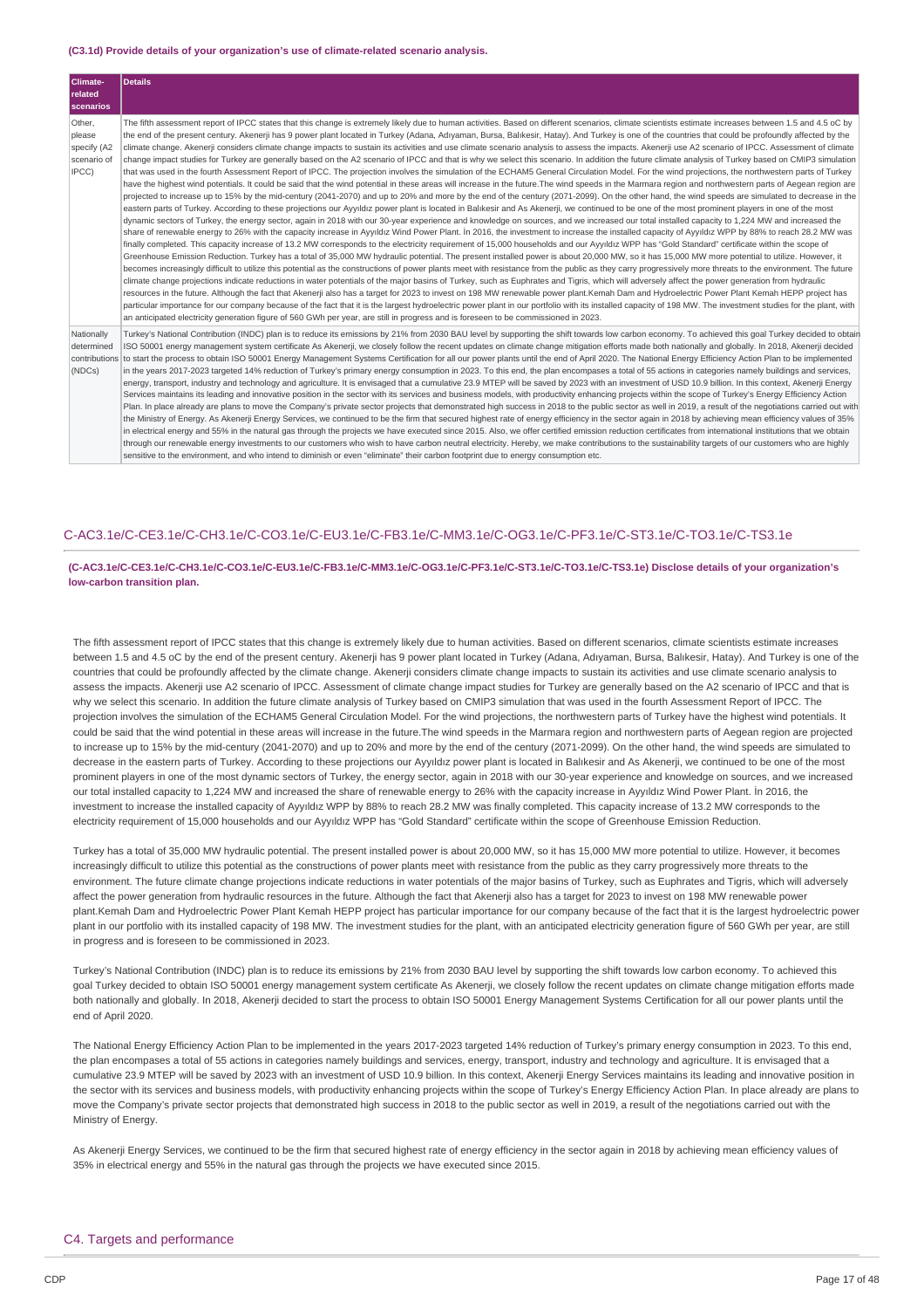**(C3.1d) Provide details of your organization's use of climate-related scenario analysis.**

| Climate-related scenarios | Details |
|---|---|
| Other, please specify (A2 scenario of IPCC) | The fifth assessment report of IPCC states that this change is extremely likely due to human activities. Based on different scenarios, climate scientists estimate increases between 1.5 and 4.5 oC by the end of the present century. Akenerji has 9 power plant located in Turkey (Adana, Adıyaman, Bursa, Balıkesir, Hatay). And Turkey is one of the countries that could be profoundly affected by the climate change. Akenerji considers climate change impacts to sustain its activities and use climate scenario analysis to assess the impacts. Akenerji use A2 scenario of IPCC. Assessment of climate change impact studies for Turkey are generally based on the A2 scenario of IPCC and that is why we select this scenario. In addition the future climate analysis of Turkey based on CMIP3 simulation that was used in the fourth Assessment Report of IPCC. The projection involves the simulation of the ECHAM5 General Circulation Model. For the wind projections, the northwestern parts of Turkey have the highest wind potentials. It could be said that the wind potential in these areas will increase in the future.The wind speeds in the Marmara region and northwestern parts of Aegean region are projected to increase up to 15% by the mid-century (2041-2070) and up to 20% and more by the end of the century (2071-2099). On the other hand, the wind speeds are simulated to decrease in the eastern parts of Turkey. According to these projections our Ayyıldız power plant is located in Balıkesir and As Akenerji, we continued to be one of the most prominent players in one of the most dynamic sectors of Turkey, the energy sector, again in 2018 with our 30-year experience and knowledge on sources, and we increased our total installed capacity to 1,224 MW and increased the share of renewable energy to 26% with the capacity increase in Ayyıldız Wind Power Plant. In 2016, the investment to increase the installed capacity of Ayyıldız WPP by 88% to reach 28.2 MW was finally completed. This capacity increase of 13.2 MW corresponds to the electricity requirement of 15,000 households and our Ayyıldız WPP has "Gold Standard" certificate within the scope of Greenhouse Emission Reduction. Turkey has a total of 35,000 MW hydraulic potential. The present installed power is about 20,000 MW, so it has 15,000 MW more potential to utilize. However, it becomes increasingly difficult to utilize this potential as the constructions of power plants meet with resistance from the public as they carry progressively more threats to the environment. The future climate change projections indicate reductions in water potentials of the major basins of Turkey, such as Euphrates and Tigris, which will adversely affect the power generation from hydraulic resources in the future. Although the fact that Akenerji also has a target for 2023 to invest on 198 MW renewable power plant.Kemah Dam and Hydroelectric Power Plant Kemah HEPP project has particular importance for our company because of the fact that it is the largest hydroelectric power plant in our portfolio with its installed capacity of 198 MW. The investment studies for the plant, with an anticipated electricity generation figure of 560 GWh per year, are still in progress and is foreseen to be commissioned in 2023. |
| Nationally determined contributions (NDCs) | Turkey's National Contribution (INDC) plan is to reduce its emissions by 21% from 2030 BAU level by supporting the shift towards low carbon economy. To achieved this goal Turkey decided to obtain ISO 50001 energy management system certificate As Akenerji, we closely follow the recent updates on climate change mitigation efforts made both nationally and globally. In 2018, Akenerji decided to start the process to obtain ISO 50001 Energy Management Systems Certification for all our power plants until the end of April 2020. The National Energy Efficiency Action Plan to be implemented in the years 2017-2023 targeted 14% reduction of Turkey's primary energy consumption in 2023. To this end, the plan encompases a total of 55 actions in categories namely buildings and services, energy, transport, industry and technology and agriculture. It is envisaged that a cumulative 23.9 MTEP will be saved by 2023 with an investment of USD 10.9 billion. In this context, Akenerji Energy Services maintains its leading and innovative position in the sector with its services and business models, with productivity enhancing projects within the scope of Turkey's Energy Efficiency Action Plan. In place already are plans to move the Company's private sector projects that demonstrated high success in 2018 to the public sector as well in 2019, a result of the negotiations carried out with the Ministry of Energy. As Akenerji Energy Services, we continued to be the firm that secured highest rate of energy efficiency in the sector again in 2018 by achieving mean efficiency values of 35% in electrical energy and 55% in the natural gas through the projects we have executed since 2015. Also, we offer certified emission reduction certificates from international institutions that we obtain through our renewable energy investments to our customers who wish to have carbon neutral electricity. Hereby, we make contributions to the sustainability targets of our customers who are highly sensitive to the environment, and who intend to diminish or even "eliminate" their carbon footprint due to energy consumption etc. |

## C-AC3.1e/C-CE3.1e/C-CH3.1e/C-CO3.1e/C-EU3.1e/C-FB3.1e/C-MM3.1e/C-OG3.1e/C-PF3.1e/C-ST3.1e/C-TO3.1e/C-TS3.1e

**(C-AC3.1e/C-CE3.1e/C-CH3.1e/C-CO3.1e/C-EU3.1e/C-FB3.1e/C-MM3.1e/C-OG3.1e/C-PF3.1e/C-ST3.1e/C-TO3.1e/C-TS3.1e) Disclose details of your organization's low-carbon transition plan.**

The fifth assessment report of IPCC states that this change is extremely likely due to human activities. Based on different scenarios, climate scientists estimate increases between 1.5 and 4.5 oC by the end of the present century. Akenerji has 9 power plant located in Turkey (Adana, Adıyaman, Bursa, Balıkesir, Hatay). And Turkey is one of the countries that could be profoundly affected by the climate change. Akenerji considers climate change impacts to sustain its activities and use climate scenario analysis to assess the impacts. Akenerji use A2 scenario of IPCC. Assessment of climate change impact studies for Turkey are generally based on the A2 scenario of IPCC and that is why we select this scenario. In addition the future climate analysis of Turkey based on CMIP3 simulation that was used in the fourth Assessment Report of IPCC. The projection involves the simulation of the ECHAM5 General Circulation Model. For the wind projections, the northwestern parts of Turkey have the highest wind potentials. It could be said that the wind potential in these areas will increase in the future.The wind speeds in the Marmara region and northwestern parts of Aegean region are projected to increase up to 15% by the mid-century (2041-2070) and up to 20% and more by the end of the century (2071-2099). On the other hand, the wind speeds are simulated to decrease in the eastern parts of Turkey. According to these projections our Ayyıldız power plant is located in Balıkesir and As Akenerji, we continued to be one of the most prominent players in one of the most dynamic sectors of Turkey, the energy sector, again in 2018 with our 30-year experience and knowledge on sources, and we increased our total installed capacity to 1,224 MW and increased the share of renewable energy to 26% with the capacity increase in Ayyıldız Wind Power Plant. İn 2016, the investment to increase the installed capacity of Ayyıldız WPP by 88% to reach 28.2 MW was finally completed. This capacity increase of 13.2 MW corresponds to the electricity requirement of 15,000 households and our Ayyıldız WPP has "Gold Standard" certificate within the scope of Greenhouse Emission Reduction.

Turkey has a total of 35,000 MW hydraulic potential. The present installed power is about 20,000 MW, so it has 15,000 MW more potential to utilize. However, it becomes increasingly difficult to utilize this potential as the constructions of power plants meet with resistance from the public as they carry progressively more threats to the environment. The future climate change projections indicate reductions in water potentials of the major basins of Turkey, such as Euphrates and Tigris, which will adversely affect the power generation from hydraulic resources in the future. Although the fact that Akenerji also has a target for 2023 to invest on 198 MW renewable power plant.Kemah Dam and Hydroelectric Power Plant Kemah HEPP project has particular importance for our company because of the fact that it is the largest hydroelectric power plant in our portfolio with its installed capacity of 198 MW. The investment studies for the plant, with an anticipated electricity generation figure of 560 GWh per year, are still in progress and is foreseen to be commissioned in 2023.

Turkey's National Contribution (INDC) plan is to reduce its emissions by 21% from 2030 BAU level by supporting the shift towards low carbon economy. To achieved this goal Turkey decided to obtain ISO 50001 energy management system certificate As Akenerji, we closely follow the recent updates on climate change mitigation efforts made both nationally and globally. In 2018, Akenerji decided to start the process to obtain ISO 50001 Energy Management Systems Certification for all our power plants until the end of April 2020.

The National Energy Efficiency Action Plan to be implemented in the years 2017-2023 targeted 14% reduction of Turkey's primary energy consumption in 2023. To this end, the plan encompases a total of 55 actions in categories namely buildings and services, energy, transport, industry and technology and agriculture. It is envisaged that a cumulative 23.9 MTEP will be saved by 2023 with an investment of USD 10.9 billion. In this context, Akenerji Energy Services maintains its leading and innovative position in the sector with its services and business models, with productivity enhancing projects within the scope of Turkey's Energy Efficiency Action Plan. In place already are plans to move the Company's private sector projects that demonstrated high success in 2018 to the public sector as well in 2019, a result of the negotiations carried out with the Ministry of Energy.

As Akenerji Energy Services, we continued to be the firm that secured highest rate of energy efficiency in the sector again in 2018 by achieving mean efficiency values of 35% in electrical energy and 55% in the natural gas through the projects we have executed since 2015.

## C4. Targets and performance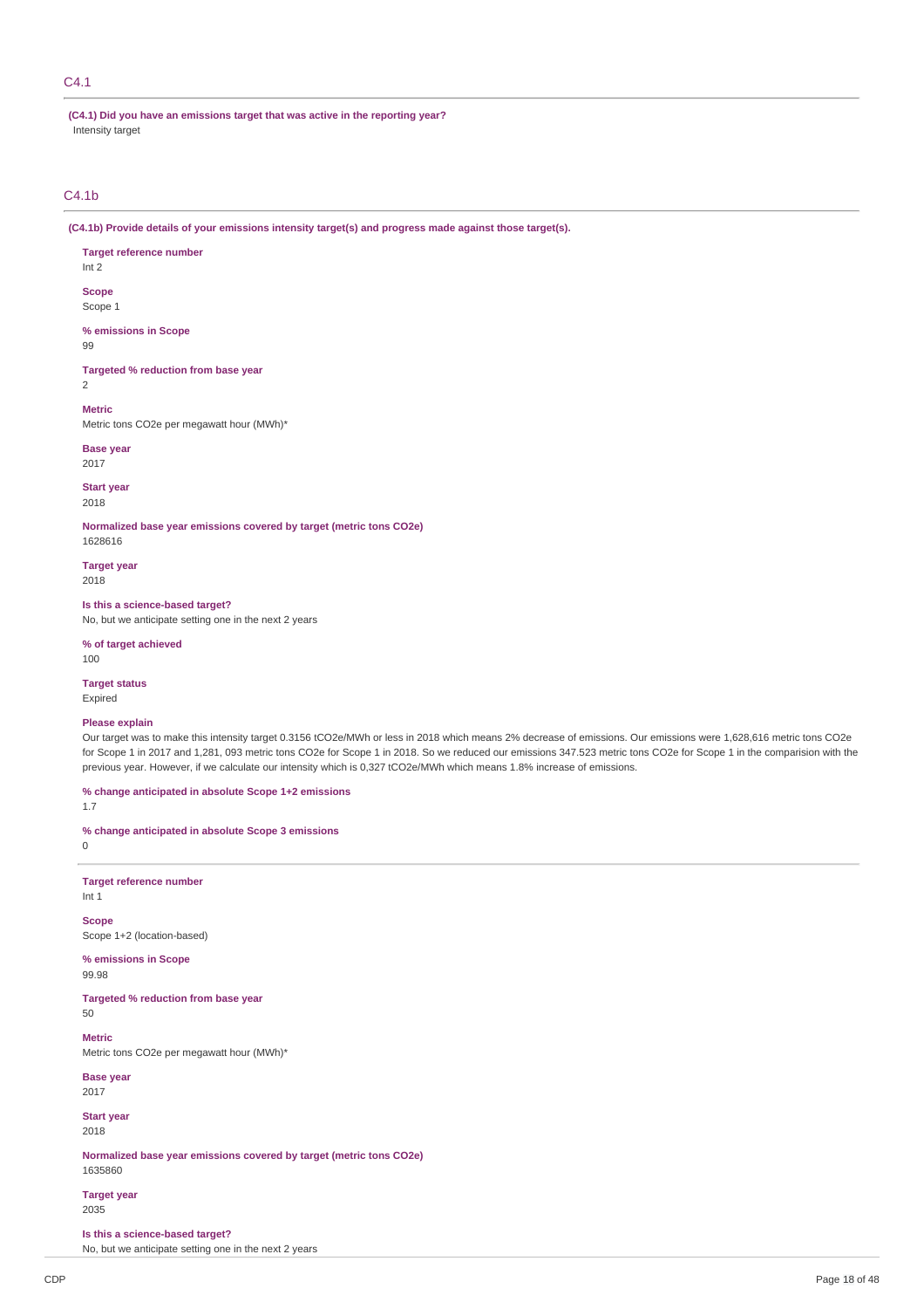## C4.1

**(C4.1) Did you have an emissions target that was active in the reporting year?**

Intensity target

## C4.1b

**(C4.1b) Provide details of your emissions intensity target(s) and progress made against those target(s).**

**Target reference number**

Int 2

**Scope**

Scope 1

**% emissions in Scope**

99

**Targeted % reduction from base year**

2

**Metric**

Metric tons CO2e per megawatt hour (MWh)*

**Base year**

2017

**Start year**

2018

**Normalized base year emissions covered by target (metric tons CO2e)**

1628616

**Target year**

2018

**Is this a science-based target?**

No, but we anticipate setting one in the next 2 years

**% of target achieved**

100

**Target status**

Expired

**Please explain**

Our target was to make this intensity target 0.3156 tCO2e/MWh or less in 2018 which means 2% decrease of emissions. Our emissions were 1,628,616 metric tons CO2e for Scope 1 in 2017 and 1,281, 093 metric tons CO2e for Scope 1 in 2018. So we reduced our emissions 347.523 metric tons CO2e for Scope 1 in the comparision with the previous year. However, if we calculate our intensity which is 0,327 tCO2e/MWh which means 1.8% increase of emissions.

**% change anticipated in absolute Scope 1+2 emissions**

1.7

**% change anticipated in absolute Scope 3 emissions**

0

---

**Target reference number**

Int 1

**Scope**

Scope 1+2 (location-based)

**% emissions in Scope**

99.98

**Targeted % reduction from base year**

50

**Metric**

Metric tons CO2e per megawatt hour (MWh)*

**Base year**

2017

**Start year**

2018

**Normalized base year emissions covered by target (metric tons CO2e)**

1635860

**Target year**

2035

**Is this a science-based target?**

No, but we anticipate setting one in the next 2 years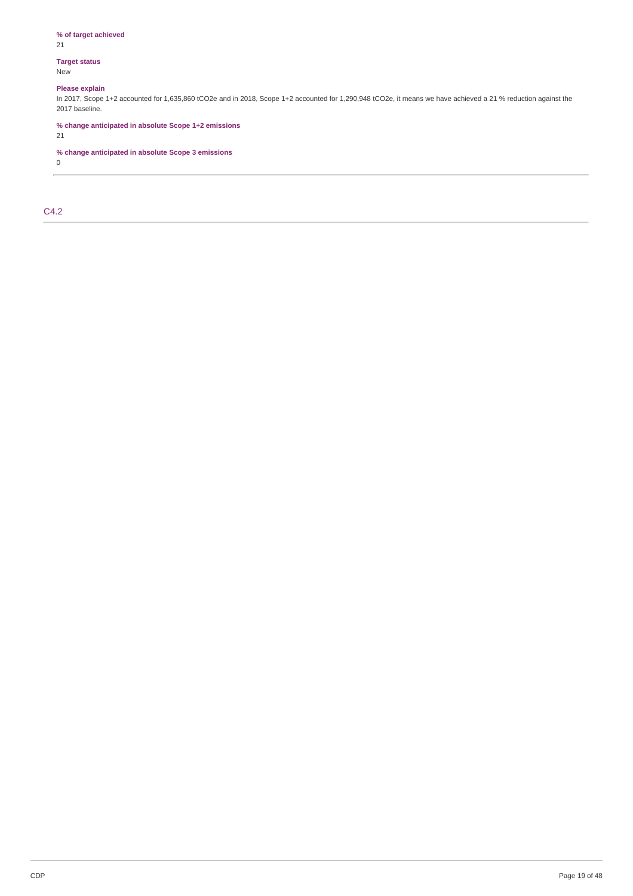**% of target achieved**
21

**Target status**
New

**Please explain**
In 2017, Scope 1+2 accounted for 1,635,860 tCO2e and in 2018, Scope 1+2 accounted for 1,290,948 tCO2e, it means we have achieved a 21 % reduction against the 2017 baseline.

**% change anticipated in absolute Scope 1+2 emissions**
21

**% change anticipated in absolute Scope 3 emissions**
0

---

## C4.2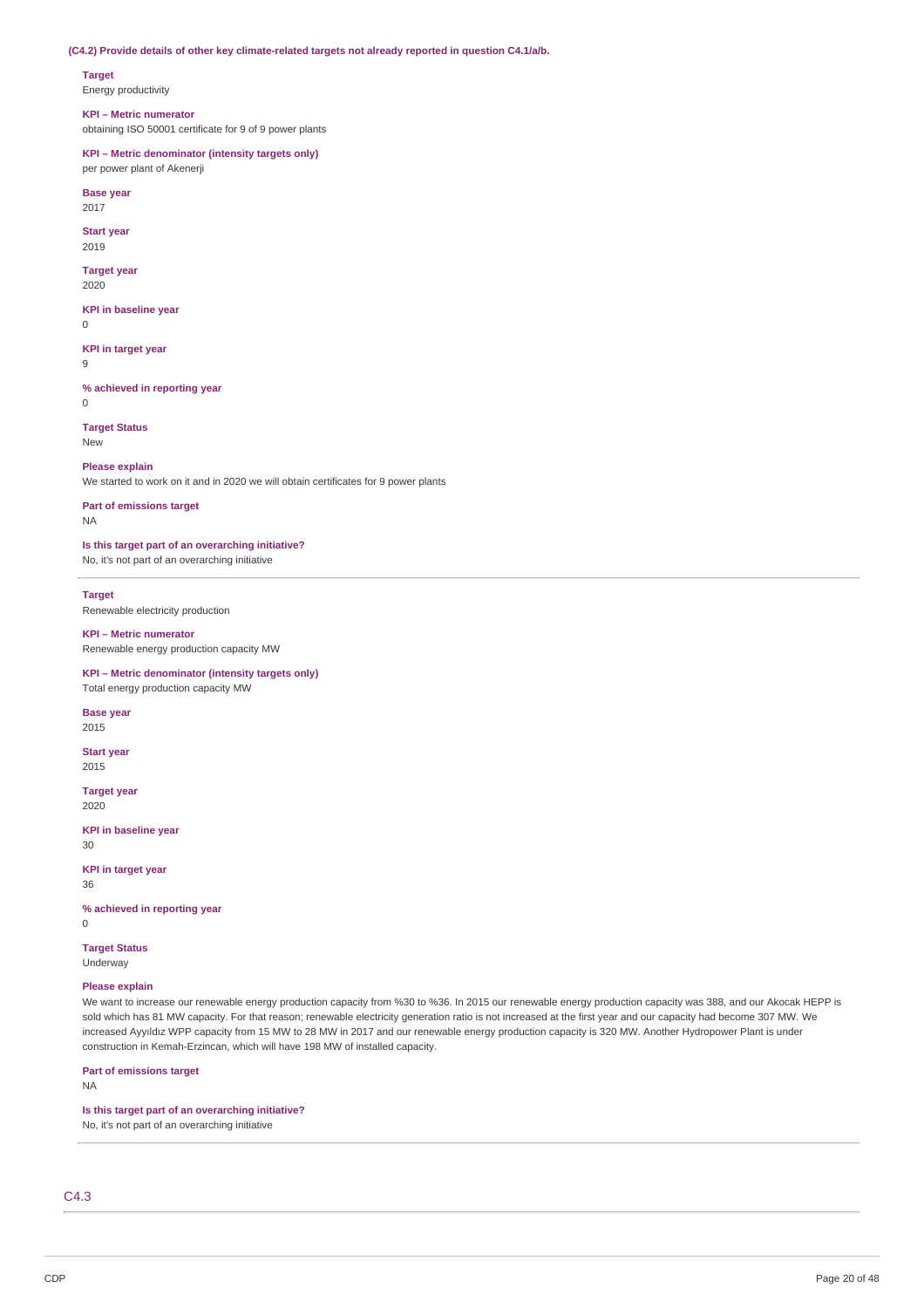**(C4.2) Provide details of other key climate-related targets not already reported in question C4.1/a/b.**

**Target**
Energy productivity

**KPI – Metric numerator**
obtaining ISO 50001 certificate for 9 of 9 power plants

**KPI – Metric denominator (intensity targets only)**
per power plant of Akenerji

**Base year**
2017

**Start year**
2019

**Target year**
2020

**KPI in baseline year**
0

**KPI in target year**
9

**% achieved in reporting year**
0

**Target Status**
New

**Please explain**
We started to work on it and in 2020 we will obtain certificates for 9 power plants

**Part of emissions target**
NA

**Is this target part of an overarching initiative?**
No, it's not part of an overarching initiative

---

**Target**
Renewable electricity production

**KPI – Metric numerator**
Renewable energy production capacity MW

**KPI – Metric denominator (intensity targets only)**
Total energy production capacity MW

**Base year**
2015

**Start year**
2015

**Target year**
2020

**KPI in baseline year**
30

**KPI in target year**
36

**% achieved in reporting year**
0

**Target Status**
Underway

**Please explain**
We want to increase our renewable energy production capacity from %30 to %36. In 2015 our renewable energy production capacity was 388, and our Akocak HEPP is sold which has 81 MW capacity. For that reason; renewable electricity generation ratio is not increased at the first year and our capacity had become 307 MW. We increased Ayyıldız WPP capacity from 15 MW to 28 MW in 2017 and our renewable energy production capacity is 320 MW. Another Hydropower Plant is under construction in Kemah-Erzincan, which will have 198 MW of installed capacity.

**Part of emissions target**
NA

**Is this target part of an overarching initiative?**
No, it's not part of an overarching initiative

---

## C4.3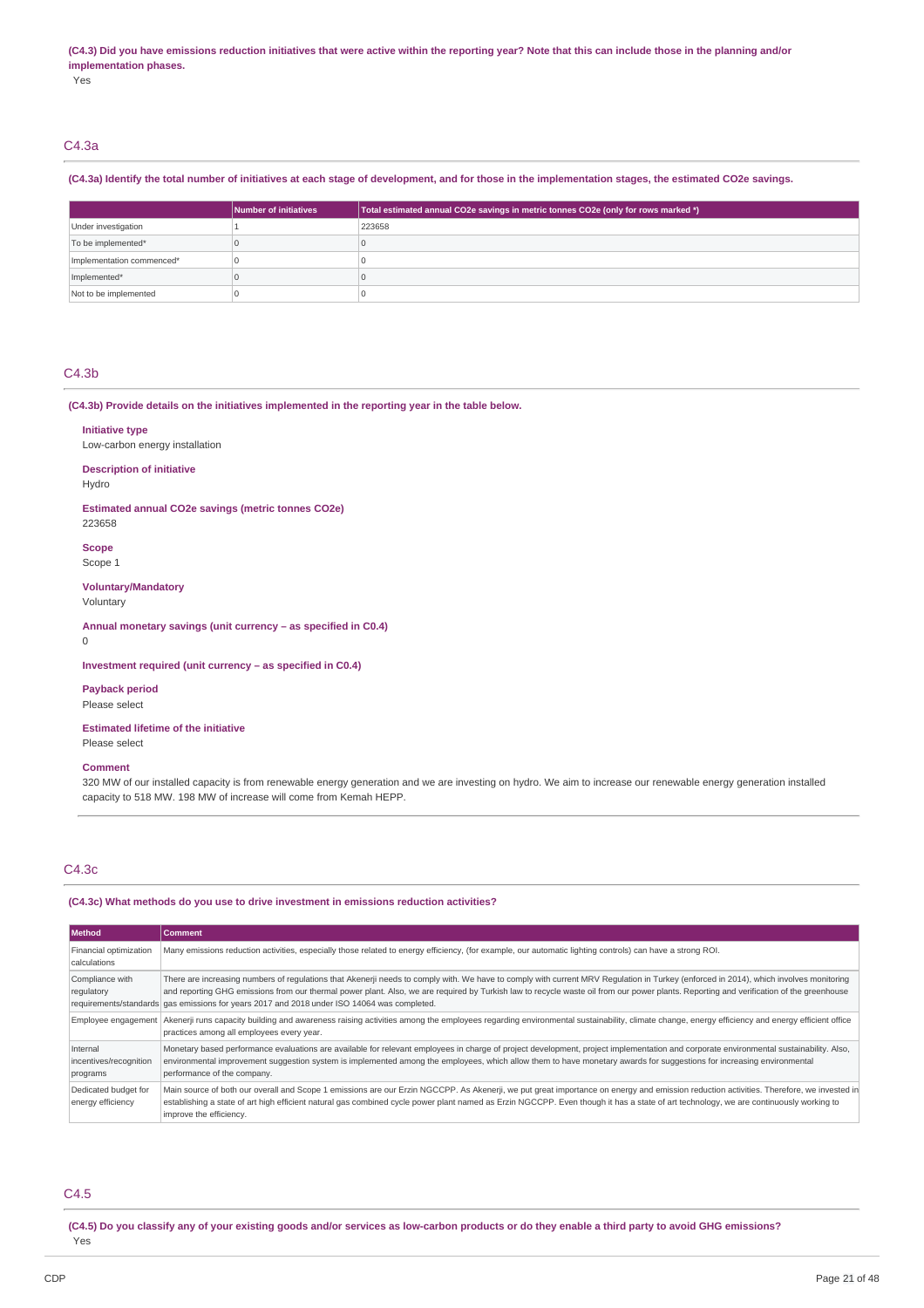**(C4.3) Did you have emissions reduction initiatives that were active within the reporting year? Note that this can include those in the planning and/or implementation phases.**

Yes

## C4.3a

**(C4.3a) Identify the total number of initiatives at each stage of development, and for those in the implementation stages, the estimated CO2e savings.**

| | Number of initiatives | Total estimated annual CO2e savings in metric tonnes CO2e (only for rows marked *) |
|---|---|---|
| Under investigation | 1 | 223658 |
| To be implemented* | 0 | 0 |
| Implementation commenced* | 0 | 0 |
| Implemented* | 0 | 0 |
| Not to be implemented | 0 | 0 |

## C4.3b

**(C4.3b) Provide details on the initiatives implemented in the reporting year in the table below.**

**Initiative type**
Low-carbon energy installation

**Description of initiative**
Hydro

**Estimated annual CO2e savings (metric tonnes CO2e)**
223658

**Scope**
Scope 1

**Voluntary/Mandatory**
Voluntary

**Annual monetary savings (unit currency – as specified in C0.4)**
0

**Investment required (unit currency – as specified in C0.4)**

**Payback period**
Please select

**Estimated lifetime of the initiative**
Please select

**Comment**
320 MW of our installed capacity is from renewable energy generation and we are investing on hydro. We aim to increase our renewable energy generation installed capacity to 518 MW. 198 MW of increase will come from Kemah HEPP.

## C4.3c

**(C4.3c) What methods do you use to drive investment in emissions reduction activities?**

| Method | Comment |
|---|---|
| Financial optimization calculations | Many emissions reduction activities, especially those related to energy efficiency, (for example, our automatic lighting controls) can have a strong ROI. |
| Compliance with regulatory requirements/standards | There are increasing numbers of regulations that Akenerji needs to comply with. We have to comply with current MRV Regulation in Turkey (enforced in 2014), which involves monitoring and reporting GHG emissions from our thermal power plant. Also, we are required by Turkish law to recycle waste oil from our power plants. Reporting and verification of the greenhouse gas emissions for years 2017 and 2018 under ISO 14064 was completed. |
| Employee engagement | Akenerji runs capacity building and awareness raising activities among the employees regarding environmental sustainability, climate change, energy efficiency and energy efficient office practices among all employees every year. |
| Internal incentives/recognition programs | Monetary based performance evaluations are available for relevant employees in charge of project development, project implementation and corporate environmental sustainability. Also, environmental improvement suggestion system is implemented among the employees, which allow them to have monetary awards for suggestions for increasing environmental performance of the company. |
| Dedicated budget for energy efficiency | Main source of both our overall and Scope 1 emissions are our Erzin NGCCPP. As Akenerji, we put great importance on energy and emission reduction activities. Therefore, we invested in establishing a state of art high efficient natural gas combined cycle power plant named as Erzin NGCCPP. Even though it has a state of art technology, we are continuously working to improve the efficiency. |

## C4.5

**(C4.5) Do you classify any of your existing goods and/or services as low-carbon products or do they enable a third party to avoid GHG emissions?**

Yes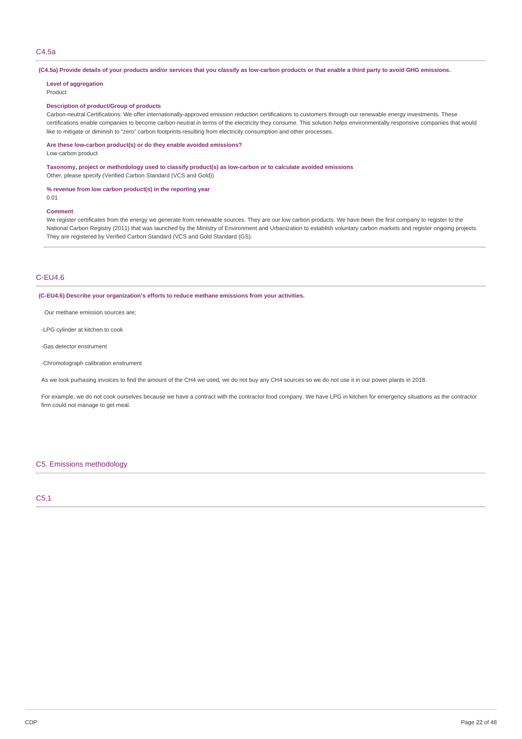## C4.5a

**(C4.5a) Provide details of your products and/or services that you classify as low-carbon products or that enable a third party to avoid GHG emissions.**

**Level of aggregation**
Product

**Description of product/Group of products**
Carbon-neutral Certifications: We offer internationally-approved emission reduction certifications to customers through our renewable energy investments. These certifications enable companies to become carbon-neutral in terms of the electricity they consume. This solution helps environmentally responsive companies that would like to mitigate or diminish to "zero" carbon footprints resulting from electricity consumption and other processes.

**Are these low-carbon product(s) or do they enable avoided emissions?**
Low-carbon product

**Taxonomy, project or methodology used to classify product(s) as low-carbon or to calculate avoided emissions**
Other, please specify (Verified Carbon Standard (VCS and Gold))

**% revenue from low carbon product(s) in the reporting year**
0.01

**Comment**
We register certificates from the energy we generate from renewable sources. They are our low carbon products. We have been the first company to register to the National Carbon Registry (2011) that was launched by the Ministry of Environment and Urbanization to establish voluntary carbon markets and register ongoing projects. They are registered by Verified Carbon Standard (VCS and Gold Standard (GS).

## C-EU4.6

**(C-EU4.6) Describe your organization's efforts to reduce methane emissions from your activities.**

Our methane emission sources are;

-LPG cylinder at kitchen to cook

-Gas detector enstrument

-Chromotograph calibration enstrument

As we look purhasing invoices to find the amount of the CH4 we used, we do not buy any CH4 sources so we do not use it in our power plants in 2018.

For example, we do not cook ourselves because we have a contract with the contractor food company. We have LPG in kitchen for emergency situations as the contractor firm could not manage to get meal.

# C5. Emissions methodology

## C5.1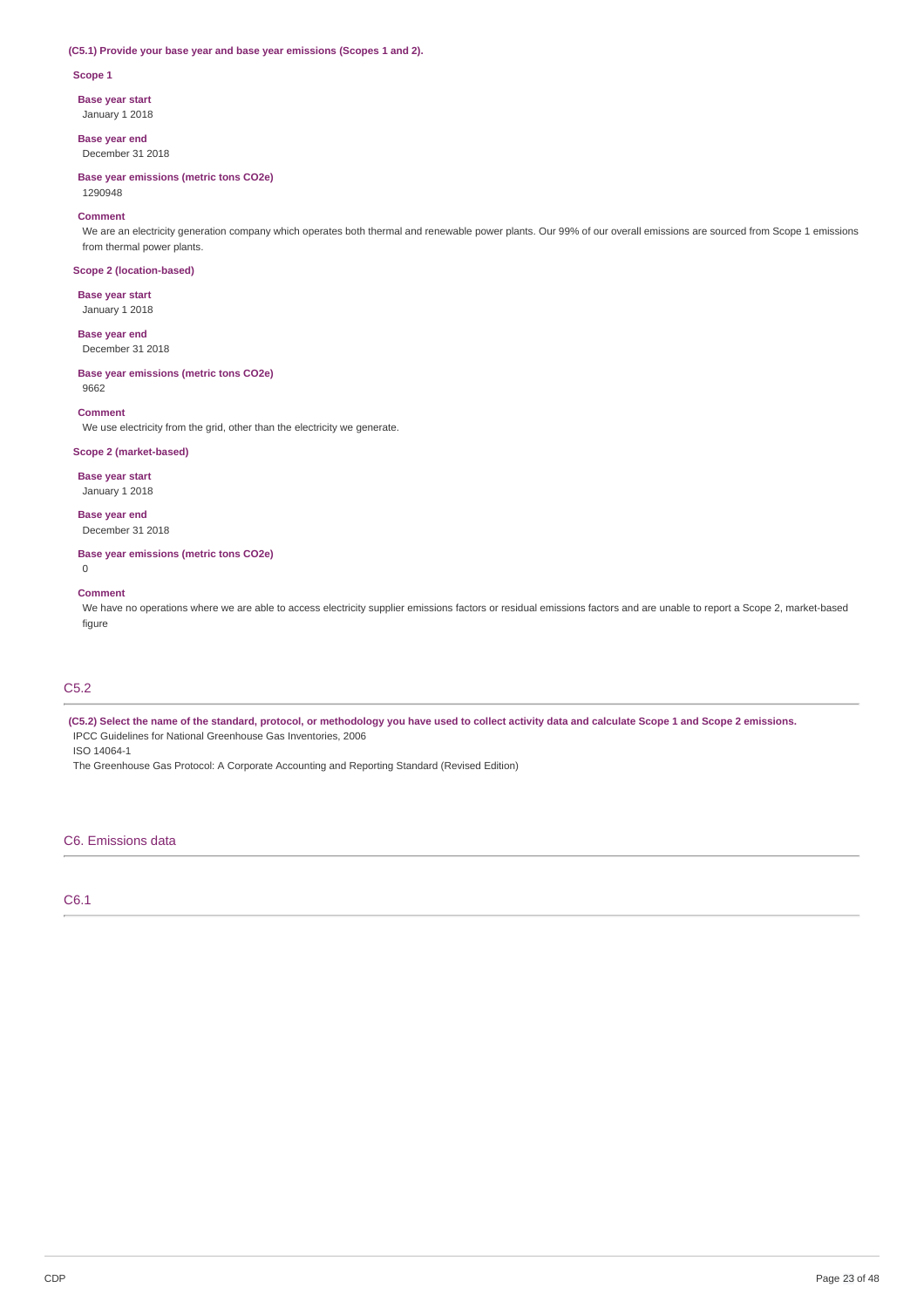**(C5.1) Provide your base year and base year emissions (Scopes 1 and 2).**

**Scope 1**

**Base year start**
January 1 2018

**Base year end**
December 31 2018

**Base year emissions (metric tons CO2e)**
1290948

**Comment**
We are an electricity generation company which operates both thermal and renewable power plants. Our 99% of our overall emissions are sourced from Scope 1 emissions from thermal power plants.

**Scope 2 (location-based)**

**Base year start**
January 1 2018

**Base year end**
December 31 2018

**Base year emissions (metric tons CO2e)**
9662

**Comment**
We use electricity from the grid, other than the electricity we generate.

**Scope 2 (market-based)**

**Base year start**
January 1 2018

**Base year end**
December 31 2018

**Base year emissions (metric tons CO2e)**
0

**Comment**
We have no operations where we are able to access electricity supplier emissions factors or residual emissions factors and are unable to report a Scope 2, market-based figure

## C5.2

**(C5.2) Select the name of the standard, protocol, or methodology you have used to collect activity data and calculate Scope 1 and Scope 2 emissions.**
IPCC Guidelines for National Greenhouse Gas Inventories, 2006
ISO 14064-1
The Greenhouse Gas Protocol: A Corporate Accounting and Reporting Standard (Revised Edition)

# C6. Emissions data

## C6.1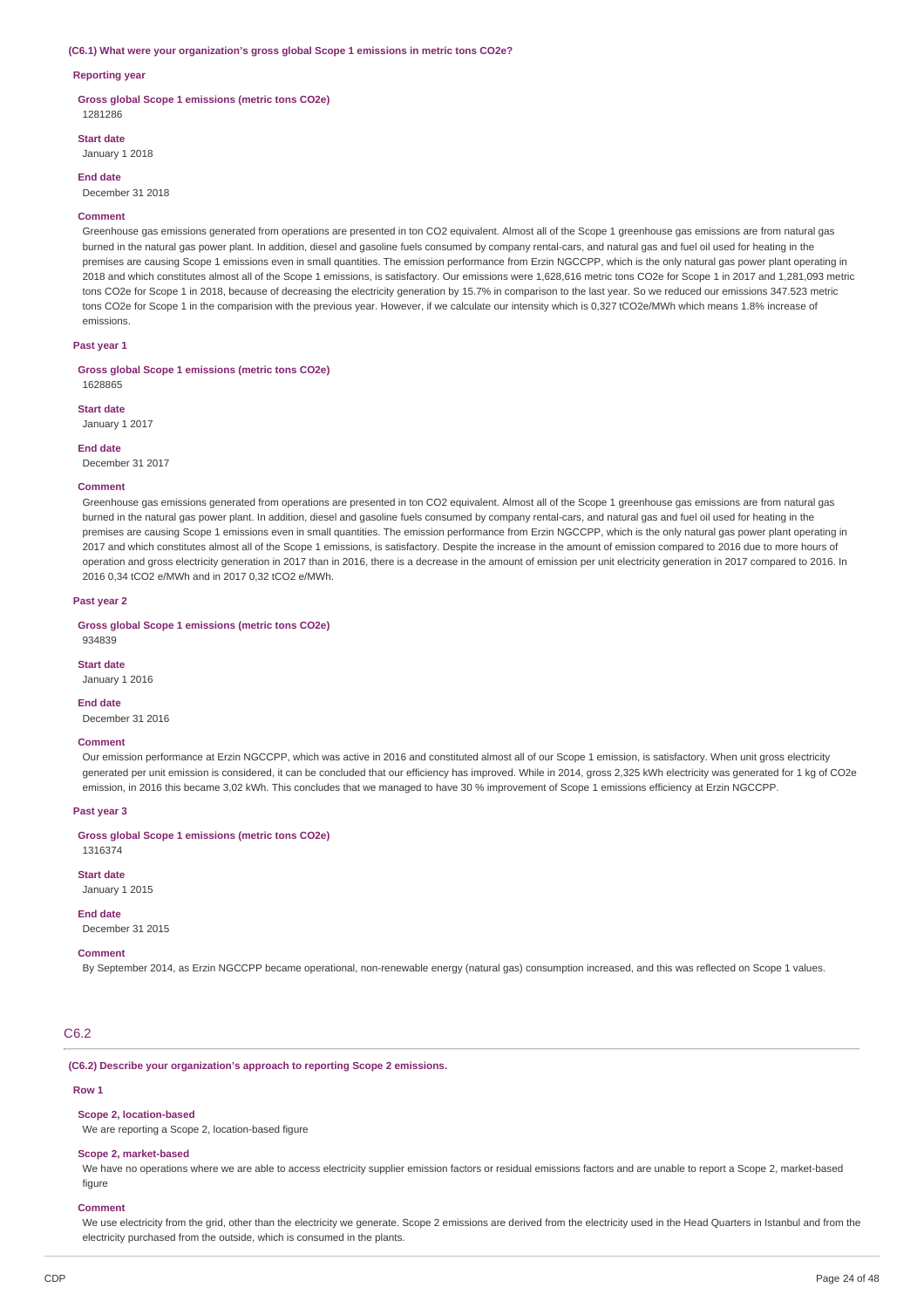**(C6.1) What were your organization's gross global Scope 1 emissions in metric tons CO2e?**

**Reporting year**

**Gross global Scope 1 emissions (metric tons CO2e)**

1281286

**Start date**

January 1 2018

**End date**

December 31 2018

**Comment**

Greenhouse gas emissions generated from operations are presented in ton CO2 equivalent. Almost all of the Scope 1 greenhouse gas emissions are from natural gas burned in the natural gas power plant. In addition, diesel and gasoline fuels consumed by company rental-cars, and natural gas and fuel oil used for heating in the premises are causing Scope 1 emissions even in small quantities. The emission performance from Erzin NGCCPP, which is the only natural gas power plant operating in 2018 and which constitutes almost all of the Scope 1 emissions, is satisfactory. Our emissions were 1,628,616 metric tons CO2e for Scope 1 in 2017 and 1,281,093 metric tons CO2e for Scope 1 in 2018, because of decreasing the electricity generation by 15.7% in comparison to the last year. So we reduced our emissions 347.523 metric tons CO2e for Scope 1 in the comparision with the previous year. However, if we calculate our intensity which is 0,327 tCO2e/MWh which means 1.8% increase of emissions.

**Past year 1**

**Gross global Scope 1 emissions (metric tons CO2e)**

1628865

**Start date**

January 1 2017

**End date**

December 31 2017

**Comment**

Greenhouse gas emissions generated from operations are presented in ton CO2 equivalent. Almost all of the Scope 1 greenhouse gas emissions are from natural gas burned in the natural gas power plant. In addition, diesel and gasoline fuels consumed by company rental-cars, and natural gas and fuel oil used for heating in the premises are causing Scope 1 emissions even in small quantities. The emission performance from Erzin NGCCPP, which is the only natural gas power plant operating in 2017 and which constitutes almost all of the Scope 1 emissions, is satisfactory. Despite the increase in the amount of emission compared to 2016 due to more hours of operation and gross electricity generation in 2017 than in 2016, there is a decrease in the amount of emission per unit electricity generation in 2017 compared to 2016. In 2016 0,34 tCO2 e/MWh and in 2017 0,32 tCO2 e/MWh.

**Past year 2**

**Gross global Scope 1 emissions (metric tons CO2e)**

934839

**Start date**

January 1 2016

**End date**

December 31 2016

**Comment**

Our emission performance at Erzin NGCCPP, which was active in 2016 and constituted almost all of our Scope 1 emission, is satisfactory. When unit gross electricity generated per unit emission is considered, it can be concluded that our efficiency has improved. While in 2014, gross 2,325 kWh electricity was generated for 1 kg of CO2e emission, in 2016 this became 3,02 kWh. This concludes that we managed to have 30 % improvement of Scope 1 emissions efficiency at Erzin NGCCPP.

**Past year 3**

**Gross global Scope 1 emissions (metric tons CO2e)**

1316374

**Start date**

January 1 2015

**End date**

December 31 2015

**Comment**

By September 2014, as Erzin NGCCPP became operational, non-renewable energy (natural gas) consumption increased, and this was reflected on Scope 1 values.

## C6.2

**(C6.2) Describe your organization's approach to reporting Scope 2 emissions.**

**Row 1**

**Scope 2, location-based**

We are reporting a Scope 2, location-based figure

**Scope 2, market-based**

We have no operations where we are able to access electricity supplier emission factors or residual emissions factors and are unable to report a Scope 2, market-based figure

**Comment**

We use electricity from the grid, other than the electricity we generate. Scope 2 emissions are derived from the electricity used in the Head Quarters in Istanbul and from the electricity purchased from the outside, which is consumed in the plants.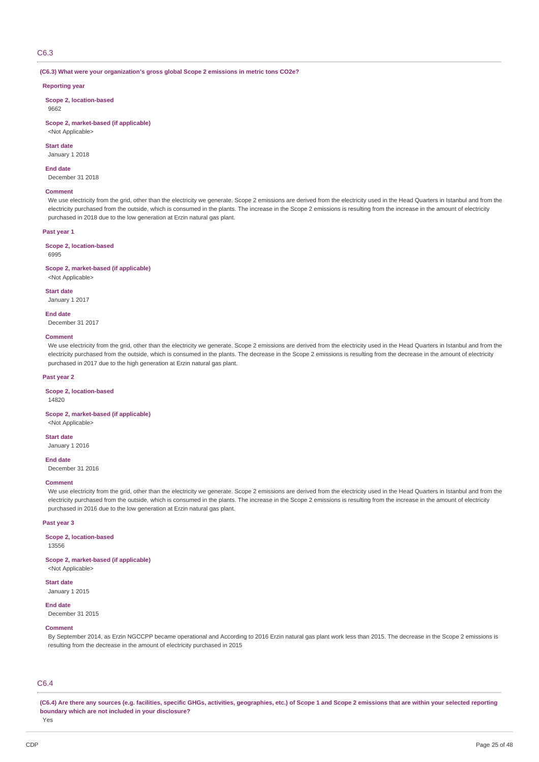## C6.3

**(C6.3) What were your organization's gross global Scope 2 emissions in metric tons CO2e?**

**Reporting year**

**Scope 2, location-based**
9662

**Scope 2, market-based (if applicable)**
<Not Applicable>

**Start date**
January 1 2018

**End date**
December 31 2018

**Comment**
We use electricity from the grid, other than the electricity we generate. Scope 2 emissions are derived from the electricity used in the Head Quarters in Istanbul and from the electricity purchased from the outside, which is consumed in the plants. The increase in the Scope 2 emissions is resulting from the increase in the amount of electricity purchased in 2018 due to the low generation at Erzin natural gas plant.

**Past year 1**

**Scope 2, location-based**
6995

**Scope 2, market-based (if applicable)**
<Not Applicable>

**Start date**
January 1 2017

**End date**
December 31 2017

**Comment**
We use electricity from the grid, other than the electricity we generate. Scope 2 emissions are derived from the electricity used in the Head Quarters in Istanbul and from the electricity purchased from the outside, which is consumed in the plants. The decrease in the Scope 2 emissions is resulting from the decrease in the amount of electricity purchased in 2017 due to the high generation at Erzin natural gas plant.

**Past year 2**

**Scope 2, location-based**
14820

**Scope 2, market-based (if applicable)**
<Not Applicable>

**Start date**
January 1 2016

**End date**
December 31 2016

**Comment**
We use electricity from the grid, other than the electricity we generate. Scope 2 emissions are derived from the electricity used in the Head Quarters in Istanbul and from the electricity purchased from the outside, which is consumed in the plants. The increase in the Scope 2 emissions is resulting from the increase in the amount of electricity purchased in 2016 due to the low generation at Erzin natural gas plant.

**Past year 3**

**Scope 2, location-based**
13556

**Scope 2, market-based (if applicable)**
<Not Applicable>

**Start date**
January 1 2015

**End date**
December 31 2015

**Comment**
By September 2014, as Erzin NGCCPP became operational and According to 2016 Erzin natural gas plant work less than 2015. The decrease in the Scope 2 emissions is resulting from the decrease in the amount of electricity purchased in 2015

## C6.4

**(C6.4) Are there any sources (e.g. facilities, specific GHGs, activities, geographies, etc.) of Scope 1 and Scope 2 emissions that are within your selected reporting boundary which are not included in your disclosure?**

Yes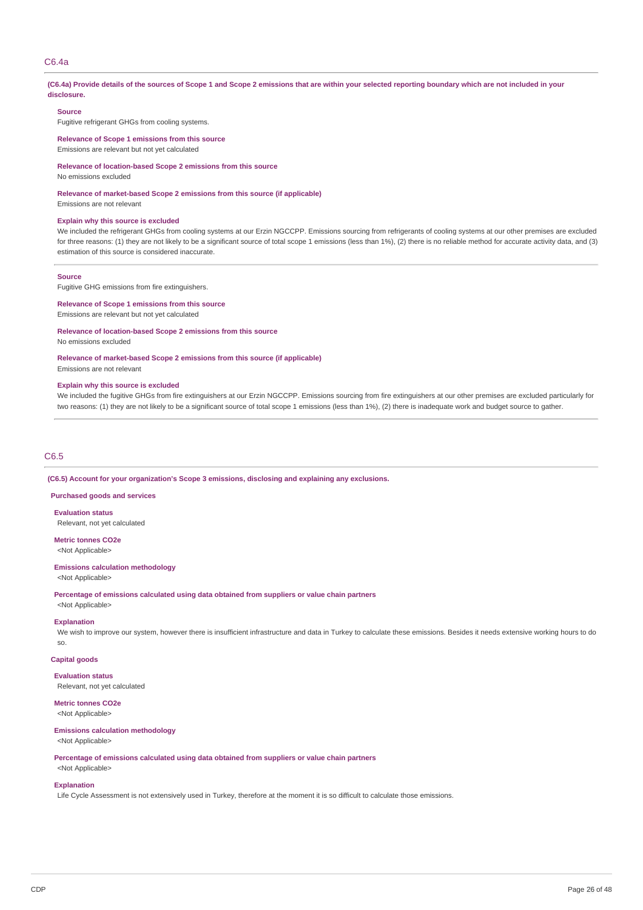## C6.4a

**(C6.4a) Provide details of the sources of Scope 1 and Scope 2 emissions that are within your selected reporting boundary which are not included in your disclosure.**

**Source**
Fugitive refrigerant GHGs from cooling systems.

**Relevance of Scope 1 emissions from this source**
Emissions are relevant but not yet calculated

**Relevance of location-based Scope 2 emissions from this source**
No emissions excluded

**Relevance of market-based Scope 2 emissions from this source (if applicable)**
Emissions are not relevant

**Explain why this source is excluded**
We included the refrigerant GHGs from cooling systems at our Erzin NGCCPP. Emissions sourcing from refrigerants of cooling systems at our other premises are excluded for three reasons: (1) they are not likely to be a significant source of total scope 1 emissions (less than 1%), (2) there is no reliable method for accurate activity data, and (3) estimation of this source is considered inaccurate.

---

**Source**
Fugitive GHG emissions from fire extinguishers.

**Relevance of Scope 1 emissions from this source**
Emissions are relevant but not yet calculated

**Relevance of location-based Scope 2 emissions from this source**
No emissions excluded

**Relevance of market-based Scope 2 emissions from this source (if applicable)**
Emissions are not relevant

**Explain why this source is excluded**
We included the fugitive GHGs from fire extinguishers at our Erzin NGCCPP. Emissions sourcing from fire extinguishers at our other premises are excluded particularly for two reasons: (1) they are not likely to be a significant source of total scope 1 emissions (less than 1%), (2) there is inadequate work and budget source to gather.

## C6.5

**(C6.5) Account for your organization's Scope 3 emissions, disclosing and explaining any exclusions.**

**Purchased goods and services**

**Evaluation status**
Relevant, not yet calculated

**Metric tonnes CO2e**
<Not Applicable>

**Emissions calculation methodology**
<Not Applicable>

**Percentage of emissions calculated using data obtained from suppliers or value chain partners**
<Not Applicable>

**Explanation**
We wish to improve our system, however there is insufficient infrastructure and data in Turkey to calculate these emissions. Besides it needs extensive working hours to do so.

**Capital goods**

**Evaluation status**
Relevant, not yet calculated

**Metric tonnes CO2e**
<Not Applicable>

**Emissions calculation methodology**
<Not Applicable>

**Percentage of emissions calculated using data obtained from suppliers or value chain partners**
<Not Applicable>

**Explanation**
Life Cycle Assessment is not extensively used in Turkey, therefore at the moment it is so difficult to calculate those emissions.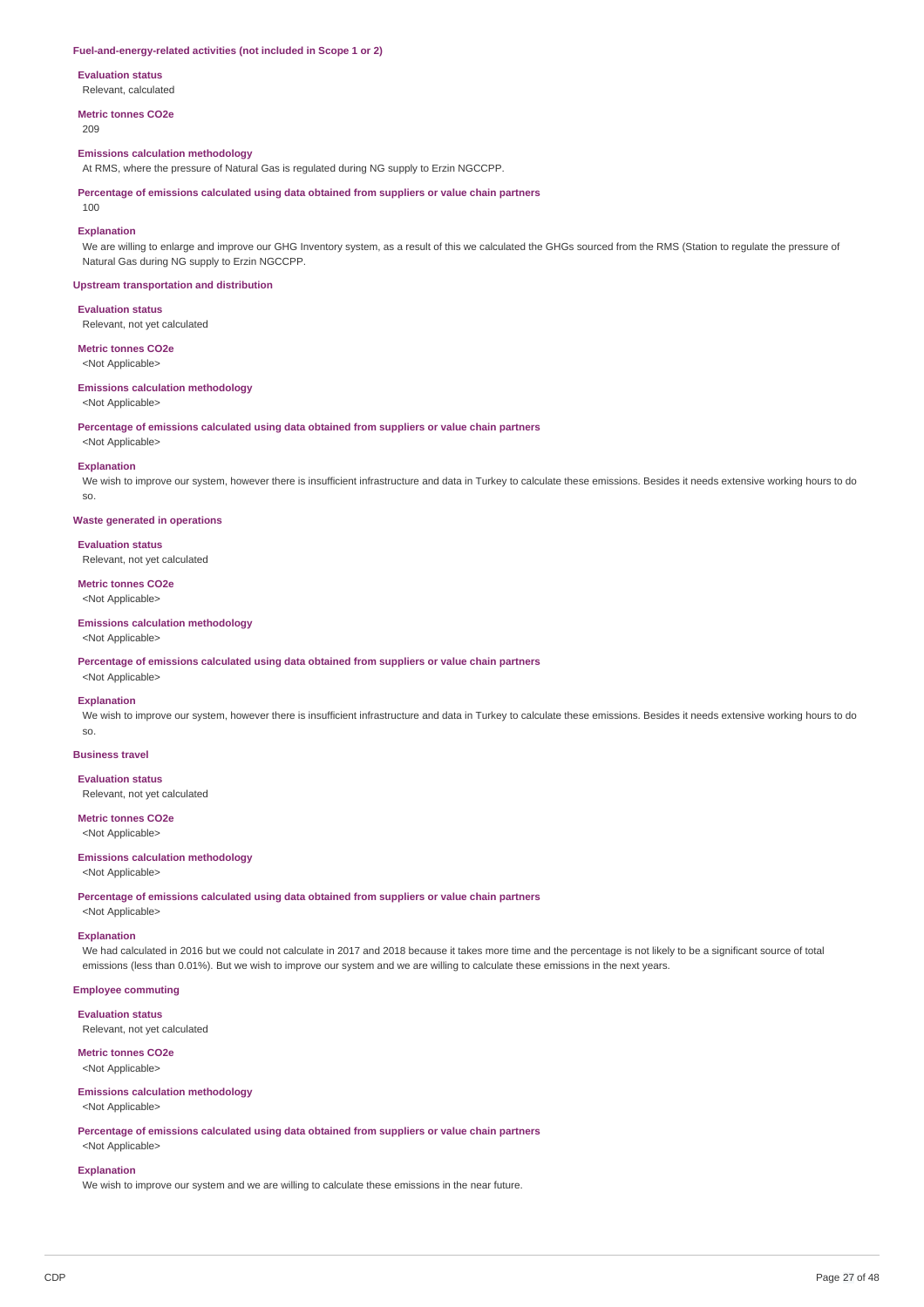#### Fuel-and-energy-related activities (not included in Scope 1 or 2)

**Evaluation status**

Relevant, calculated

**Metric tonnes CO2e**

209

**Emissions calculation methodology**

At RMS, where the pressure of Natural Gas is regulated during NG supply to Erzin NGCCPP.

**Percentage of emissions calculated using data obtained from suppliers or value chain partners**

100

**Explanation**

We are willing to enlarge and improve our GHG Inventory system, as a result of this we calculated the GHGs sourced from the RMS (Station to regulate the pressure of Natural Gas during NG supply to Erzin NGCCPP.

#### Upstream transportation and distribution

**Evaluation status**

Relevant, not yet calculated

**Metric tonnes CO2e**

<Not Applicable>

**Emissions calculation methodology**

<Not Applicable>

**Percentage of emissions calculated using data obtained from suppliers or value chain partners**

<Not Applicable>

**Explanation**

We wish to improve our system, however there is insufficient infrastructure and data in Turkey to calculate these emissions. Besides it needs extensive working hours to do so.

#### Waste generated in operations

**Evaluation status**

Relevant, not yet calculated

**Metric tonnes CO2e**

<Not Applicable>

**Emissions calculation methodology**

<Not Applicable>

**Percentage of emissions calculated using data obtained from suppliers or value chain partners**

<Not Applicable>

**Explanation**

We wish to improve our system, however there is insufficient infrastructure and data in Turkey to calculate these emissions. Besides it needs extensive working hours to do so.

#### Business travel

**Evaluation status**

Relevant, not yet calculated

**Metric tonnes CO2e**

<Not Applicable>

**Emissions calculation methodology**

<Not Applicable>

**Percentage of emissions calculated using data obtained from suppliers or value chain partners**

<Not Applicable>

**Explanation**

We had calculated in 2016 but we could not calculate in 2017 and 2018 because it takes more time and the percentage is not likely to be a significant source of total emissions (less than 0.01%). But we wish to improve our system and we are willing to calculate these emissions in the next years.

#### Employee commuting

**Evaluation status**

Relevant, not yet calculated

**Metric tonnes CO2e**

<Not Applicable>

**Emissions calculation methodology**

<Not Applicable>

**Percentage of emissions calculated using data obtained from suppliers or value chain partners**

<Not Applicable>

**Explanation**

We wish to improve our system and we are willing to calculate these emissions in the near future.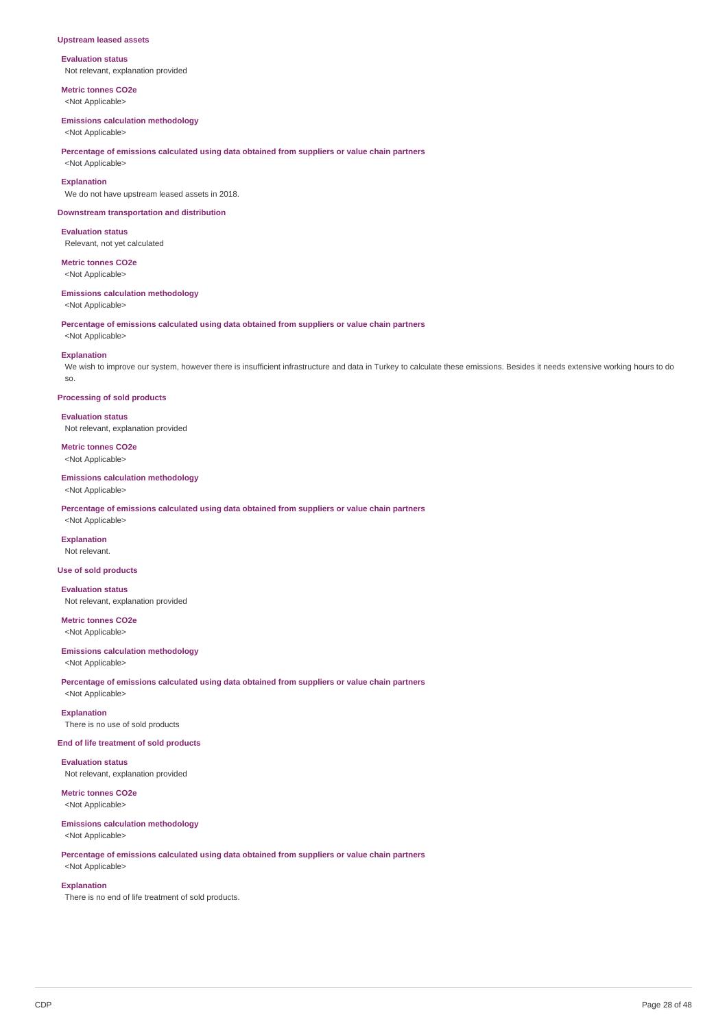### Upstream leased assets

**Evaluation status**
Not relevant, explanation provided

**Metric tonnes CO2e**
<Not Applicable>

**Emissions calculation methodology**
<Not Applicable>

**Percentage of emissions calculated using data obtained from suppliers or value chain partners**
<Not Applicable>

**Explanation**
We do not have upstream leased assets in 2018.

### Downstream transportation and distribution

**Evaluation status**
Relevant, not yet calculated

**Metric tonnes CO2e**
<Not Applicable>

**Emissions calculation methodology**
<Not Applicable>

**Percentage of emissions calculated using data obtained from suppliers or value chain partners**
<Not Applicable>

**Explanation**
We wish to improve our system, however there is insufficient infrastructure and data in Turkey to calculate these emissions. Besides it needs extensive working hours to do so.

### Processing of sold products

**Evaluation status**
Not relevant, explanation provided

**Metric tonnes CO2e**
<Not Applicable>

**Emissions calculation methodology**
<Not Applicable>

**Percentage of emissions calculated using data obtained from suppliers or value chain partners**
<Not Applicable>

**Explanation**
Not relevant.

### Use of sold products

**Evaluation status**
Not relevant, explanation provided

**Metric tonnes CO2e**
<Not Applicable>

**Emissions calculation methodology**
<Not Applicable>

**Percentage of emissions calculated using data obtained from suppliers or value chain partners**
<Not Applicable>

**Explanation**
There is no use of sold products

### End of life treatment of sold products

**Evaluation status**
Not relevant, explanation provided

**Metric tonnes CO2e**
<Not Applicable>

**Emissions calculation methodology**
<Not Applicable>

**Percentage of emissions calculated using data obtained from suppliers or value chain partners**
<Not Applicable>

**Explanation**
There is no end of life treatment of sold products.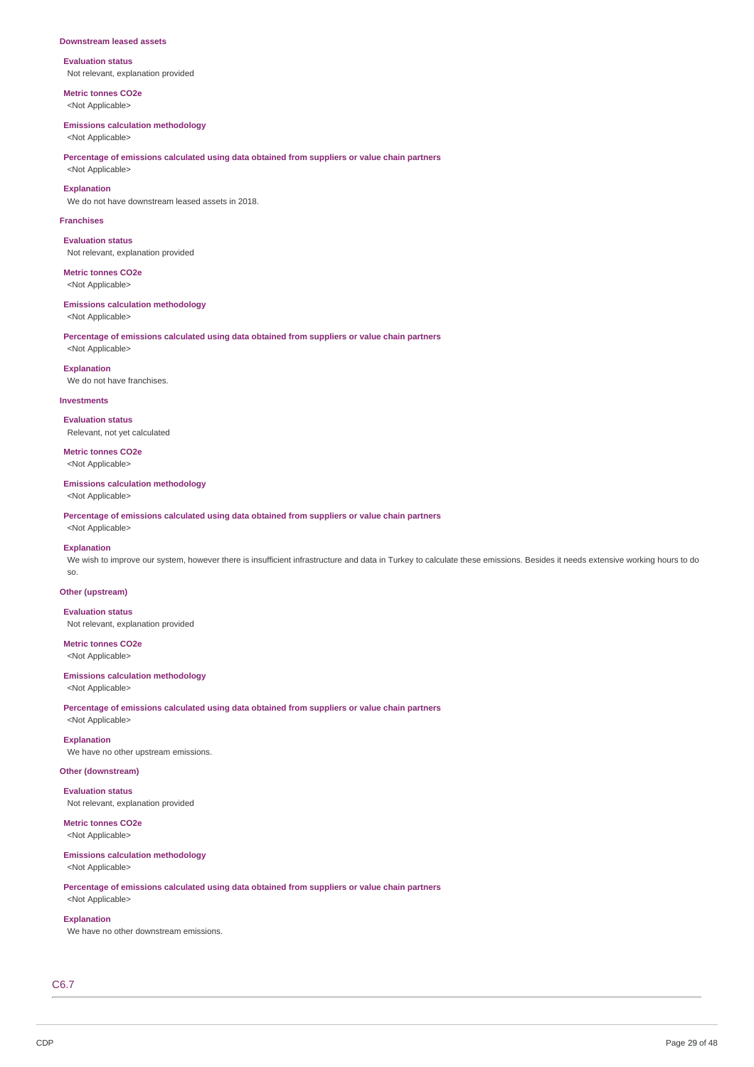### Downstream leased assets

**Evaluation status**
Not relevant, explanation provided

**Metric tonnes CO2e**
<Not Applicable>

**Emissions calculation methodology**
<Not Applicable>

**Percentage of emissions calculated using data obtained from suppliers or value chain partners**
<Not Applicable>

**Explanation**
We do not have downstream leased assets in 2018.

### Franchises

**Evaluation status**
Not relevant, explanation provided

**Metric tonnes CO2e**
<Not Applicable>

**Emissions calculation methodology**
<Not Applicable>

**Percentage of emissions calculated using data obtained from suppliers or value chain partners**
<Not Applicable>

**Explanation**
We do not have franchises.

### Investments

**Evaluation status**
Relevant, not yet calculated

**Metric tonnes CO2e**
<Not Applicable>

**Emissions calculation methodology**
<Not Applicable>

**Percentage of emissions calculated using data obtained from suppliers or value chain partners**
<Not Applicable>

**Explanation**
We wish to improve our system, however there is insufficient infrastructure and data in Turkey to calculate these emissions. Besides it needs extensive working hours to do so.

### Other (upstream)

**Evaluation status**
Not relevant, explanation provided

**Metric tonnes CO2e**
<Not Applicable>

**Emissions calculation methodology**
<Not Applicable>

**Percentage of emissions calculated using data obtained from suppliers or value chain partners**
<Not Applicable>

**Explanation**
We have no other upstream emissions.

### Other (downstream)

**Evaluation status**
Not relevant, explanation provided

**Metric tonnes CO2e**
<Not Applicable>

**Emissions calculation methodology**
<Not Applicable>

**Percentage of emissions calculated using data obtained from suppliers or value chain partners**
<Not Applicable>

**Explanation**
We have no other downstream emissions.

## C6.7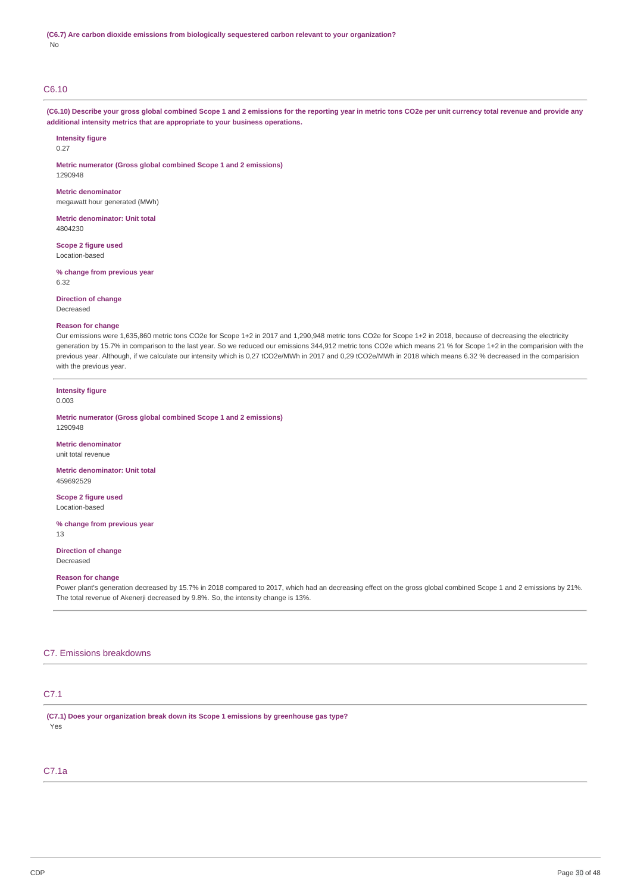**(C6.7) Are carbon dioxide emissions from biologically sequestered carbon relevant to your organization?**

No

## C6.10

**(C6.10) Describe your gross global combined Scope 1 and 2 emissions for the reporting year in metric tons CO2e per unit currency total revenue and provide any additional intensity metrics that are appropriate to your business operations.**

**Intensity figure**
0.27

**Metric numerator (Gross global combined Scope 1 and 2 emissions)**
1290948

**Metric denominator**
megawatt hour generated (MWh)

**Metric denominator: Unit total**
4804230

**Scope 2 figure used**
Location-based

**% change from previous year**
6.32

**Direction of change**
Decreased

**Reason for change**
Our emissions were 1,635,860 metric tons CO2e for Scope 1+2 in 2017 and 1,290,948 metric tons CO2e for Scope 1+2 in 2018, because of decreasing the electricity generation by 15.7% in comparison to the last year. So we reduced our emissions 344,912 metric tons CO2e which means 21 % for Scope 1+2 in the comparision with the previous year. Although, if we calculate our intensity which is 0,27 tCO2e/MWh in 2017 and 0,29 tCO2e/MWh in 2018 which means 6.32 % decreased in the comparision with the previous year.

**Intensity figure**
0.003

**Metric numerator (Gross global combined Scope 1 and 2 emissions)**
1290948

**Metric denominator**
unit total revenue

**Metric denominator: Unit total**
459692529

**Scope 2 figure used**
Location-based

**% change from previous year**
13

**Direction of change**
Decreased

**Reason for change**
Power plant's generation decreased by 15.7% in 2018 compared to 2017, which had an decreasing effect on the gross global combined Scope 1 and 2 emissions by 21%. The total revenue of Akenerji decreased by 9.8%. So, the intensity change is 13%.

# C7. Emissions breakdowns

## C7.1

**(C7.1) Does your organization break down its Scope 1 emissions by greenhouse gas type?**

Yes

## C7.1a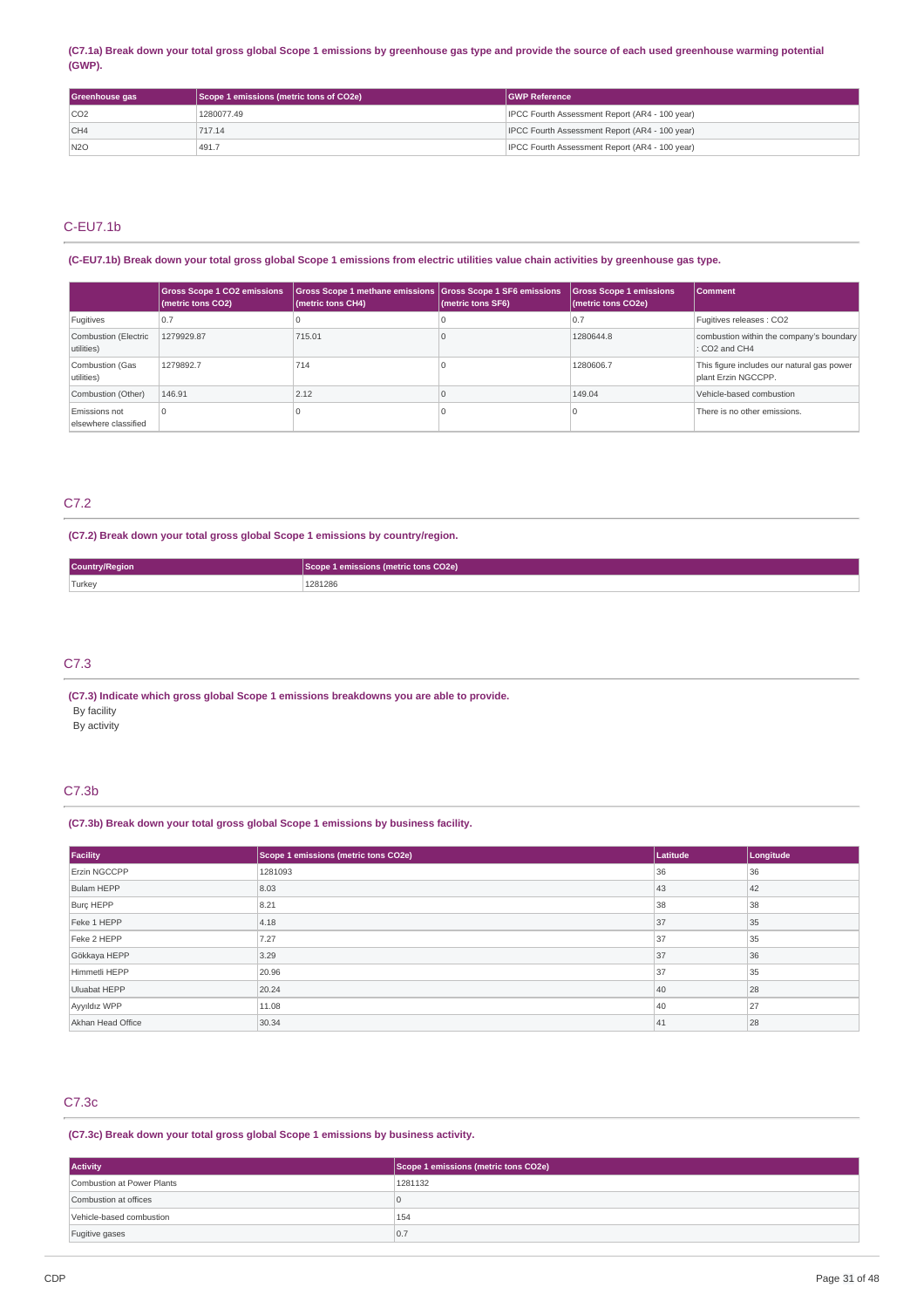**(C7.1a) Break down your total gross global Scope 1 emissions by greenhouse gas type and provide the source of each used greenhouse warming potential (GWP).**

| Greenhouse gas | Scope 1 emissions (metric tons of CO2e) | GWP Reference |
|---|---|---|
| CO2 | 1280077.49 | IPCC Fourth Assessment Report (AR4 - 100 year) |
| CH4 | 717.14 | IPCC Fourth Assessment Report (AR4 - 100 year) |
| N2O | 491.7 | IPCC Fourth Assessment Report (AR4 - 100 year) |

## C-EU7.1b

**(C-EU7.1b) Break down your total gross global Scope 1 emissions from electric utilities value chain activities by greenhouse gas type.**

| | Gross Scope 1 CO2 emissions (metric tons CO2) | Gross Scope 1 methane emissions (metric tons CH4) | Gross Scope 1 SF6 emissions (metric tons SF6) | Gross Scope 1 emissions (metric tons CO2e) | Comment |
|---|---|---|---|---|---|
| Fugitives | 0.7 | 0 | 0 | 0.7 | Fugitives releases : CO2 |
| Combustion (Electric utilities) | 1279929.87 | 715.01 | 0 | 1280644.8 | combustion within the company's boundary : CO2 and CH4 |
| Combustion (Gas utilities) | 1279892.7 | 714 | 0 | 1280606.7 | This figure includes our natural gas power plant Erzin NGCCPP. |
| Combustion (Other) | 146.91 | 2.12 | 0 | 149.04 | Vehicle-based combustion |
| Emissions not elsewhere classified | 0 | 0 | 0 | 0 | There is no other emissions. |

## C7.2

**(C7.2) Break down your total gross global Scope 1 emissions by country/region.**

| Country/Region | Scope 1 emissions (metric tons CO2e) |
|---|---|
| Turkey | 1281286 |

## C7.3

**(C7.3) Indicate which gross global Scope 1 emissions breakdowns you are able to provide.**

By facility

By activity

## C7.3b

**(C7.3b) Break down your total gross global Scope 1 emissions by business facility.**

| Facility | Scope 1 emissions (metric tons CO2e) | Latitude | Longitude |
|---|---|---|---|
| Erzin NGCCPP | 1281093 | 36 | 36 |
| Bulam HEPP | 8.03 | 43 | 42 |
| Burç HEPP | 8.21 | 38 | 38 |
| Feke 1 HEPP | 4.18 | 37 | 35 |
| Feke 2 HEPP | 7.27 | 37 | 35 |
| Gökkaya HEPP | 3.29 | 37 | 36 |
| Himmetli HEPP | 20.96 | 37 | 35 |
| Uluabat HEPP | 20.24 | 40 | 28 |
| Ayyıldız WPP | 11.08 | 40 | 27 |
| Akhan Head Office | 30.34 | 41 | 28 |

## C7.3c

**(C7.3c) Break down your total gross global Scope 1 emissions by business activity.**

| Activity | Scope 1 emissions (metric tons CO2e) |
|---|---|
| Combustion at Power Plants | 1281132 |
| Combustion at offices | 0 |
| Vehicle-based combustion | 154 |
| Fugitive gases | 0.7 |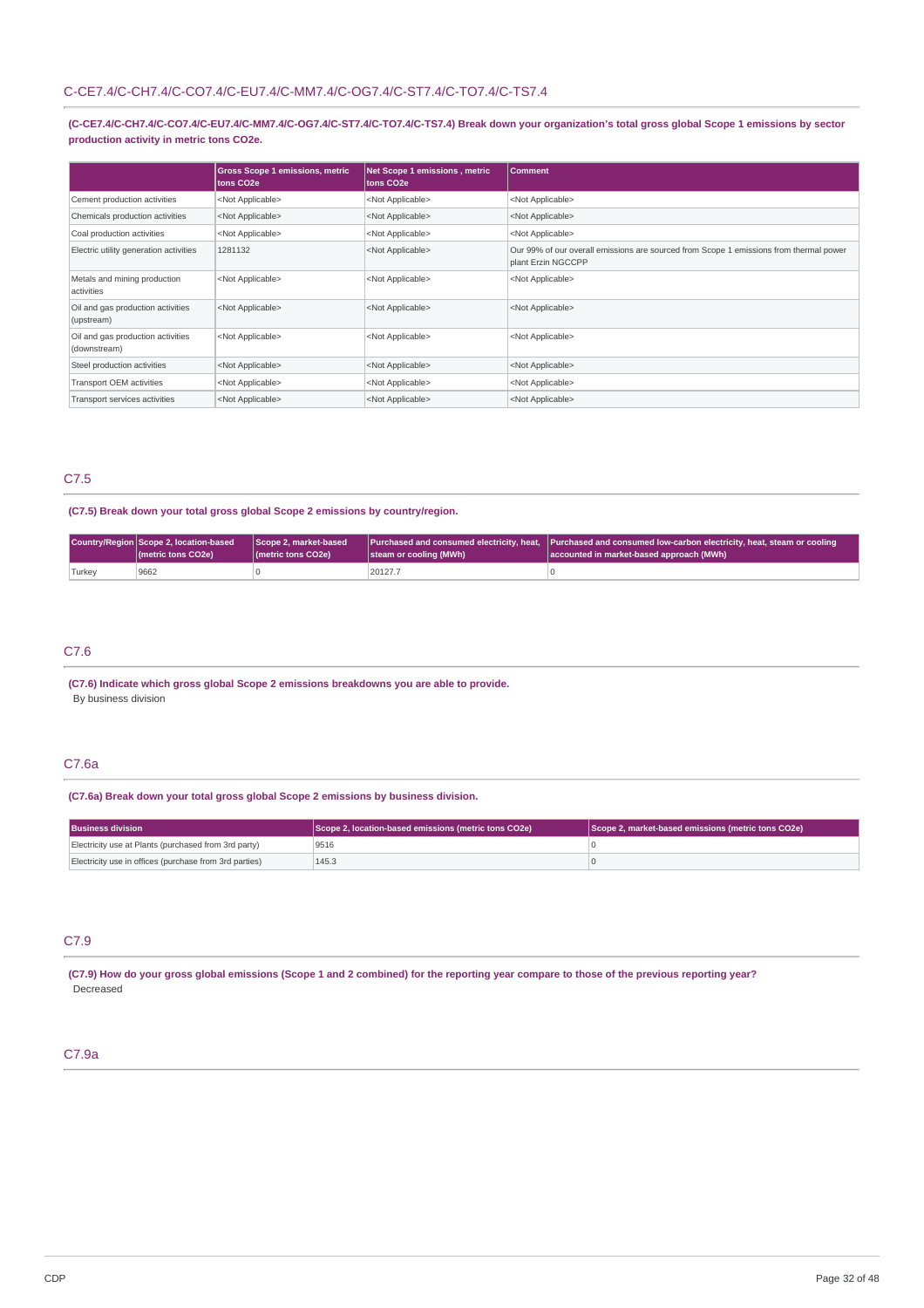## C-CE7.4/C-CH7.4/C-CO7.4/C-EU7.4/C-MM7.4/C-OG7.4/C-ST7.4/C-TO7.4/C-TS7.4

**(C-CE7.4/C-CH7.4/C-CO7.4/C-EU7.4/C-MM7.4/C-OG7.4/C-ST7.4/C-TO7.4/C-TS7.4) Break down your organization's total gross global Scope 1 emissions by sector production activity in metric tons CO2e.**

| | Gross Scope 1 emissions, metric tons CO2e | Net Scope 1 emissions , metric tons CO2e | Comment |
|---|---|---|---|
| Cement production activities | <Not Applicable> | <Not Applicable> | <Not Applicable> |
| Chemicals production activities | <Not Applicable> | <Not Applicable> | <Not Applicable> |
| Coal production activities | <Not Applicable> | <Not Applicable> | <Not Applicable> |
| Electric utility generation activities | 1281132 | <Not Applicable> | Our 99% of our overall emissions are sourced from Scope 1 emissions from thermal power plant Erzin NGCCPP |
| Metals and mining production activities | <Not Applicable> | <Not Applicable> | <Not Applicable> |
| Oil and gas production activities (upstream) | <Not Applicable> | <Not Applicable> | <Not Applicable> |
| Oil and gas production activities (downstream) | <Not Applicable> | <Not Applicable> | <Not Applicable> |
| Steel production activities | <Not Applicable> | <Not Applicable> | <Not Applicable> |
| Transport OEM activities | <Not Applicable> | <Not Applicable> | <Not Applicable> |
| Transport services activities | <Not Applicable> | <Not Applicable> | <Not Applicable> |

## C7.5

**(C7.5) Break down your total gross global Scope 2 emissions by country/region.**

| Country/Region | Scope 2, location-based (metric tons CO2e) | Scope 2, market-based (metric tons CO2e) | Purchased and consumed electricity, heat, steam or cooling (MWh) | Purchased and consumed low-carbon electricity, heat, steam or cooling accounted in market-based approach (MWh) |
|---|---|---|---|---|
| Turkey | 9662 | 0 | 20127.7 | 0 |

## C7.6

**(C7.6) Indicate which gross global Scope 2 emissions breakdowns you are able to provide.**

By business division

## C7.6a

**(C7.6a) Break down your total gross global Scope 2 emissions by business division.**

| Business division | Scope 2, location-based emissions (metric tons CO2e) | Scope 2, market-based emissions (metric tons CO2e) |
|---|---|---|
| Electricity use at Plants (purchased from 3rd party) | 9516 | 0 |
| Electricity use in offices (purchase from 3rd parties) | 145.3 | 0 |

## C7.9

**(C7.9) How do your gross global emissions (Scope 1 and 2 combined) for the reporting year compare to those of the previous reporting year?**

Decreased

## C7.9a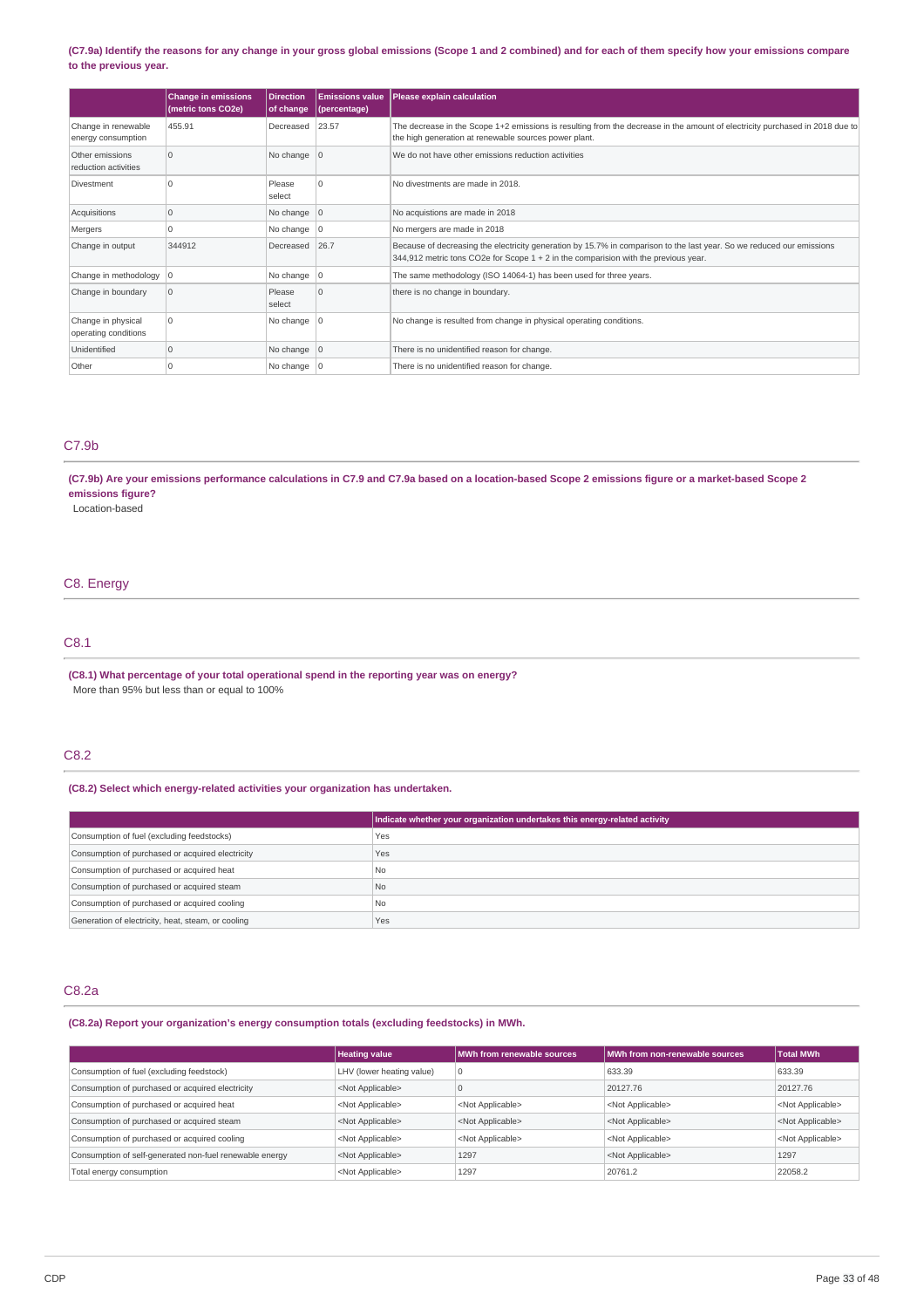**(C7.9a) Identify the reasons for any change in your gross global emissions (Scope 1 and 2 combined) and for each of them specify how your emissions compare to the previous year.**

| | Change in emissions (metric tons CO2e) | Direction of change | Emissions value (percentage) | Please explain calculation |
|---|---|---|---|---|
| Change in renewable energy consumption | 455.91 | Decreased | 23.57 | The decrease in the Scope 1+2 emissions is resulting from the decrease in the amount of electricity purchased in 2018 due to the high generation at renewable sources power plant. |
| Other emissions reduction activities | 0 | No change | 0 | We do not have other emissions reduction activities |
| Divestment | 0 | Please select | 0 | No divestments are made in 2018. |
| Acquisitions | 0 | No change | 0 | No acquistions are made in 2018 |
| Mergers | 0 | No change | 0 | No mergers are made in 2018 |
| Change in output | 344912 | Decreased | 26.7 | Because of decreasing the electricity generation by 15.7% in comparison to the last year. So we reduced our emissions 344,912 metric tons CO2e for Scope 1 + 2 in the comparision with the previous year. |
| Change in methodology | 0 | No change | 0 | The same methodology (ISO 14064-1) has been used for three years. |
| Change in boundary | 0 | Please select | 0 | there is no change in boundary. |
| Change in physical operating conditions | 0 | No change | 0 | No change is resulted from change in physical operating conditions. |
| Unidentified | 0 | No change | 0 | There is no unidentified reason for change. |
| Other | 0 | No change | 0 | There is no unidentified reason for change. |

## C7.9b

**(C7.9b) Are your emissions performance calculations in C7.9 and C7.9a based on a location-based Scope 2 emissions figure or a market-based Scope 2 emissions figure?**

Location-based

# C8. Energy

## C8.1

**(C8.1) What percentage of your total operational spend in the reporting year was on energy?**

More than 95% but less than or equal to 100%

## C8.2

**(C8.2) Select which energy-related activities your organization has undertaken.**

| | Indicate whether your organization undertakes this energy-related activity |
|---|---|
| Consumption of fuel (excluding feedstocks) | Yes |
| Consumption of purchased or acquired electricity | Yes |
| Consumption of purchased or acquired heat | No |
| Consumption of purchased or acquired steam | No |
| Consumption of purchased or acquired cooling | No |
| Generation of electricity, heat, steam, or cooling | Yes |

## C8.2a

**(C8.2a) Report your organization's energy consumption totals (excluding feedstocks) in MWh.**

| | Heating value | MWh from renewable sources | MWh from non-renewable sources | Total MWh |
|---|---|---|---|---|
| Consumption of fuel (excluding feedstock) | LHV (lower heating value) | 0 | 633.39 | 633.39 |
| Consumption of purchased or acquired electricity | <Not Applicable> | 0 | 20127.76 | 20127.76 |
| Consumption of purchased or acquired heat | <Not Applicable> | <Not Applicable> | <Not Applicable> | <Not Applicable> |
| Consumption of purchased or acquired steam | <Not Applicable> | <Not Applicable> | <Not Applicable> | <Not Applicable> |
| Consumption of purchased or acquired cooling | <Not Applicable> | <Not Applicable> | <Not Applicable> | <Not Applicable> |
| Consumption of self-generated non-fuel renewable energy | <Not Applicable> | 1297 | <Not Applicable> | 1297 |
| Total energy consumption | <Not Applicable> | 1297 | 20761.2 | 22058.2 |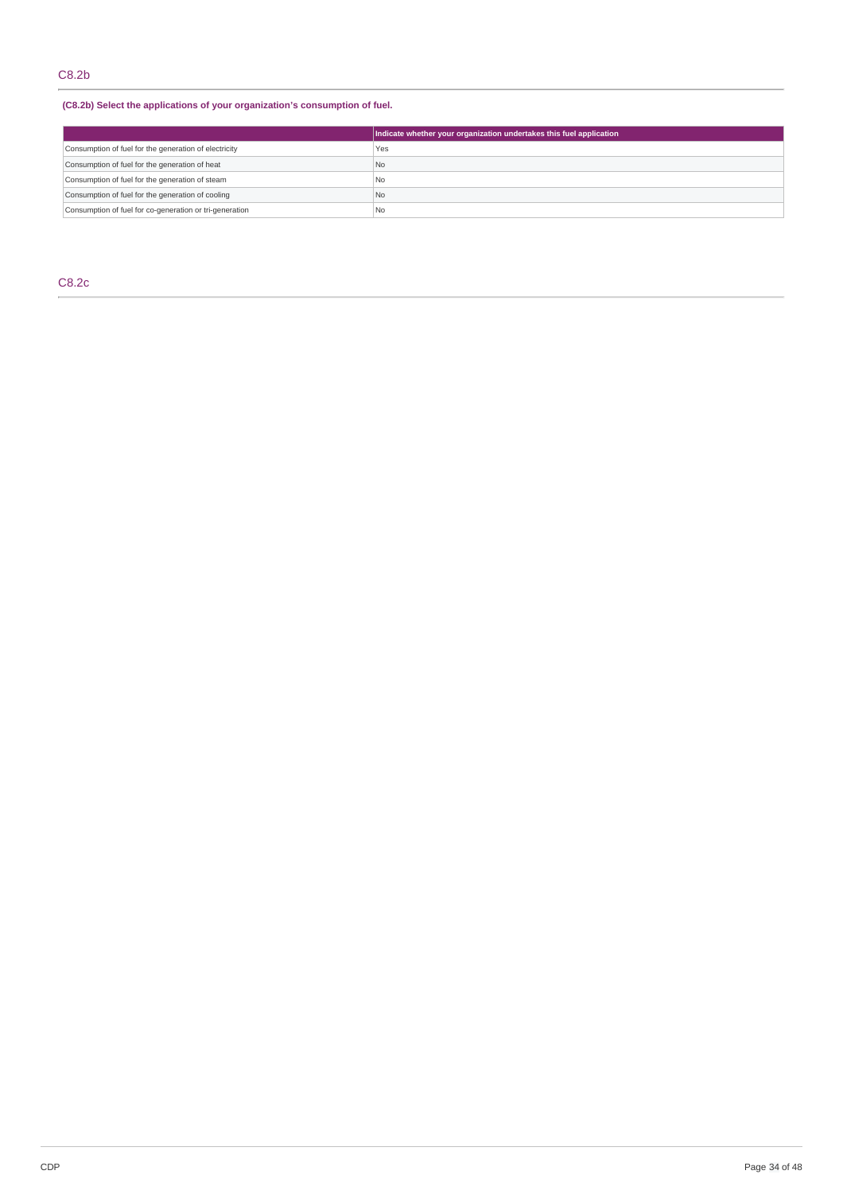## C8.2b

**(C8.2b) Select the applications of your organization's consumption of fuel.**

| | Indicate whether your organization undertakes this fuel application |
|---|---|
| Consumption of fuel for the generation of electricity | Yes |
| Consumption of fuel for the generation of heat | No |
| Consumption of fuel for the generation of steam | No |
| Consumption of fuel for the generation of cooling | No |
| Consumption of fuel for co-generation or tri-generation | No |

## C8.2c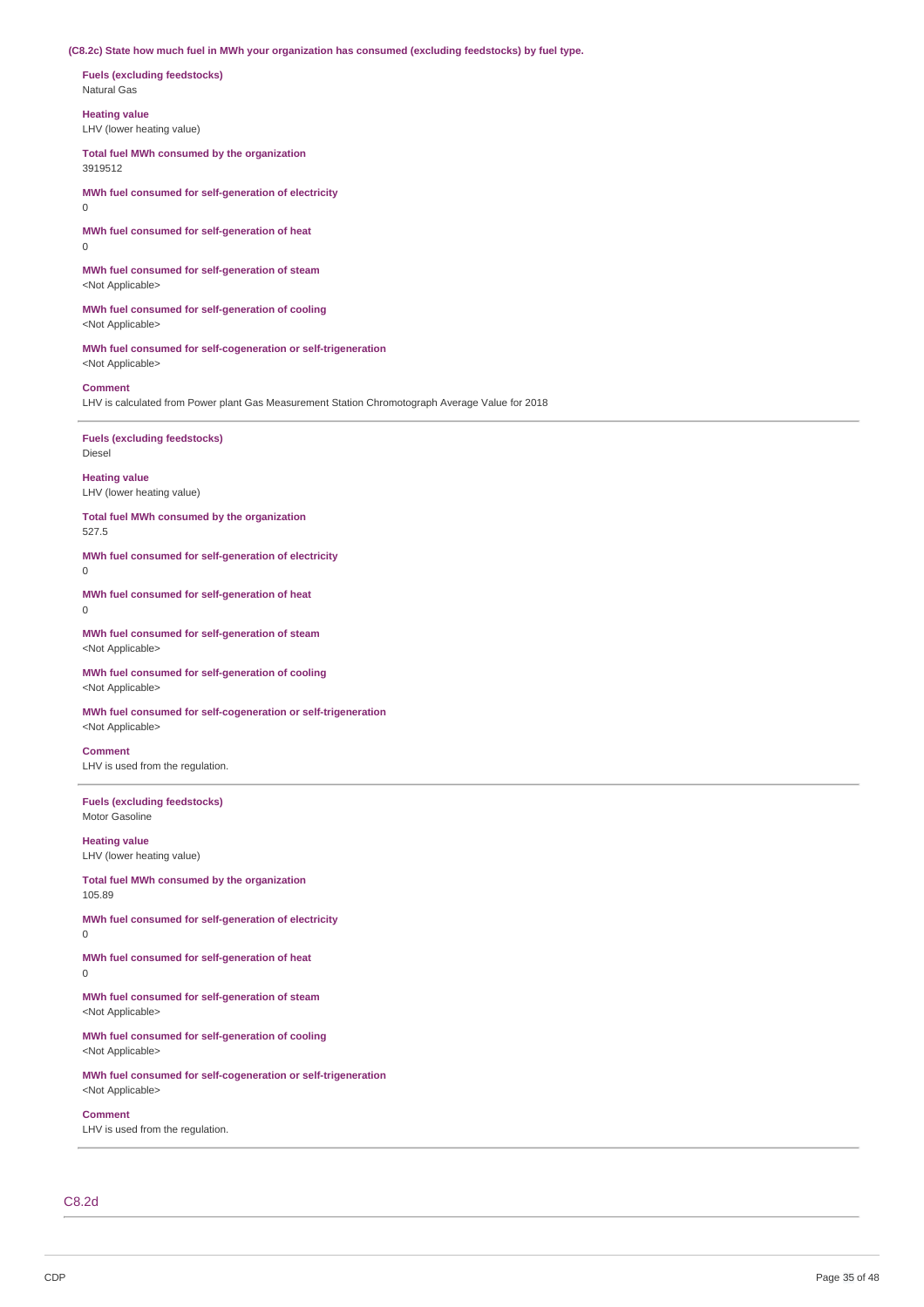**(C8.2c) State how much fuel in MWh your organization has consumed (excluding feedstocks) by fuel type.**

**Fuels (excluding feedstocks)**
Natural Gas

**Heating value**
LHV (lower heating value)

**Total fuel MWh consumed by the organization**
3919512

**MWh fuel consumed for self-generation of electricity**
0

**MWh fuel consumed for self-generation of heat**
0

**MWh fuel consumed for self-generation of steam**
<Not Applicable>

**MWh fuel consumed for self-generation of cooling**
<Not Applicable>

**MWh fuel consumed for self-cogeneration or self-trigeneration**
<Not Applicable>

**Comment**
LHV is calculated from Power plant Gas Measurement Station Chromotograph Average Value for 2018

---

**Fuels (excluding feedstocks)**
Diesel

**Heating value**
LHV (lower heating value)

**Total fuel MWh consumed by the organization**
527.5

**MWh fuel consumed for self-generation of electricity**
0

**MWh fuel consumed for self-generation of heat**
0

**MWh fuel consumed for self-generation of steam**
<Not Applicable>

**MWh fuel consumed for self-generation of cooling**
<Not Applicable>

**MWh fuel consumed for self-cogeneration or self-trigeneration**
<Not Applicable>

**Comment**
LHV is used from the regulation.

---

**Fuels (excluding feedstocks)**
Motor Gasoline

**Heating value**
LHV (lower heating value)

**Total fuel MWh consumed by the organization**
105.89

**MWh fuel consumed for self-generation of electricity**
0

**MWh fuel consumed for self-generation of heat**
0

**MWh fuel consumed for self-generation of steam**
<Not Applicable>

**MWh fuel consumed for self-generation of cooling**
<Not Applicable>

**MWh fuel consumed for self-cogeneration or self-trigeneration**
<Not Applicable>

**Comment**
LHV is used from the regulation.

## C8.2d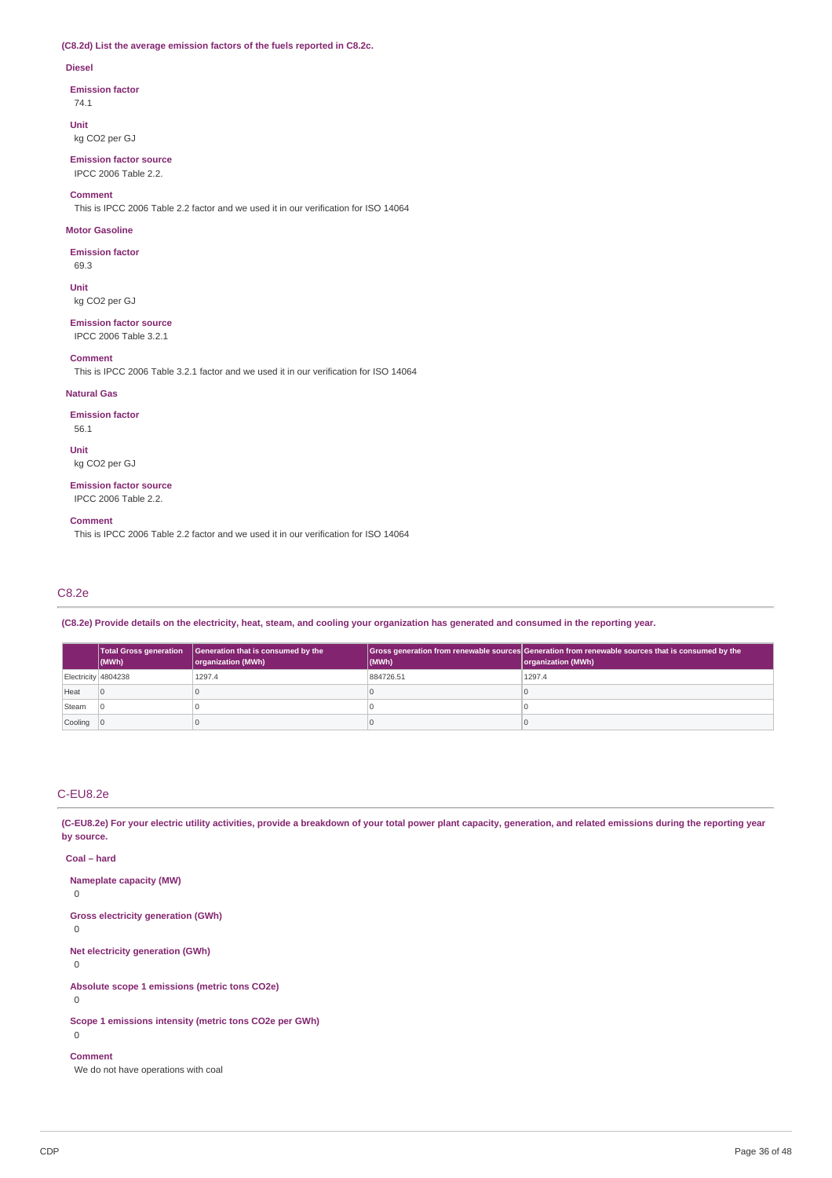**(C8.2d) List the average emission factors of the fuels reported in C8.2c.**

**Diesel**

**Emission factor**
74.1

**Unit**
kg CO2 per GJ

**Emission factor source**
IPCC 2006 Table 2.2.

**Comment**
This is IPCC 2006 Table 2.2 factor and we used it in our verification for ISO 14064

**Motor Gasoline**

**Emission factor**
69.3

**Unit**
kg CO2 per GJ

**Emission factor source**
IPCC 2006 Table 3.2.1

**Comment**
This is IPCC 2006 Table 3.2.1 factor and we used it in our verification for ISO 14064

**Natural Gas**

**Emission factor**
56.1

**Unit**
kg CO2 per GJ

**Emission factor source**
IPCC 2006 Table 2.2.

**Comment**
This is IPCC 2006 Table 2.2 factor and we used it in our verification for ISO 14064

## C8.2e

**(C8.2e) Provide details on the electricity, heat, steam, and cooling your organization has generated and consumed in the reporting year.**

| | Total Gross generation (MWh) | Generation that is consumed by the organization (MWh) | Gross generation from renewable sources (MWh) | Generation from renewable sources that is consumed by the organization (MWh) |
|---|---|---|---|---|
| Electricity | 4804238 | 1297.4 | 884726.51 | 1297.4 |
| Heat | 0 | 0 | 0 | 0 |
| Steam | 0 | 0 | 0 | 0 |
| Cooling | 0 | 0 | 0 | 0 |

## C-EU8.2e

**(C-EU8.2e) For your electric utility activities, provide a breakdown of your total power plant capacity, generation, and related emissions during the reporting year by source.**

**Coal – hard**

**Nameplate capacity (MW)**
0

**Gross electricity generation (GWh)**
0

**Net electricity generation (GWh)**
0

**Absolute scope 1 emissions (metric tons CO2e)**
0

**Scope 1 emissions intensity (metric tons CO2e per GWh)**
0

**Comment**
We do not have operations with coal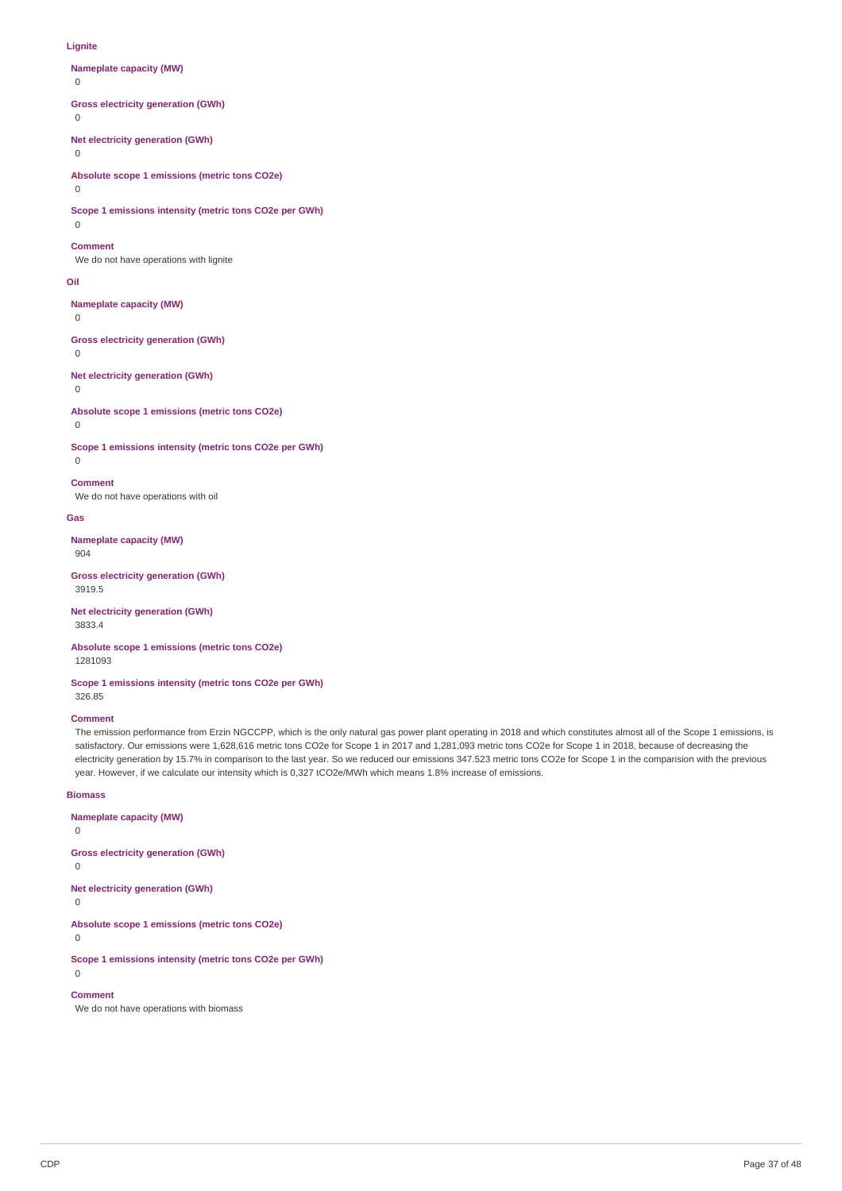### Lignite

**Nameplate capacity (MW)**

0

**Gross electricity generation (GWh)**

0

**Net electricity generation (GWh)**

0

**Absolute scope 1 emissions (metric tons CO2e)**

0

**Scope 1 emissions intensity (metric tons CO2e per GWh)**

0

**Comment**

We do not have operations with lignite

### Oil

**Nameplate capacity (MW)**

0

**Gross electricity generation (GWh)**

0

**Net electricity generation (GWh)**

0

**Absolute scope 1 emissions (metric tons CO2e)**

0

**Scope 1 emissions intensity (metric tons CO2e per GWh)**

0

**Comment**

We do not have operations with oil

### Gas

**Nameplate capacity (MW)**

904

**Gross electricity generation (GWh)**

3919.5

**Net electricity generation (GWh)**

3833.4

**Absolute scope 1 emissions (metric tons CO2e)**

1281093

**Scope 1 emissions intensity (metric tons CO2e per GWh)**

326.85

**Comment**

The emission performance from Erzin NGCCPP, which is the only natural gas power plant operating in 2018 and which constitutes almost all of the Scope 1 emissions, is satisfactory. Our emissions were 1,628,616 metric tons CO2e for Scope 1 in 2017 and 1,281,093 metric tons CO2e for Scope 1 in 2018, because of decreasing the electricity generation by 15.7% in comparison to the last year. So we reduced our emissions 347.523 metric tons CO2e for Scope 1 in the comparision with the previous year. However, if we calculate our intensity which is 0,327 tCO2e/MWh which means 1.8% increase of emissions.

### Biomass

**Nameplate capacity (MW)**

0

**Gross electricity generation (GWh)**

0

**Net electricity generation (GWh)**

0

**Absolute scope 1 emissions (metric tons CO2e)**

0

**Scope 1 emissions intensity (metric tons CO2e per GWh)**

0

**Comment**

We do not have operations with biomass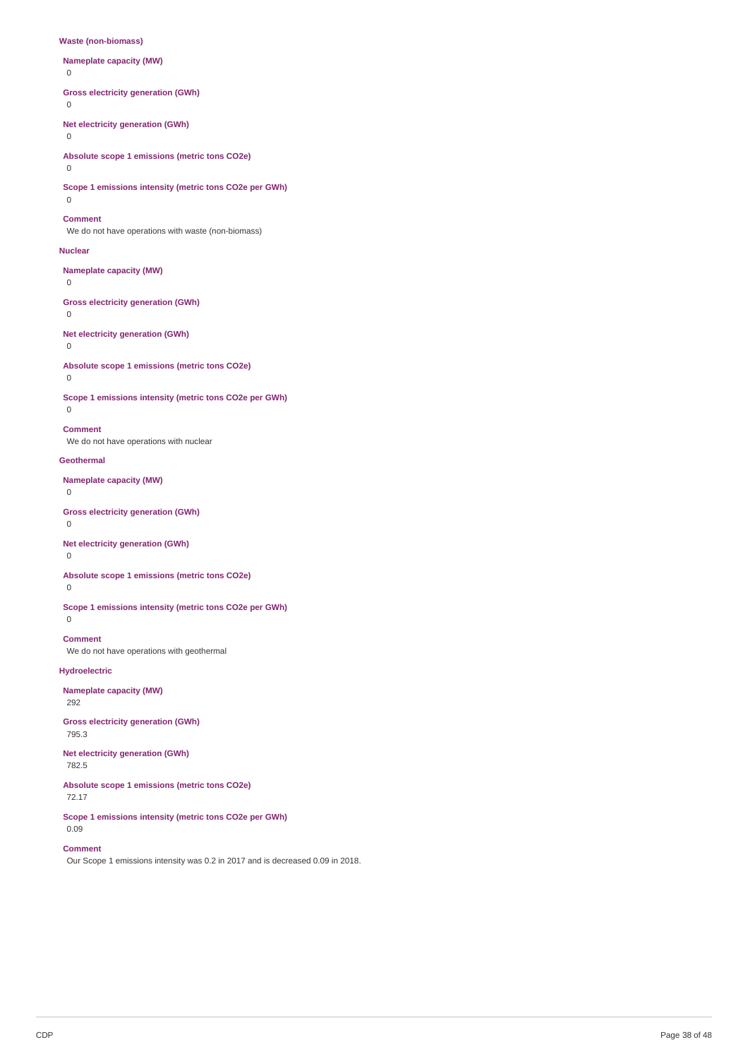### Waste (non-biomass)

**Nameplate capacity (MW)**

0

**Gross electricity generation (GWh)**

0

**Net electricity generation (GWh)**

0

**Absolute scope 1 emissions (metric tons CO2e)**

0

**Scope 1 emissions intensity (metric tons CO2e per GWh)**

0

**Comment**

We do not have operations with waste (non-biomass)

### Nuclear

**Nameplate capacity (MW)**

0

**Gross electricity generation (GWh)**

0

**Net electricity generation (GWh)**

0

**Absolute scope 1 emissions (metric tons CO2e)**

0

**Scope 1 emissions intensity (metric tons CO2e per GWh)**

0

**Comment**

We do not have operations with nuclear

### Geothermal

**Nameplate capacity (MW)**

0

**Gross electricity generation (GWh)**

0

**Net electricity generation (GWh)**

0

**Absolute scope 1 emissions (metric tons CO2e)**

0

**Scope 1 emissions intensity (metric tons CO2e per GWh)**

0

**Comment**

We do not have operations with geothermal

### Hydroelectric

**Nameplate capacity (MW)**

292

**Gross electricity generation (GWh)**

795.3

**Net electricity generation (GWh)**

782.5

**Absolute scope 1 emissions (metric tons CO2e)**

72.17

**Scope 1 emissions intensity (metric tons CO2e per GWh)**

0.09

**Comment**

Our Scope 1 emissions intensity was 0.2 in 2017 and is decreased 0.09 in 2018.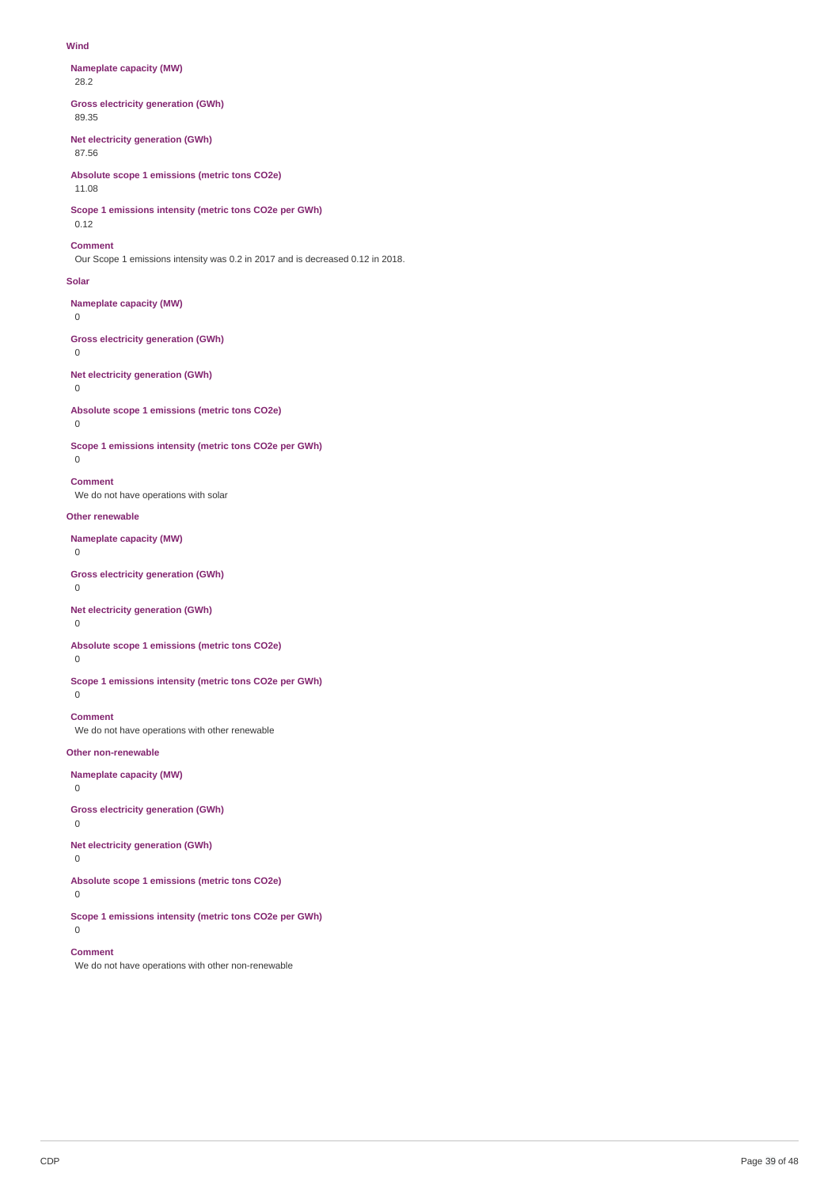### Wind

**Nameplate capacity (MW)**
28.2

**Gross electricity generation (GWh)**
89.35

**Net electricity generation (GWh)**
87.56

**Absolute scope 1 emissions (metric tons CO2e)**
11.08

**Scope 1 emissions intensity (metric tons CO2e per GWh)**
0.12

**Comment**
Our Scope 1 emissions intensity was 0.2 in 2017 and is decreased 0.12 in 2018.

### Solar

**Nameplate capacity (MW)**
0

**Gross electricity generation (GWh)**
0

**Net electricity generation (GWh)**
0

**Absolute scope 1 emissions (metric tons CO2e)**
0

**Scope 1 emissions intensity (metric tons CO2e per GWh)**
0

**Comment**
We do not have operations with solar

### Other renewable

**Nameplate capacity (MW)**
0

**Gross electricity generation (GWh)**
0

**Net electricity generation (GWh)**
0

**Absolute scope 1 emissions (metric tons CO2e)**
0

**Scope 1 emissions intensity (metric tons CO2e per GWh)**
0

**Comment**
We do not have operations with other renewable

### Other non-renewable

**Nameplate capacity (MW)**
0

**Gross electricity generation (GWh)**
0

**Net electricity generation (GWh)**
0

**Absolute scope 1 emissions (metric tons CO2e)**
0

**Scope 1 emissions intensity (metric tons CO2e per GWh)**
0

**Comment**
We do not have operations with other non-renewable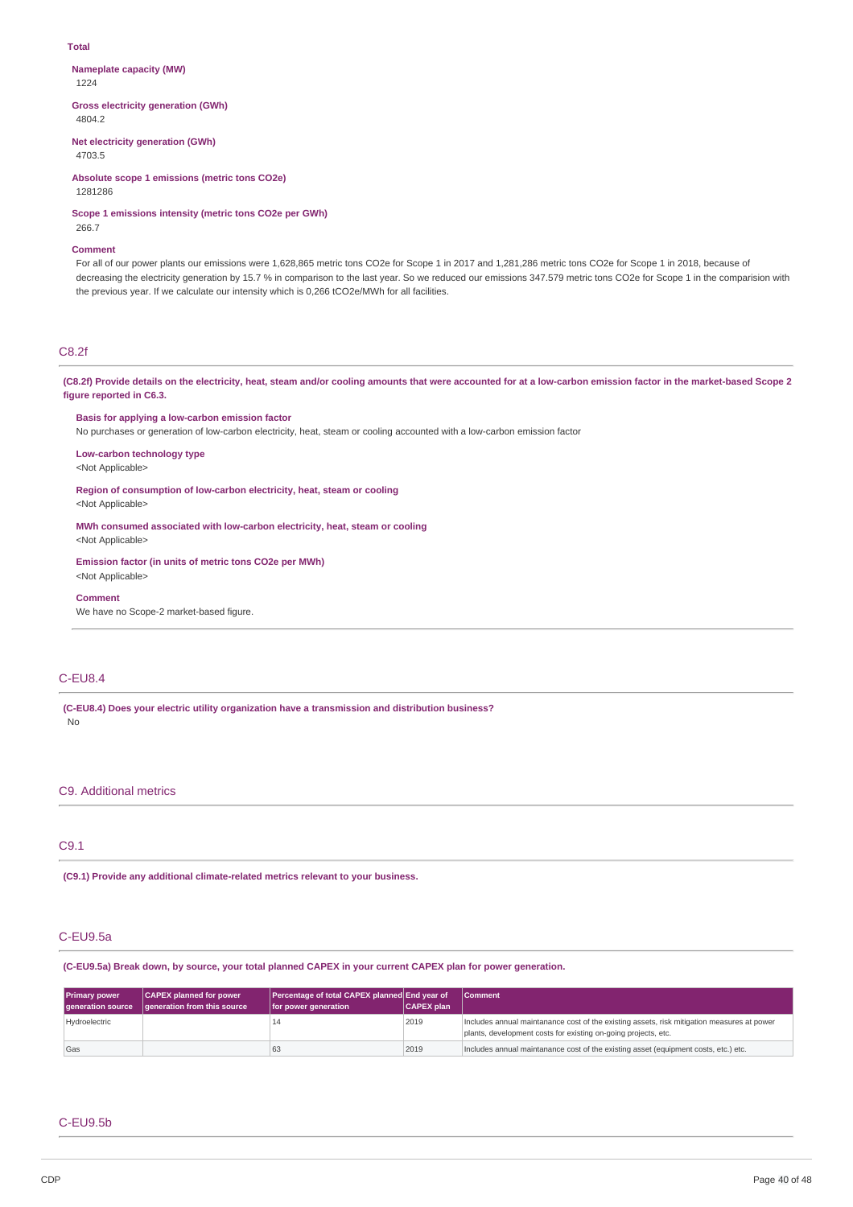**Total**

**Nameplate capacity (MW)**
1224

**Gross electricity generation (GWh)**
4804.2

**Net electricity generation (GWh)**
4703.5

**Absolute scope 1 emissions (metric tons CO2e)**
1281286

**Scope 1 emissions intensity (metric tons CO2e per GWh)**
266.7

**Comment**
For all of our power plants our emissions were 1,628,865 metric tons CO2e for Scope 1 in 2017 and 1,281,286 metric tons CO2e for Scope 1 in 2018, because of decreasing the electricity generation by 15.7 % in comparison to the last year. So we reduced our emissions 347.579 metric tons CO2e for Scope 1 in the comparision with the previous year. If we calculate our intensity which is 0,266 tCO2e/MWh for all facilities.

## C8.2f

**(C8.2f) Provide details on the electricity, heat, steam and/or cooling amounts that were accounted for at a low-carbon emission factor in the market-based Scope 2 figure reported in C6.3.**

**Basis for applying a low-carbon emission factor**
No purchases or generation of low-carbon electricity, heat, steam or cooling accounted with a low-carbon emission factor

**Low-carbon technology type**
<Not Applicable>

**Region of consumption of low-carbon electricity, heat, steam or cooling**
<Not Applicable>

**MWh consumed associated with low-carbon electricity, heat, steam or cooling**
<Not Applicable>

**Emission factor (in units of metric tons CO2e per MWh)**
<Not Applicable>

**Comment**
We have no Scope-2 market-based figure.

## C-EU8.4

**(C-EU8.4) Does your electric utility organization have a transmission and distribution business?**
No

## C9. Additional metrics

## C9.1

**(C9.1) Provide any additional climate-related metrics relevant to your business.**

## C-EU9.5a

**(C-EU9.5a) Break down, by source, your total planned CAPEX in your current CAPEX plan for power generation.**

| Primary power generation source | CAPEX planned for power generation from this source | Percentage of total CAPEX planned for power generation | End year of CAPEX plan | Comment |
|---|---|---|---|---|
| Hydroelectric | | 14 | 2019 | Includes annual maintanance cost of the existing assets, risk mitigation measures at power plants, development costs for existing on-going projects, etc. |
| Gas | | 63 | 2019 | Includes annual maintanance cost of the existing asset (equipment costs, etc.) etc. |

## C-EU9.5b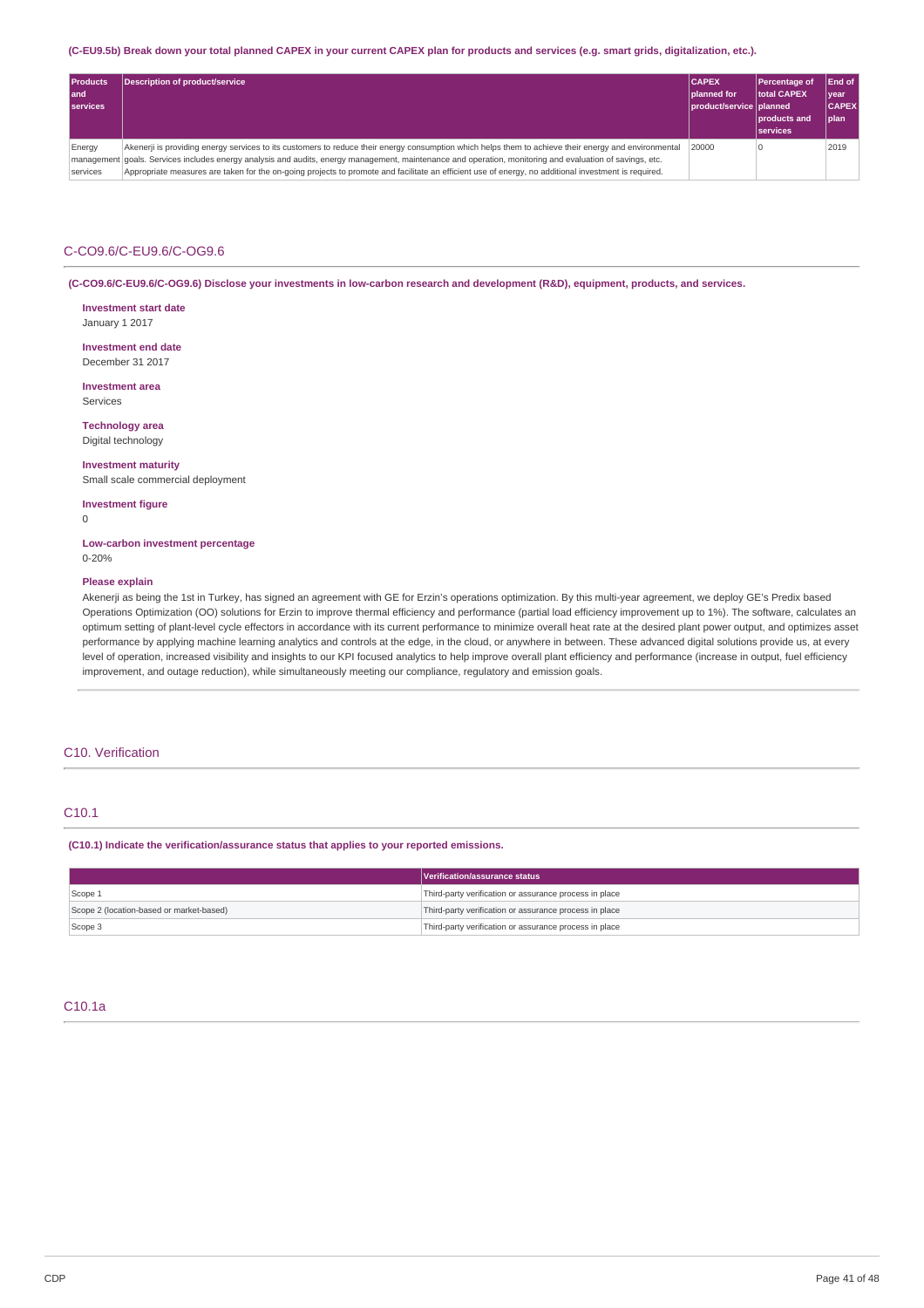(C-EU9.5b) Break down your total planned CAPEX in your current CAPEX plan for products and services (e.g. smart grids, digitalization, etc.).

| Products and services | Description of product/service | CAPEX planned for product/service | Percentage of total CAPEX planned products and services | End of year CAPEX plan |
|---|---|---|---|---|
| Energy management services | Akenerji is providing energy services to its customers to reduce their energy consumption which helps them to achieve their energy and environmental goals. Services includes energy analysis and audits, energy management, maintenance and operation, monitoring and evaluation of savings, etc. Appropriate measures are taken for the on-going projects to promote and facilitate an efficient use of energy, no additional investment is required. | 20000 | 0 | 2019 |

## C-CO9.6/C-EU9.6/C-OG9.6

**(C-CO9.6/C-EU9.6/C-OG9.6) Disclose your investments in low-carbon research and development (R&D), equipment, products, and services.**

**Investment start date**
January 1 2017

**Investment end date**
December 31 2017

**Investment area**
Services

**Technology area**
Digital technology

**Investment maturity**
Small scale commercial deployment

**Investment figure**
0

**Low-carbon investment percentage**
0-20%

**Please explain**
Akenerji as being the 1st in Turkey, has signed an agreement with GE for Erzin's operations optimization. By this multi-year agreement, we deploy GE's Predix based Operations Optimization (OO) solutions for Erzin to improve thermal efficiency and performance (partial load efficiency improvement up to 1%). The software, calculates an optimum setting of plant-level cycle effectors in accordance with its current performance to minimize overall heat rate at the desired plant power output, and optimizes asset performance by applying machine learning analytics and controls at the edge, in the cloud, or anywhere in between. These advanced digital solutions provide us, at every level of operation, increased visibility and insights to our KPI focused analytics to help improve overall plant efficiency and performance (increase in output, fuel efficiency improvement, and outage reduction), while simultaneously meeting our compliance, regulatory and emission goals.

## C10. Verification

## C10.1

**(C10.1) Indicate the verification/assurance status that applies to your reported emissions.**

| | Verification/assurance status |
|---|---|
| Scope 1 | Third-party verification or assurance process in place |
| Scope 2 (location-based or market-based) | Third-party verification or assurance process in place |
| Scope 3 | Third-party verification or assurance process in place |

## C10.1a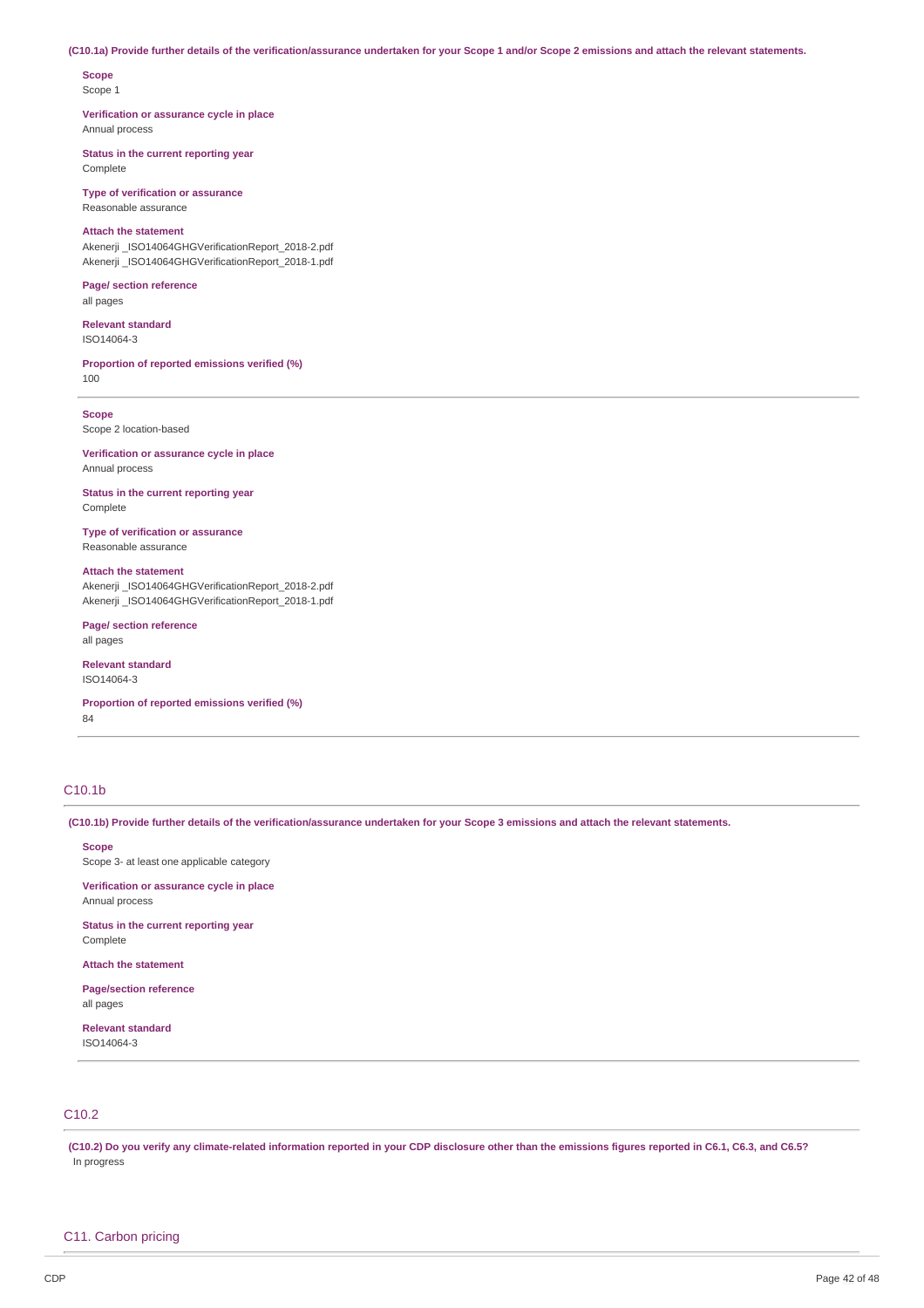**(C10.1a) Provide further details of the verification/assurance undertaken for your Scope 1 and/or Scope 2 emissions and attach the relevant statements.**

**Scope**
Scope 1

**Verification or assurance cycle in place**
Annual process

**Status in the current reporting year**
Complete

**Type of verification or assurance**
Reasonable assurance

**Attach the statement**
Akenerji _ISO14064GHGVerificationReport_2018-2.pdf
Akenerji _ISO14064GHGVerificationReport_2018-1.pdf

**Page/ section reference**
all pages

**Relevant standard**
ISO14064-3

**Proportion of reported emissions verified (%)**
100

---

**Scope**
Scope 2 location-based

**Verification or assurance cycle in place**
Annual process

**Status in the current reporting year**
Complete

**Type of verification or assurance**
Reasonable assurance

**Attach the statement**
Akenerji _ISO14064GHGVerificationReport_2018-2.pdf
Akenerji _ISO14064GHGVerificationReport_2018-1.pdf

**Page/ section reference**
all pages

**Relevant standard**
ISO14064-3

**Proportion of reported emissions verified (%)**
84

---

## C10.1b

**(C10.1b) Provide further details of the verification/assurance undertaken for your Scope 3 emissions and attach the relevant statements.**

**Scope**
Scope 3- at least one applicable category

**Verification or assurance cycle in place**
Annual process

**Status in the current reporting year**
Complete

**Attach the statement**

**Page/section reference**
all pages

**Relevant standard**
ISO14064-3

---

## C10.2

**(C10.2) Do you verify any climate-related information reported in your CDP disclosure other than the emissions figures reported in C6.1, C6.3, and C6.5?**
In progress

## C11. Carbon pricing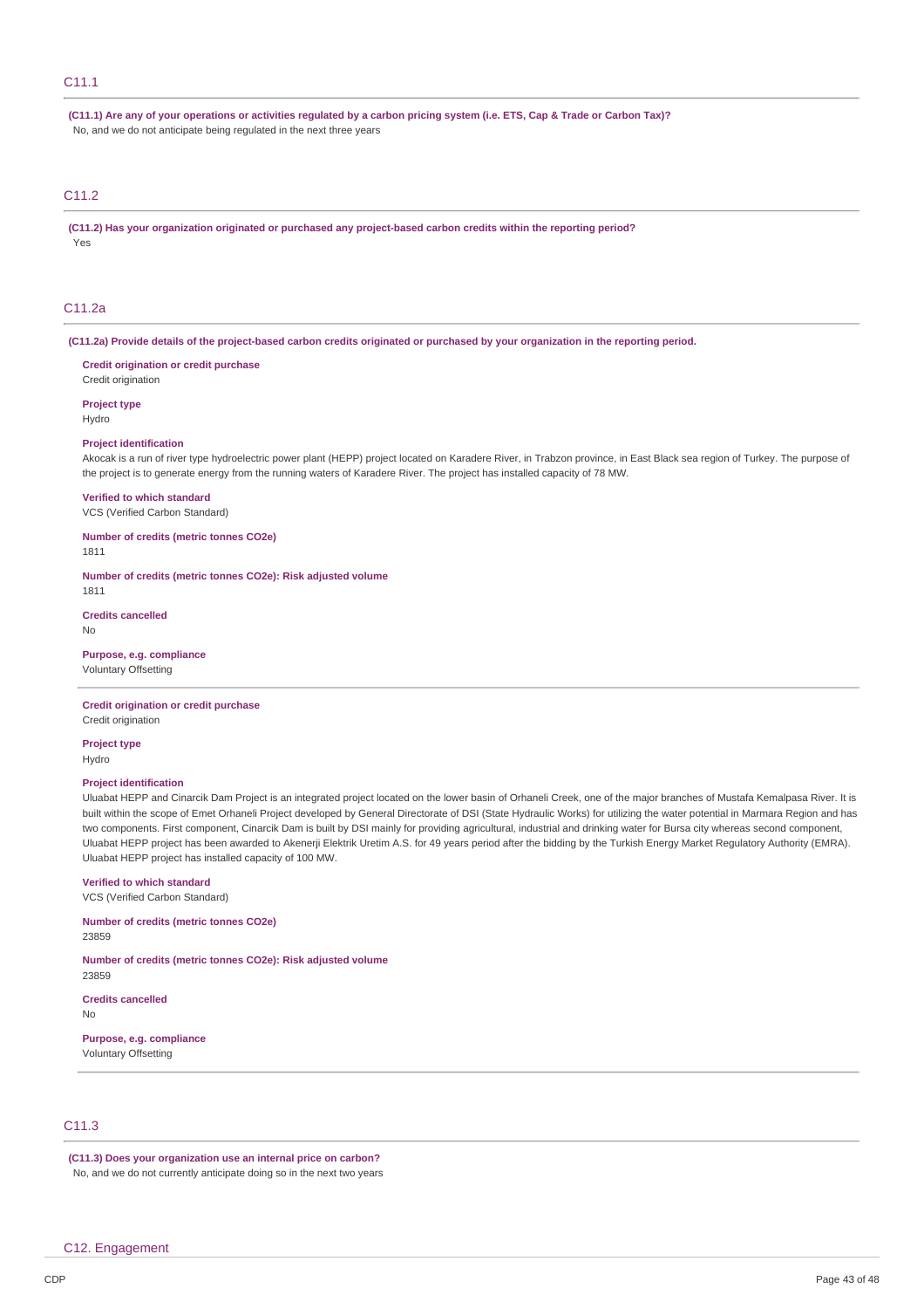## C11.1

**(C11.1) Are any of your operations or activities regulated by a carbon pricing system (i.e. ETS, Cap & Trade or Carbon Tax)?**
No, and we do not anticipate being regulated in the next three years

## C11.2

**(C11.2) Has your organization originated or purchased any project-based carbon credits within the reporting period?**
Yes

## C11.2a

**(C11.2a) Provide details of the project-based carbon credits originated or purchased by your organization in the reporting period.**

**Credit origination or credit purchase**
Credit origination

**Project type**
Hydro

**Project identification**
Akocak is a run of river type hydroelectric power plant (HEPP) project located on Karadere River, in Trabzon province, in East Black sea region of Turkey. The purpose of the project is to generate energy from the running waters of Karadere River. The project has installed capacity of 78 MW.

**Verified to which standard**
VCS (Verified Carbon Standard)

**Number of credits (metric tonnes CO2e)**
1811

**Number of credits (metric tonnes CO2e): Risk adjusted volume**
1811

**Credits cancelled**
No

**Purpose, e.g. compliance**
Voluntary Offsetting

---

**Credit origination or credit purchase**
Credit origination

**Project type**
Hydro

**Project identification**
Uluabat HEPP and Cinarcik Dam Project is an integrated project located on the lower basin of Orhaneli Creek, one of the major branches of Mustafa Kemalpasa River. It is built within the scope of Emet Orhaneli Project developed by General Directorate of DSI (State Hydraulic Works) for utilizing the water potential in Marmara Region and has two components. First component, Cinarcik Dam is built by DSI mainly for providing agricultural, industrial and drinking water for Bursa city whereas second component, Uluabat HEPP project has been awarded to Akenerji Elektrik Uretim A.S. for 49 years period after the bidding by the Turkish Energy Market Regulatory Authority (EMRA). Uluabat HEPP project has installed capacity of 100 MW.

**Verified to which standard**
VCS (Verified Carbon Standard)

**Number of credits (metric tonnes CO2e)**
23859

**Number of credits (metric tonnes CO2e): Risk adjusted volume**
23859

**Credits cancelled**
No

**Purpose, e.g. compliance**
Voluntary Offsetting

## C11.3

**(C11.3) Does your organization use an internal price on carbon?**
No, and we do not currently anticipate doing so in the next two years

# C12. Engagement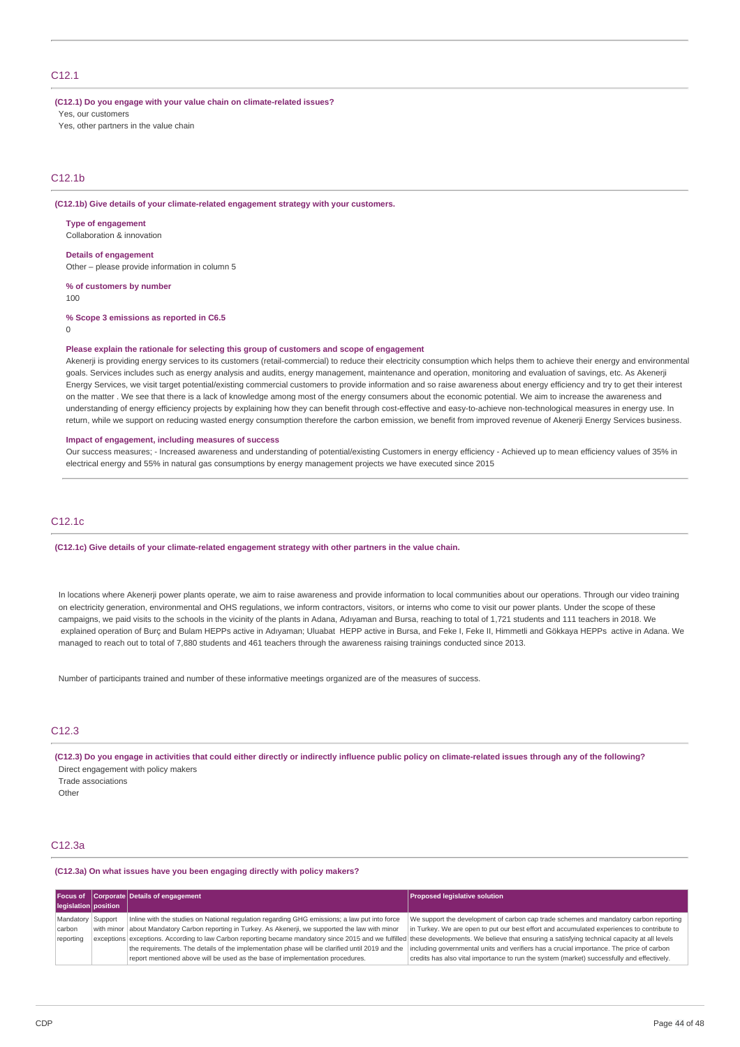## C12.1

**(C12.1) Do you engage with your value chain on climate-related issues?**

Yes, our customers

Yes, other partners in the value chain

## C12.1b

**(C12.1b) Give details of your climate-related engagement strategy with your customers.**

**Type of engagement**

Collaboration & innovation

**Details of engagement**

Other – please provide information in column 5

**% of customers by number**

100

**% Scope 3 emissions as reported in C6.5**

0

**Please explain the rationale for selecting this group of customers and scope of engagement**

Akenerji is providing energy services to its customers (retail-commercial) to reduce their electricity consumption which helps them to achieve their energy and environmental goals. Services includes such as energy analysis and audits, energy management, maintenance and operation, monitoring and evaluation of savings, etc. As Akenerji Energy Services, we visit target potential/existing commercial customers to provide information and so raise awareness about energy efficiency and try to get their interest on the matter . We see that there is a lack of knowledge among most of the energy consumers about the economic potential. We aim to increase the awareness and understanding of energy efficiency projects by explaining how they can benefit through cost-effective and easy-to-achieve non-technological measures in energy use. In return, while we support on reducing wasted energy consumption therefore the carbon emission, we benefit from improved revenue of Akenerji Energy Services business.

**Impact of engagement, including measures of success**

Our success measures; - Increased awareness and understanding of potential/existing Customers in energy efficiency - Achieved up to mean efficiency values of 35% in electrical energy and 55% in natural gas consumptions by energy management projects we have executed since 2015

## C12.1c

**(C12.1c) Give details of your climate-related engagement strategy with other partners in the value chain.**

In locations where Akenerji power plants operate, we aim to raise awareness and provide information to local communities about our operations. Through our video training on electricity generation, environmental and OHS regulations, we inform contractors, visitors, or interns who come to visit our power plants. Under the scope of these campaigns, we paid visits to the schools in the vicinity of the plants in Adana, Adıyaman and Bursa, reaching to total of 1,721 students and 111 teachers in 2018. We explained operation of Burç and Bulam HEPPs active in Adıyaman; Uluabat HEPP active in Bursa, and Feke I, Feke II, Himmetli and Gökkaya HEPPs active in Adana. We managed to reach out to total of 7,880 students and 461 teachers through the awareness raising trainings conducted since 2013.

Number of participants trained and number of these informative meetings organized are of the measures of success.

## C12.3

**(C12.3) Do you engage in activities that could either directly or indirectly influence public policy on climate-related issues through any of the following?**

Direct engagement with policy makers

Trade associations

Other

## C12.3a

**(C12.3a) On what issues have you been engaging directly with policy makers?**

| Focus of legislation | Corporate position | Details of engagement | Proposed legislative solution |
|---|---|---|---|
| Mandatory carbon reporting | Support with minor exceptions | Inline with the studies on National regulation regarding GHG emissions; a law put into force about Mandatory Carbon reporting in Turkey. As Akenerji, we supported the law with minor exceptions. According to law Carbon reporting became mandatory since 2015 and we fulfilled the requirements. The details of the implementation phase will be clarified until 2019 and the report mentioned above will be used as the base of implementation procedures. | We support the development of carbon cap trade schemes and mandatory carbon reporting in Turkey. We are open to put our best effort and accumulated experiences to contribute to these developments. We believe that ensuring a satisfying technical capacity at all levels including governmental units and verifiers has a crucial importance. The price of carbon credits has also vital importance to run the system (market) successfully and effectively. |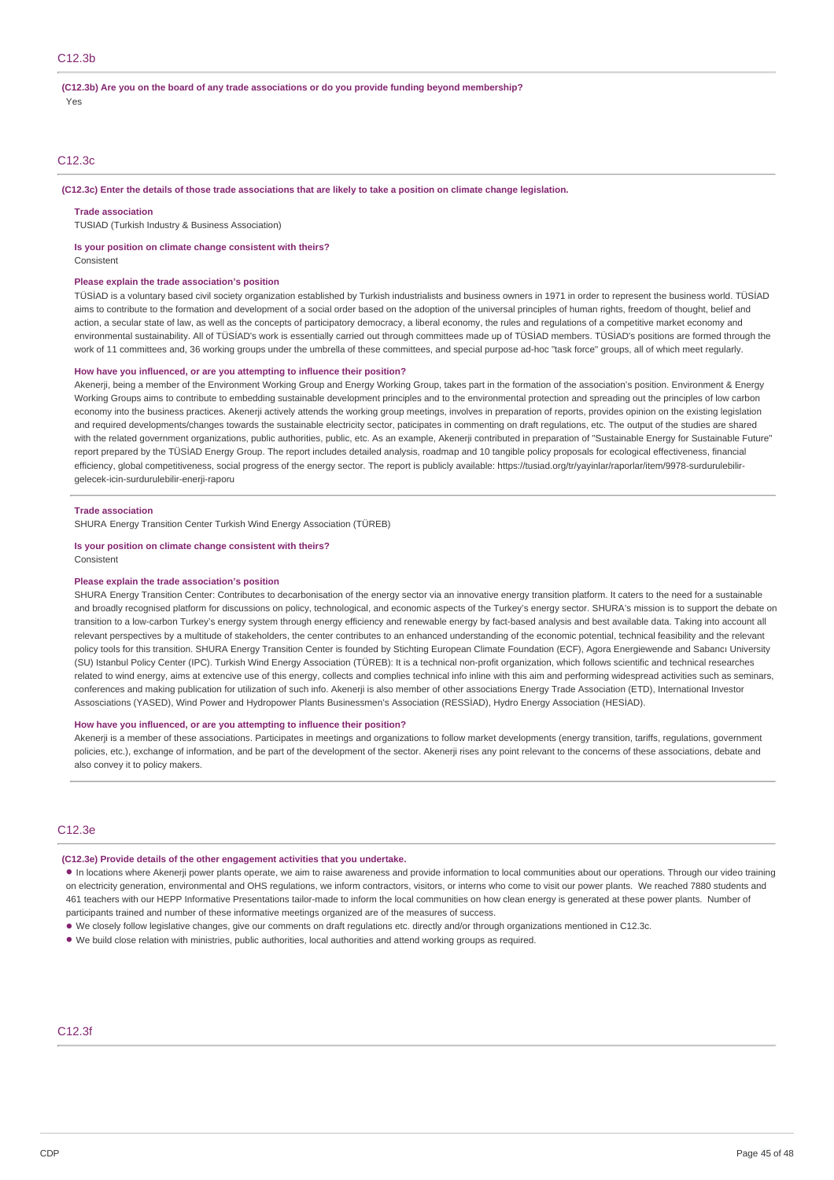## C12.3b

**(C12.3b) Are you on the board of any trade associations or do you provide funding beyond membership?**

Yes

## C12.3c

**(C12.3c) Enter the details of those trade associations that are likely to take a position on climate change legislation.**

**Trade association**

TUSIAD (Turkish Industry & Business Association)

**Is your position on climate change consistent with theirs?**

Consistent

**Please explain the trade association's position**

TÜSİAD is a voluntary based civil society organization established by Turkish industrialists and business owners in 1971 in order to represent the business world. TÜSİAD aims to contribute to the formation and development of a social order based on the adoption of the universal principles of human rights, freedom of thought, belief and action, a secular state of law, as well as the concepts of participatory democracy, a liberal economy, the rules and regulations of a competitive market economy and environmental sustainability. All of TÜSİAD's work is essentially carried out through committees made up of TÜSİAD members. TÜSİAD's positions are formed through the work of 11 committees and, 36 working groups under the umbrella of these committees, and special purpose ad-hoc "task force" groups, all of which meet regularly.

**How have you influenced, or are you attempting to influence their position?**

Akenerji, being a member of the Environment Working Group and Energy Working Group, takes part in the formation of the association's position. Environment & Energy Working Groups aims to contribute to embedding sustainable development principles and to the environmental protection and spreading out the principles of low carbon economy into the business practices. Akenerji actively attends the working group meetings, involves in preparation of reports, provides opinion on the existing legislation and required developments/changes towards the sustainable electricity sector, paticipates in commenting on draft regulations, etc. The output of the studies are shared with the related government organizations, public authorities, public, etc. As an example, Akenerji contributed in preparation of "Sustainable Energy for Sustainable Future" report prepared by the TÜSİAD Energy Group. The report includes detailed analysis, roadmap and 10 tangible policy proposals for ecological effectiveness, financial efficiency, global competitiveness, social progress of the energy sector. The report is publicly available: https://tusiad.org/tr/yayinlar/raporlar/item/9978-surdurulebilir-gelecek-icin-surdurulebilir-enerji-raporu

**Trade association**

SHURA Energy Transition Center Turkish Wind Energy Association (TÜREB)

**Is your position on climate change consistent with theirs?**

Consistent

**Please explain the trade association's position**

SHURA Energy Transition Center: Contributes to decarbonisation of the energy sector via an innovative energy transition platform. It caters to the need for a sustainable and broadly recognised platform for discussions on policy, technological, and economic aspects of the Turkey's energy sector. SHURA's mission is to support the debate on transition to a low-carbon Turkey's energy system through energy efficiency and renewable energy by fact-based analysis and best available data. Taking into account all relevant perspectives by a multitude of stakeholders, the center contributes to an enhanced understanding of the economic potential, technical feasibility and the relevant policy tools for this transition. SHURA Energy Transition Center is founded by Stichting European Climate Foundation (ECF), Agora Energiewende and Sabancı University (SU) Istanbul Policy Center (IPC). Turkish Wind Energy Association (TÜREB): It is a technical non-profit organization, which follows scientific and technical researches related to wind energy, aims at extencive use of this energy, collects and complies technical info inline with this aim and performing widespread activities such as seminars, conferences and making publication for utilization of such info. Akenerji is also member of other associations Energy Trade Association (ETD), International Investor Assosciations (YASED), Wind Power and Hydropower Plants Businessmen's Association (RESSİAD), Hydro Energy Association (HESİAD).

**How have you influenced, or are you attempting to influence their position?**

Akenerji is a member of these associations. Participates in meetings and organizations to follow market developments (energy transition, tariffs, regulations, government policies, etc.), exchange of information, and be part of the development of the sector. Akenerji rises any point relevant to the concerns of these associations, debate and also convey it to policy makers.

## C12.3e

**(C12.3e) Provide details of the other engagement activities that you undertake.**

- In locations where Akenerji power plants operate, we aim to raise awareness and provide information to local communities about our operations. Through our video training on electricity generation, environmental and OHS regulations, we inform contractors, visitors, or interns who come to visit our power plants. We reached 7880 students and 461 teachers with our HEPP Informative Presentations tailor-made to inform the local communities on how clean energy is generated at these power plants. Number of participants trained and number of these informative meetings organized are of the measures of success.
- We closely follow legislative changes, give our comments on draft regulations etc. directly and/or through organizations mentioned in C12.3c.
- We build close relation with ministries, public authorities, local authorities and attend working groups as required.

## C12.3f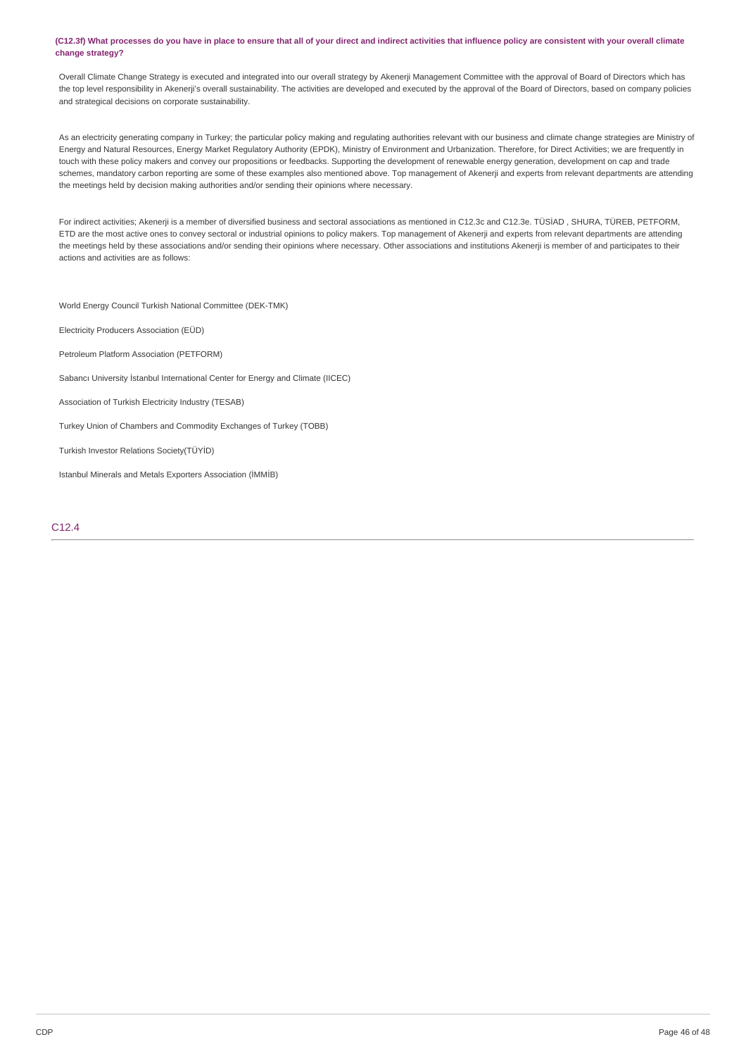**(C12.3f) What processes do you have in place to ensure that all of your direct and indirect activities that influence policy are consistent with your overall climate change strategy?**

Overall Climate Change Strategy is executed and integrated into our overall strategy by Akenerji Management Committee with the approval of Board of Directors which has the top level responsibility in Akenerji's overall sustainability. The activities are developed and executed by the approval of the Board of Directors, based on company policies and strategical decisions on corporate sustainability.

As an electricity generating company in Turkey; the particular policy making and regulating authorities relevant with our business and climate change strategies are Ministry of Energy and Natural Resources, Energy Market Regulatory Authority (EPDK), Ministry of Environment and Urbanization. Therefore, for Direct Activities; we are frequently in touch with these policy makers and convey our propositions or feedbacks. Supporting the development of renewable energy generation, development on cap and trade schemes, mandatory carbon reporting are some of these examples also mentioned above. Top management of Akenerji and experts from relevant departments are attending the meetings held by decision making authorities and/or sending their opinions where necessary.

For indirect activities; Akenerji is a member of diversified business and sectoral associations as mentioned in C12.3c and C12.3e. TÜSİAD , SHURA, TÜREB, PETFORM, ETD are the most active ones to convey sectoral or industrial opinions to policy makers. Top management of Akenerji and experts from relevant departments are attending the meetings held by these associations and/or sending their opinions where necessary. Other associations and institutions Akenerji is member of and participates to their actions and activities are as follows:

World Energy Council Turkish National Committee (DEK-TMK)

Electricity Producers Association (EÜD)

Petroleum Platform Association (PETFORM)

Sabancı University İstanbul International Center for Energy and Climate (IICEC)

Association of Turkish Electricity Industry (TESAB)

Turkey Union of Chambers and Commodity Exchanges of Turkey (TOBB)

Turkish Investor Relations Society(TÜYİD)

Istanbul Minerals and Metals Exporters Association (İMMİB)

## C12.4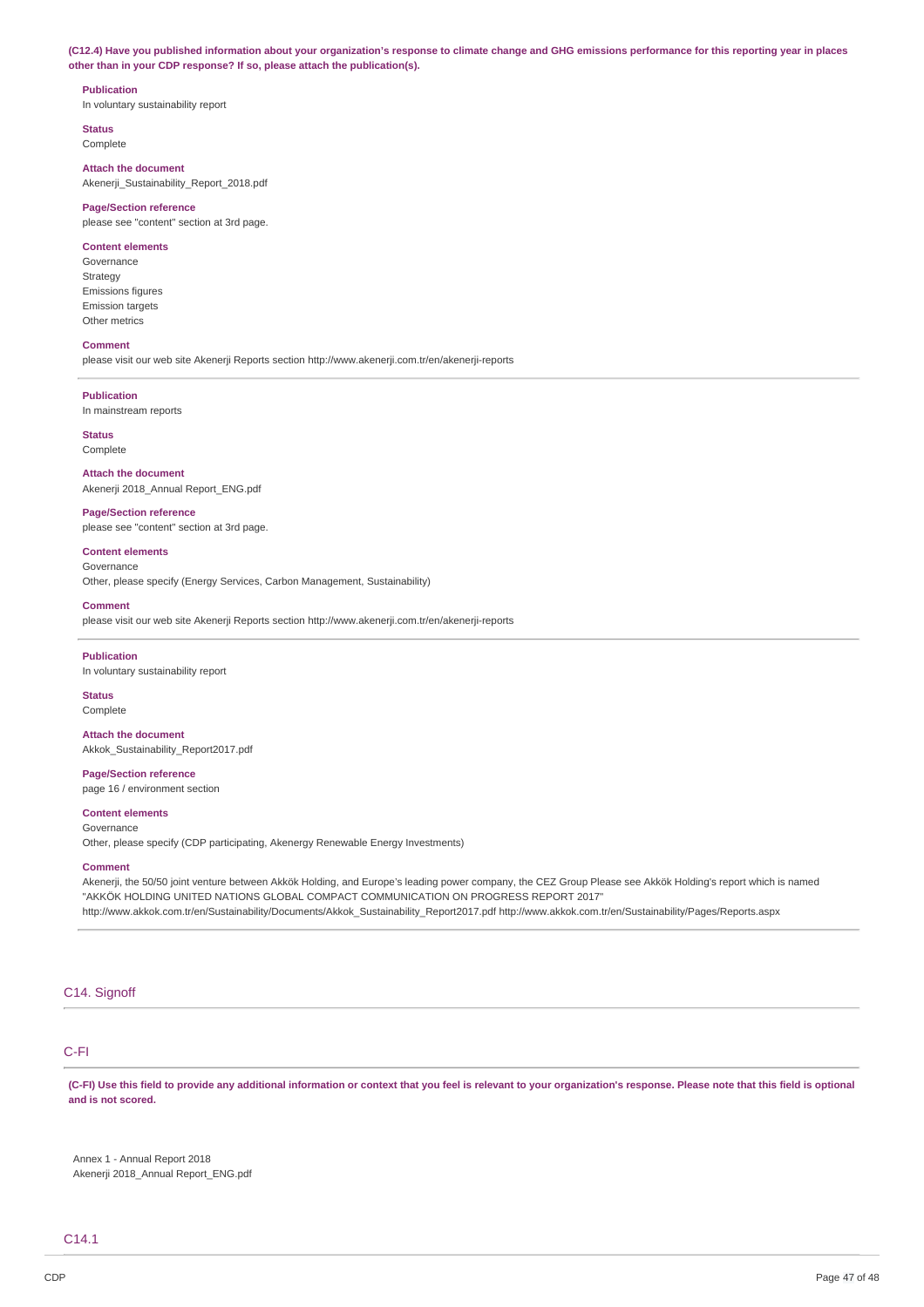**(C12.4) Have you published information about your organization's response to climate change and GHG emissions performance for this reporting year in places other than in your CDP response? If so, please attach the publication(s).**

**Publication**
In voluntary sustainability report

**Status**
Complete

**Attach the document**
Akenerji_Sustainability_Report_2018.pdf

**Page/Section reference**
please see "content" section at 3rd page.

**Content elements**
Governance
Strategy
Emissions figures
Emission targets
Other metrics

**Comment**
please visit our web site Akenerji Reports section http://www.akenerji.com.tr/en/akenerji-reports

---

**Publication**
In mainstream reports

**Status**
Complete

**Attach the document**
Akenerji 2018_Annual Report_ENG.pdf

**Page/Section reference**
please see "content" section at 3rd page.

**Content elements**
Governance
Other, please specify (Energy Services, Carbon Management, Sustainability)

**Comment**
please visit our web site Akenerji Reports section http://www.akenerji.com.tr/en/akenerji-reports

---

**Publication**
In voluntary sustainability report

**Status**
Complete

**Attach the document**
Akkok_Sustainability_Report2017.pdf

**Page/Section reference**
page 16 / environment section

**Content elements**
Governance
Other, please specify (CDP participating, Akenergy Renewable Energy Investments)

**Comment**
Akenerji, the 50/50 joint venture between Akkök Holding, and Europe's leading power company, the CEZ Group Please see Akkök Holding's report which is named "AKKÖK HOLDING UNITED NATIONS GLOBAL COMPACT COMMUNICATION ON PROGRESS REPORT 2017" http://www.akkok.com.tr/en/Sustainability/Documents/Akkok_Sustainability_Report2017.pdf http://www.akkok.com.tr/en/Sustainability/Pages/Reports.aspx

---

## C14. Signoff

## C-FI

**(C-FI) Use this field to provide any additional information or context that you feel is relevant to your organization's response. Please note that this field is optional and is not scored.**

Annex 1 - Annual Report 2018
Akenerji 2018_Annual Report_ENG.pdf

## C14.1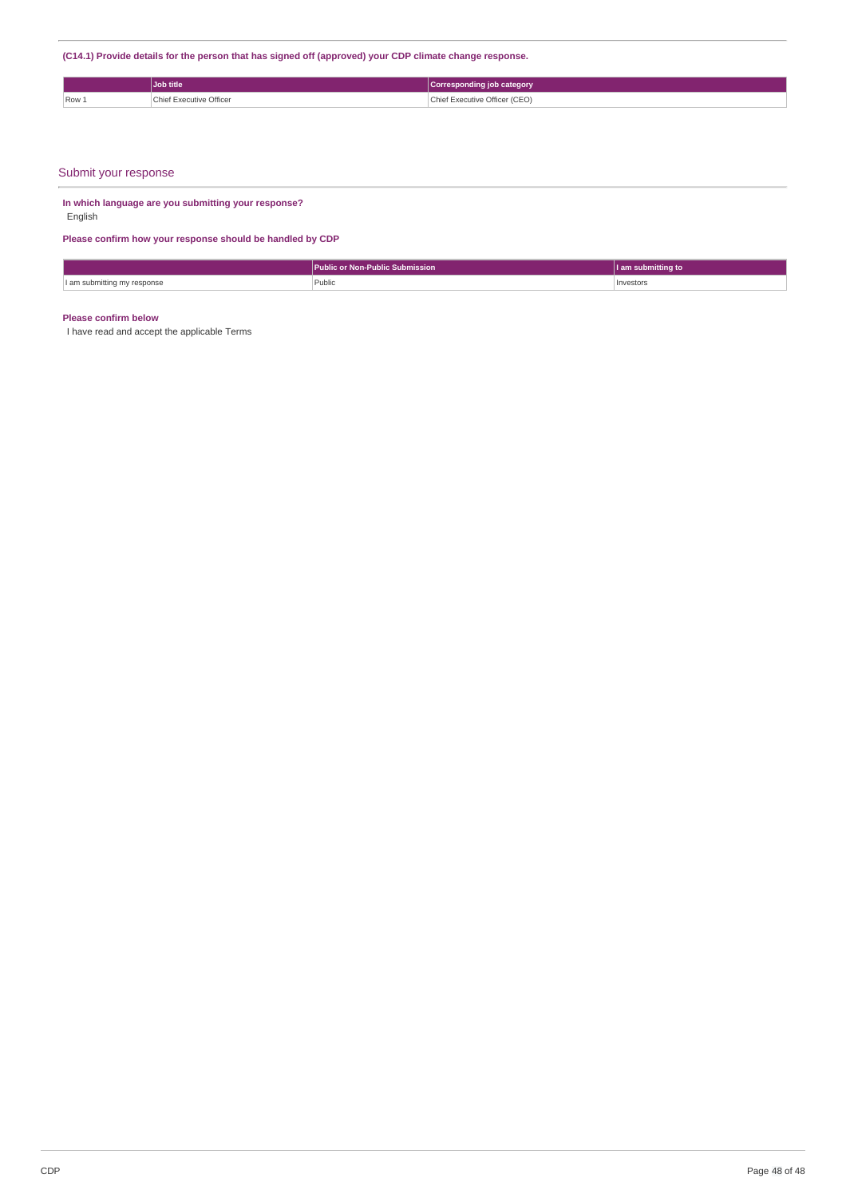**(C14.1) Provide details for the person that has signed off (approved) your CDP climate change response.**

| | Job title | Corresponding job category |
|---|---|---|
| Row 1 | Chief Executive Officer | Chief Executive Officer (CEO) |

## Submit your response

**In which language are you submitting your response?**

English

**Please confirm how your response should be handled by CDP**

| | Public or Non-Public Submission | I am submitting to |
|---|---|---|
| I am submitting my response | Public | Investors |

**Please confirm below**

I have read and accept the applicable Terms